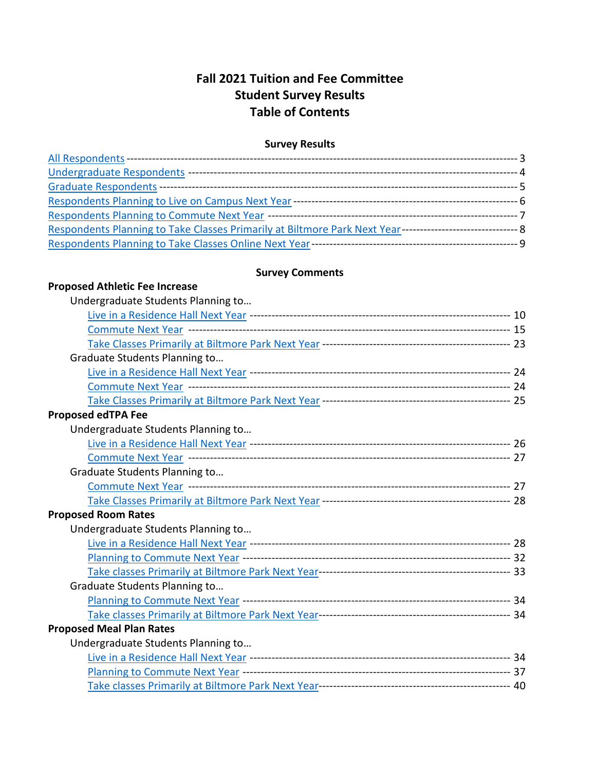# Fall 2021 Tuition and Fee Committee
# Student Survey Results
# Table of Contents

## Survey Results

- All Respondents ---------- 3
- Undergraduate Respondents ---------- 4
- Graduate Respondents ---------- 5
- Respondents Planning to Live on Campus Next Year ---------- 6
- Respondents Planning to Commute Next Year ---------- 7
- Respondents Planning to Take Classes Primarily at Biltmore Park Next Year ---------- 8
- Respondents Planning to Take Classes Online Next Year ---------- 9

## Survey Comments

**Proposed Athletic Fee Increase**

- Undergraduate Students Planning to…
  - Live in a Residence Hall Next Year ---------- 10
  - Commute Next Year ---------- 15
  - Take Classes Primarily at Biltmore Park Next Year ---------- 23
- Graduate Students Planning to…
  - Live in a Residence Hall Next Year ---------- 24
  - Commute Next Year ---------- 24
  - Take Classes Primarily at Biltmore Park Next Year ---------- 25

**Proposed edTPA Fee**

- Undergraduate Students Planning to…
  - Live in a Residence Hall Next Year ---------- 26
  - Commute Next Year ---------- 27
- Graduate Students Planning to…
  - Commute Next Year ---------- 27
  - Take Classes Primarily at Biltmore Park Next Year ---------- 28

**Proposed Room Rates**

- Undergraduate Students Planning to…
  - Live in a Residence Hall Next Year ---------- 28
  - Planning to Commute Next Year ---------- 32
  - Take classes Primarily at Biltmore Park Next Year---------- 33
- Graduate Students Planning to…
  - Planning to Commute Next Year ---------- 34
  - Take classes Primarily at Biltmore Park Next Year---------- 34

**Proposed Meal Plan Rates**

- Undergraduate Students Planning to…
  - Live in a Residence Hall Next Year ---------- 34
  - Planning to Commute Next Year ---------- 37
  - Take classes Primarily at Biltmore Park Next Year---------- 40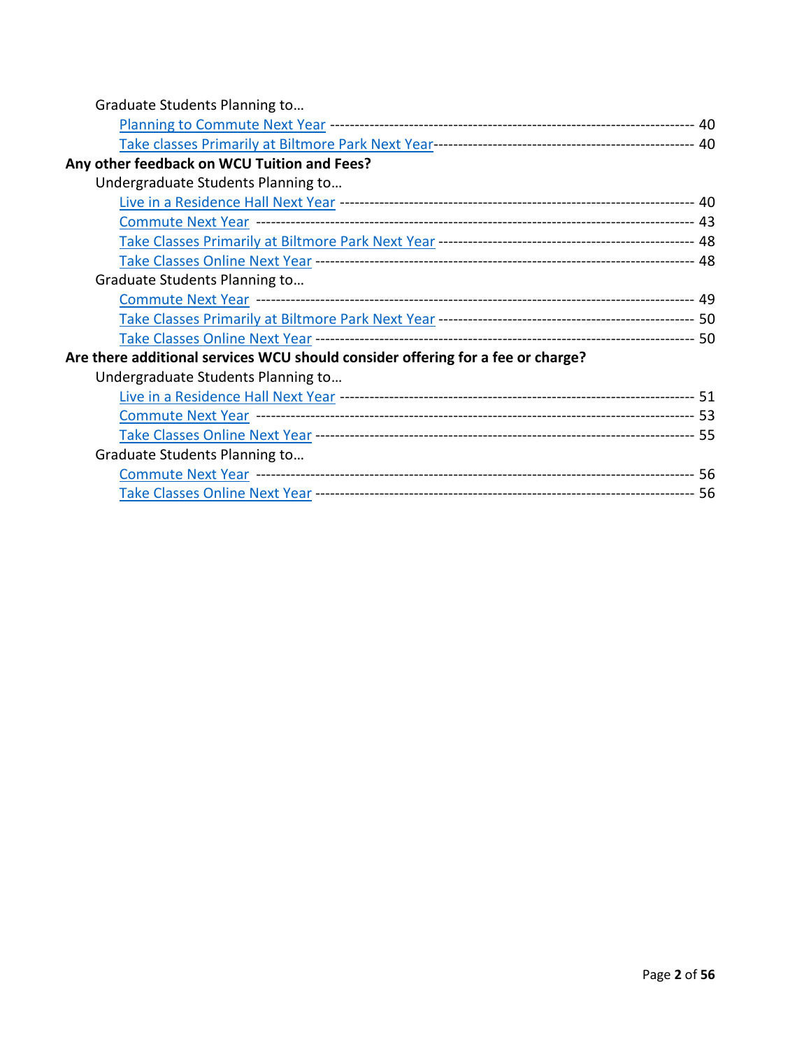Graduate Students Planning to…

- Planning to Commute Next Year ---------------------------------------------------------------------- 40
- Take classes Primarily at Biltmore Park Next Year---------------------------------------------------- 40

**Any other feedback on WCU Tuition and Fees?**

Undergraduate Students Planning to…

- Live in a Residence Hall Next Year ---------------------------------------------------------------------- 40
- Commute Next Year ------------------------------------------------------------------------------------- 43
- Take Classes Primarily at Biltmore Park Next Year ---------------------------------------------------- 48
- Take Classes Online Next Year ----------------------------------------------------------------------------- 48

Graduate Students Planning to…

- Commute Next Year ------------------------------------------------------------------------------------- 49
- Take Classes Primarily at Biltmore Park Next Year ---------------------------------------------------- 50
- Take Classes Online Next Year ----------------------------------------------------------------------------- 50

**Are there additional services WCU should consider offering for a fee or charge?**

Undergraduate Students Planning to…

- Live in a Residence Hall Next Year ---------------------------------------------------------------------- 51
- Commute Next Year ------------------------------------------------------------------------------------- 53
- Take Classes Online Next Year ----------------------------------------------------------------------------- 55

Graduate Students Planning to…

- Commute Next Year ------------------------------------------------------------------------------------- 56
- Take Classes Online Next Year ----------------------------------------------------------------------------- 56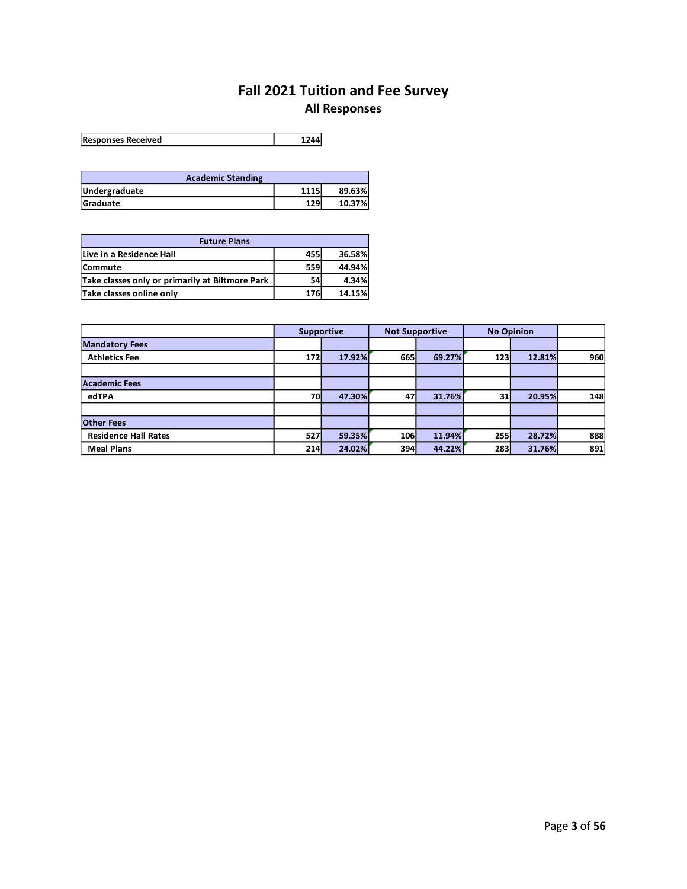# Fall 2021 Tuition and Fee Survey

## All Responses

| Responses Received | 1244 |
|---|---|

| Academic Standing | | |
|---|---|---|
| Undergraduate | 1115 | 89.63% |
| Graduate | 129 | 10.37% |

| Future Plans | | |
|---|---|---|
| Live in a Residence Hall | 455 | 36.58% |
| Commute | 559 | 44.94% |
| Take classes only or primarily at Biltmore Park | 54 | 4.34% |
| Take classes online only | 176 | 14.15% |

| | Supportive | | Not Supportive | | No Opinion | | |
|---|---|---|---|---|---|---|---|
| **Mandatory Fees** | | | | | | | |
| Athletics Fee | 172 | 17.92% | 665 | 69.27% | 123 | 12.81% | 960 |
| | | | | | | | |
| **Academic Fees** | | | | | | | |
| edTPA | 70 | 47.30% | 47 | 31.76% | 31 | 20.95% | 148 |
| | | | | | | | |
| **Other Fees** | | | | | | | |
| Residence Hall Rates | 527 | 59.35% | 106 | 11.94% | 255 | 28.72% | 888 |
| Meal Plans | 214 | 24.02% | 394 | 44.22% | 283 | 31.76% | 891 |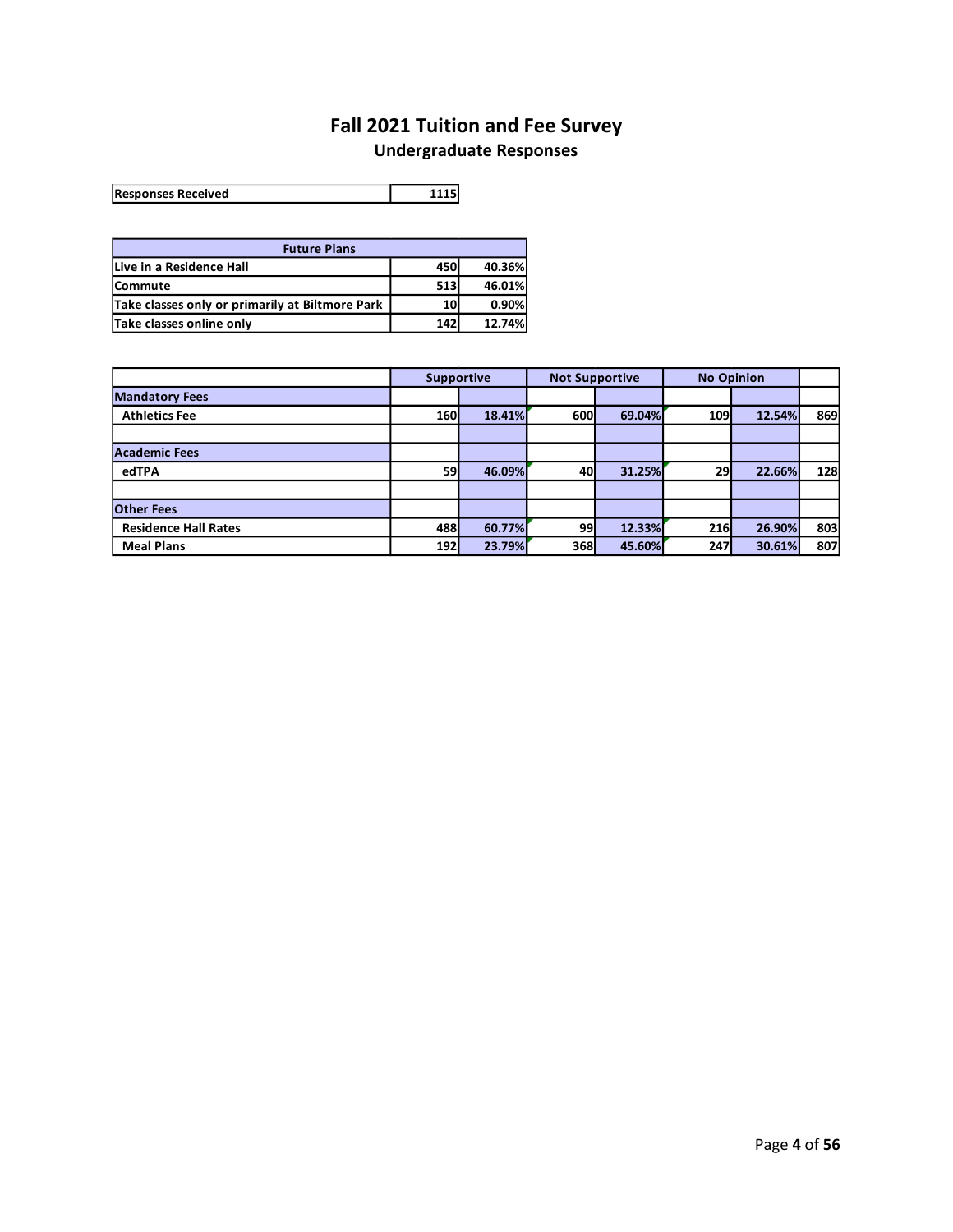# Fall 2021 Tuition and Fee Survey

## Undergraduate Responses

| Responses Received | 1115 |
|---|---|

| Future Plans | | |
|---|---|---|
| Live in a Residence Hall | 450 | 40.36% |
| Commute | 513 | 46.01% |
| Take classes only or primarily at Biltmore Park | 10 | 0.90% |
| Take classes online only | 142 | 12.74% |

| | Supportive | | Not Supportive | | No Opinion | | |
|---|---|---|---|---|---|---|---|
| **Mandatory Fees** | | | | | | | |
| Athletics Fee | 160 | 18.41% | 600 | 69.04% | 109 | 12.54% | 869 |
| | | | | | | | |
| **Academic Fees** | | | | | | | |
| edTPA | 59 | 46.09% | 40 | 31.25% | 29 | 22.66% | 128 |
| | | | | | | | |
| **Other Fees** | | | | | | | |
| Residence Hall Rates | 488 | 60.77% | 99 | 12.33% | 216 | 26.90% | 803 |
| Meal Plans | 192 | 23.79% | 368 | 45.60% | 247 | 30.61% | 807 |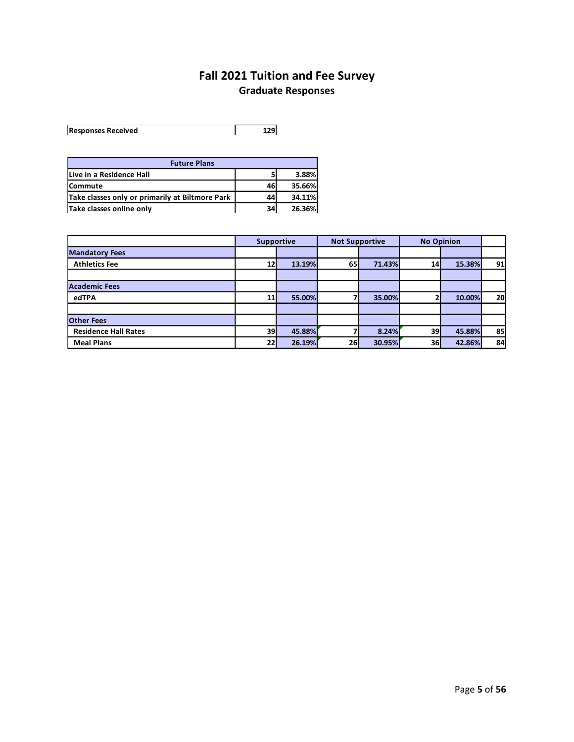# Fall 2021 Tuition and Fee Survey

## Graduate Responses

| Responses Received | 129 |
|---|---|

| Future Plans | | |
|---|---|---|
| Live in a Residence Hall | 5 | 3.88% |
| Commute | 46 | 35.66% |
| Take classes only or primarily at Biltmore Park | 44 | 34.11% |
| Take classes online only | 34 | 26.36% |

| | Supportive | | Not Supportive | | No Opinion | | |
|---|---|---|---|---|---|---|---|
| **Mandatory Fees** | | | | | | | |
| Athletics Fee | 12 | 13.19% | 65 | 71.43% | 14 | 15.38% | 91 |
| | | | | | | | |
| **Academic Fees** | | | | | | | |
| edTPA | 11 | 55.00% | 7 | 35.00% | 2 | 10.00% | 20 |
| | | | | | | | |
| **Other Fees** | | | | | | | |
| Residence Hall Rates | 39 | 45.88% | 7 | 8.24% | 39 | 45.88% | 85 |
| Meal Plans | 22 | 26.19% | 26 | 30.95% | 36 | 42.86% | 84 |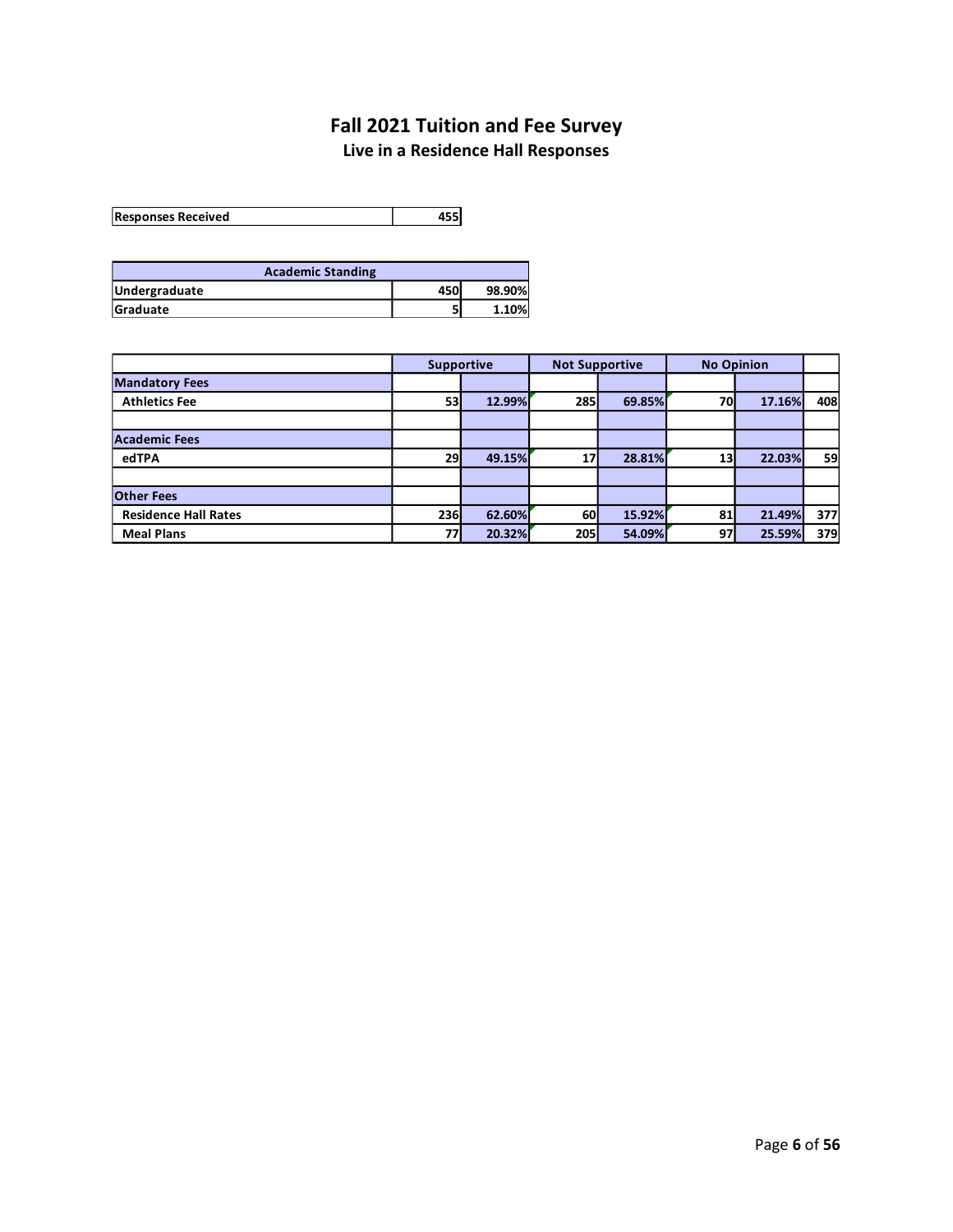# Fall 2021 Tuition and Fee Survey

## Live in a Residence Hall Responses

| Responses Received | 455 |
|---|---|

| Academic Standing | | |
|---|---|---|
| Undergraduate | 450 | 98.90% |
| Graduate | 5 | 1.10% |

| | Supportive | | Not Supportive | | No Opinion | | |
|---|---|---|---|---|---|---|---|
| **Mandatory Fees** | | | | | | | |
| Athletics Fee | 53 | 12.99% | 285 | 69.85% | 70 | 17.16% | 408 |
| | | | | | | | |
| **Academic Fees** | | | | | | | |
| edTPA | 29 | 49.15% | 17 | 28.81% | 13 | 22.03% | 59 |
| | | | | | | | |
| **Other Fees** | | | | | | | |
| Residence Hall Rates | 236 | 62.60% | 60 | 15.92% | 81 | 21.49% | 377 |
| Meal Plans | 77 | 20.32% | 205 | 54.09% | 97 | 25.59% | 379 |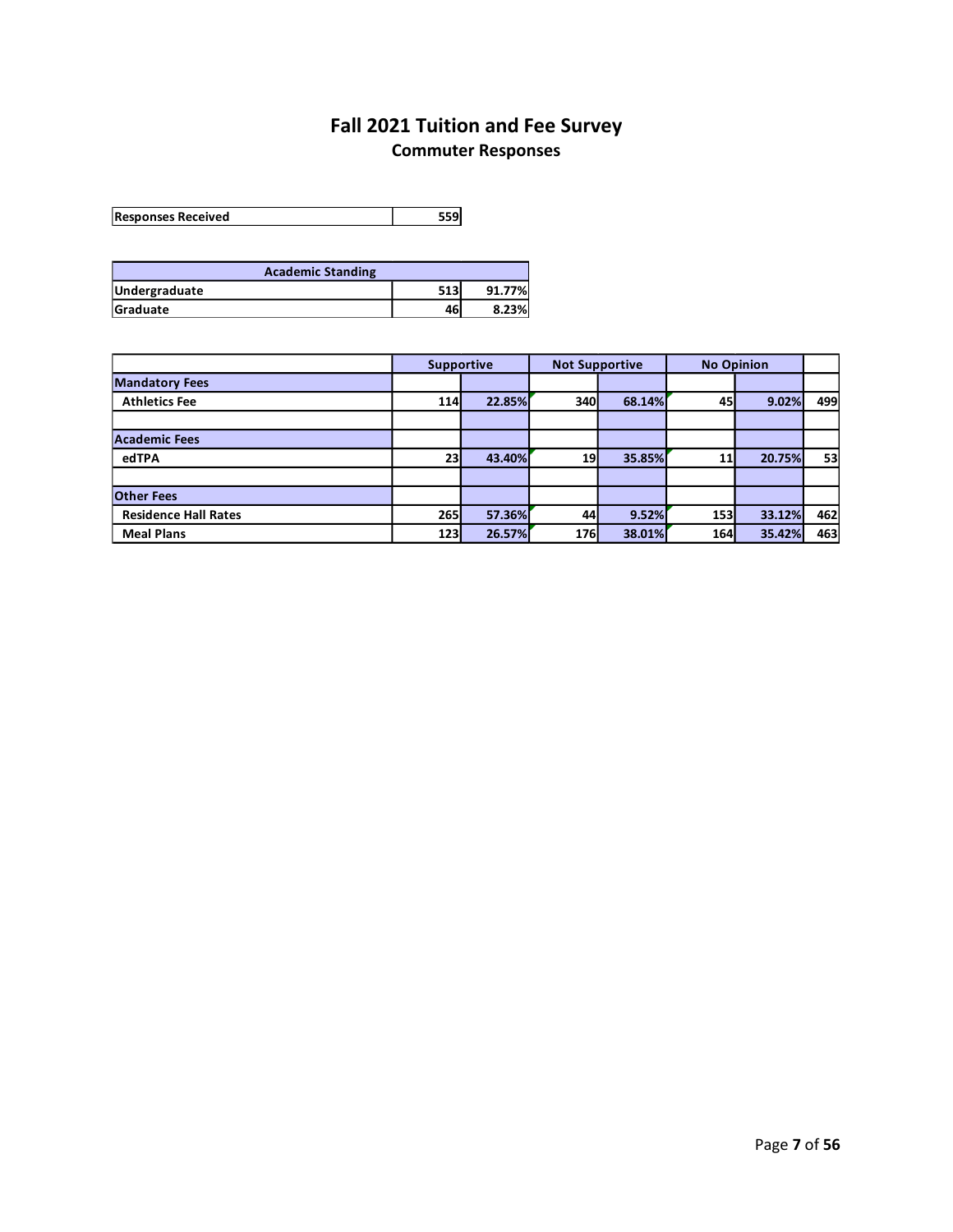# Fall 2021 Tuition and Fee Survey

## Commuter Responses

| Responses Received | 559 |
|---|---|

| Academic Standing | | |
|---|---|---|
| Undergraduate | 513 | 91.77% |
| Graduate | 46 | 8.23% |

| | Supportive | | Not Supportive | | No Opinion | | |
|---|---|---|---|---|---|---|---|
| **Mandatory Fees** | | | | | | | |
| Athletics Fee | 114 | 22.85% | 340 | 68.14% | 45 | 9.02% | 499 |
| | | | | | | | |
| **Academic Fees** | | | | | | | |
| edTPA | 23 | 43.40% | 19 | 35.85% | 11 | 20.75% | 53 |
| | | | | | | | |
| **Other Fees** | | | | | | | |
| Residence Hall Rates | 265 | 57.36% | 44 | 9.52% | 153 | 33.12% | 462 |
| Meal Plans | 123 | 26.57% | 176 | 38.01% | 164 | 35.42% | 463 |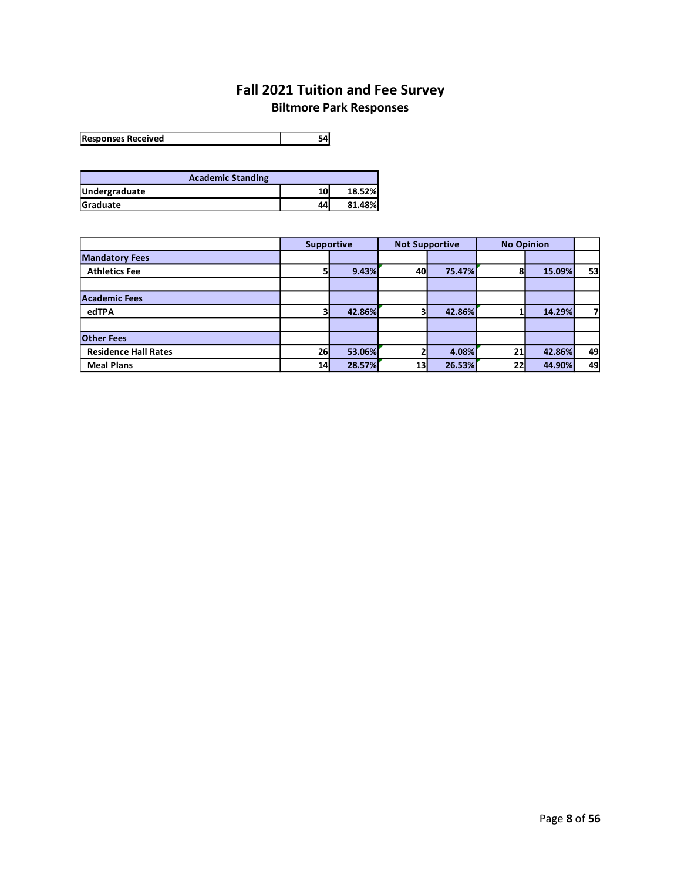# Fall 2021 Tuition and Fee Survey

## Biltmore Park Responses

| Responses Received | 54 |
|---|---|

| Academic Standing | | |
|---|---|---|
| Undergraduate | 10 | 18.52% |
| Graduate | 44 | 81.48% |

| | Supportive | | Not Supportive | | No Opinion | | |
|---|---|---|---|---|---|---|---|
| **Mandatory Fees** | | | | | | | |
| Athletics Fee | 5 | 9.43% | 40 | 75.47% | 8 | 15.09% | 53 |
| | | | | | | | |
| **Academic Fees** | | | | | | | |
| edTPA | 3 | 42.86% | 3 | 42.86% | 1 | 14.29% | 7 |
| | | | | | | | |
| **Other Fees** | | | | | | | |
| Residence Hall Rates | 26 | 53.06% | 2 | 4.08% | 21 | 42.86% | 49 |
| Meal Plans | 14 | 28.57% | 13 | 26.53% | 22 | 44.90% | 49 |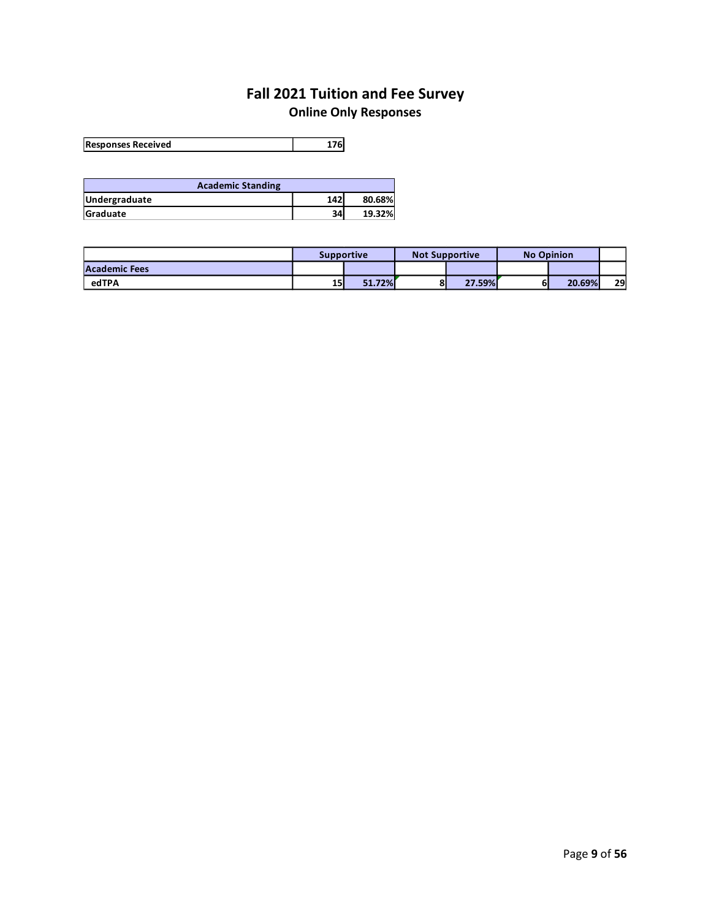# Fall 2021 Tuition and Fee Survey

## Online Only Responses

| Responses Received | 176 |
|---|---|

| Academic Standing | | |
|---|---|---|
| Undergraduate | 142 | 80.68% |
| Graduate | 34 | 19.32% |

| | Supportive | | Not Supportive | | No Opinion | | |
|---|---|---|---|---|---|---|---|
| **Academic Fees** | | | | | | | |
| edTPA | 15 | 51.72% | 8 | 27.59% | 6 | 20.69% | 29 |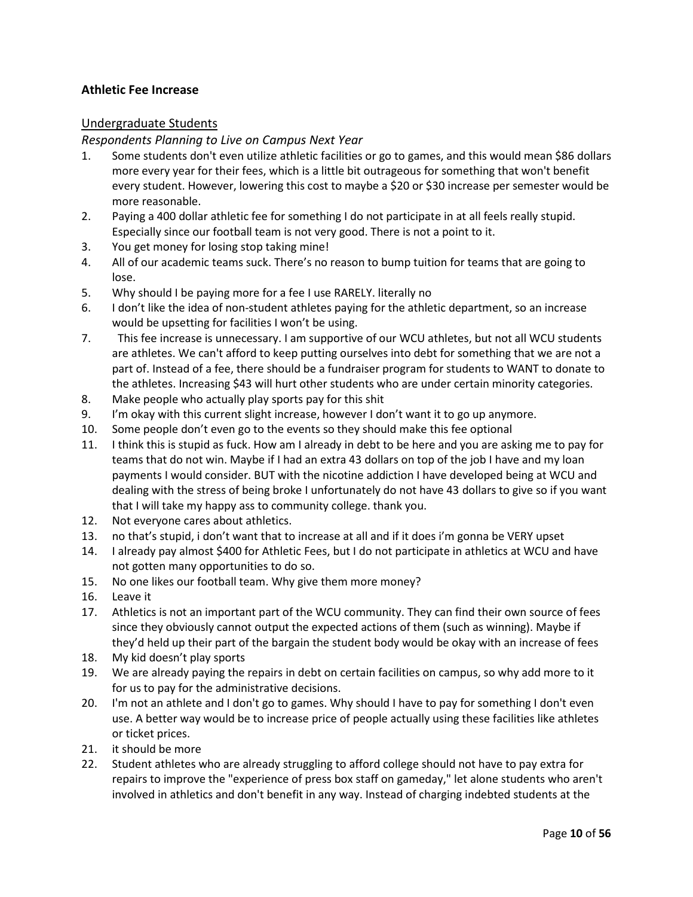### **Athletic Fee Increase**

Undergraduate Students

*Respondents Planning to Live on Campus Next Year*

1. Some students don't even utilize athletic facilities or go to games, and this would mean $86 dollars more every year for their fees, which is a little bit outrageous for something that won't benefit every student. However, lowering this cost to maybe a $20 or $30 increase per semester would be more reasonable.
2. Paying a 400 dollar athletic fee for something I do not participate in at all feels really stupid. Especially since our football team is not very good. There is not a point to it.
3. You get money for losing stop taking mine!
4. All of our academic teams suck. There's no reason to bump tuition for teams that are going to lose.
5. Why should I be paying more for a fee I use RARELY. literally no
6. I don't like the idea of non-student athletes paying for the athletic department, so an increase would be upsetting for facilities I won't be using.
7. This fee increase is unnecessary. I am supportive of our WCU athletes, but not all WCU students are athletes. We can't afford to keep putting ourselves into debt for something that we are not a part of. Instead of a fee, there should be a fundraiser program for students to WANT to donate to the athletes. Increasing $43 will hurt other students who are under certain minority categories.
8. Make people who actually play sports pay for this shit
9. I'm okay with this current slight increase, however I don't want it to go up anymore.
10. Some people don't even go to the events so they should make this fee optional
11. I think this is stupid as fuck. How am I already in debt to be here and you are asking me to pay for teams that do not win. Maybe if I had an extra 43 dollars on top of the job I have and my loan payments I would consider. BUT with the nicotine addiction I have developed being at WCU and dealing with the stress of being broke I unfortunately do not have 43 dollars to give so if you want that I will take my happy ass to community college. thank you.
12. Not everyone cares about athletics.
13. no that's stupid, i don't want that to increase at all and if it does i'm gonna be VERY upset
14. I already pay almost $400 for Athletic Fees, but I do not participate in athletics at WCU and have not gotten many opportunities to do so.
15. No one likes our football team. Why give them more money?
16. Leave it
17. Athletics is not an important part of the WCU community. They can find their own source of fees since they obviously cannot output the expected actions of them (such as winning). Maybe if they'd held up their part of the bargain the student body would be okay with an increase of fees
18. My kid doesn't play sports
19. We are already paying the repairs in debt on certain facilities on campus, so why add more to it for us to pay for the administrative decisions.
20. I'm not an athlete and I don't go to games. Why should I have to pay for something I don't even use. A better way would be to increase price of people actually using these facilities like athletes or ticket prices.
21. it should be more
22. Student athletes who are already struggling to afford college should not have to pay extra for repairs to improve the "experience of press box staff on gameday," let alone students who aren't involved in athletics and don't benefit in any way. Instead of charging indebted students at the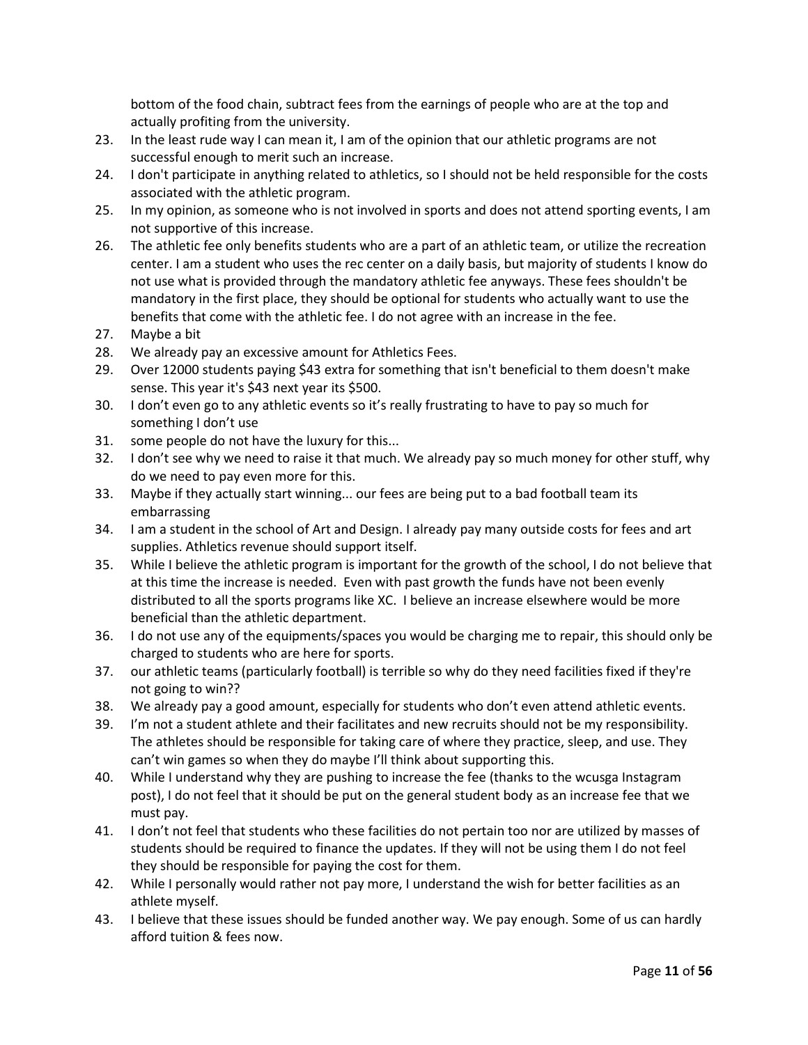bottom of the food chain, subtract fees from the earnings of people who are at the top and actually profiting from the university.

23. In the least rude way I can mean it, I am of the opinion that our athletic programs are not successful enough to merit such an increase.
24. I don't participate in anything related to athletics, so I should not be held responsible for the costs associated with the athletic program.
25. In my opinion, as someone who is not involved in sports and does not attend sporting events, I am not supportive of this increase.
26. The athletic fee only benefits students who are a part of an athletic team, or utilize the recreation center. I am a student who uses the rec center on a daily basis, but majority of students I know do not use what is provided through the mandatory athletic fee anyways. These fees shouldn't be mandatory in the first place, they should be optional for students who actually want to use the benefits that come with the athletic fee. I do not agree with an increase in the fee.
27. Maybe a bit
28. We already pay an excessive amount for Athletics Fees.
29. Over 12000 students paying $43 extra for something that isn't beneficial to them doesn't make sense. This year it's $43 next year its $500.
30. I don’t even go to any athletic events so it’s really frustrating to have to pay so much for something I don’t use
31. some people do not have the luxury for this...
32. I don’t see why we need to raise it that much. We already pay so much money for other stuff, why do we need to pay even more for this.
33. Maybe if they actually start winning... our fees are being put to a bad football team its embarrassing
34. I am a student in the school of Art and Design. I already pay many outside costs for fees and art supplies. Athletics revenue should support itself.
35. While I believe the athletic program is important for the growth of the school, I do not believe that at this time the increase is needed. Even with past growth the funds have not been evenly distributed to all the sports programs like XC. I believe an increase elsewhere would be more beneficial than the athletic department.
36. I do not use any of the equipments/spaces you would be charging me to repair, this should only be charged to students who are here for sports.
37. our athletic teams (particularly football) is terrible so why do they need facilities fixed if they're not going to win??
38. We already pay a good amount, especially for students who don’t even attend athletic events.
39. I’m not a student athlete and their facilitates and new recruits should not be my responsibility. The athletes should be responsible for taking care of where they practice, sleep, and use. They can’t win games so when they do maybe I’ll think about supporting this.
40. While I understand why they are pushing to increase the fee (thanks to the wcusga Instagram post), I do not feel that it should be put on the general student body as an increase fee that we must pay.
41. I don’t not feel that students who these facilities do not pertain too nor are utilized by masses of students should be required to finance the updates. If they will not be using them I do not feel they should be responsible for paying the cost for them.
42. While I personally would rather not pay more, I understand the wish for better facilities as an athlete myself.
43. I believe that these issues should be funded another way. We pay enough. Some of us can hardly afford tuition & fees now.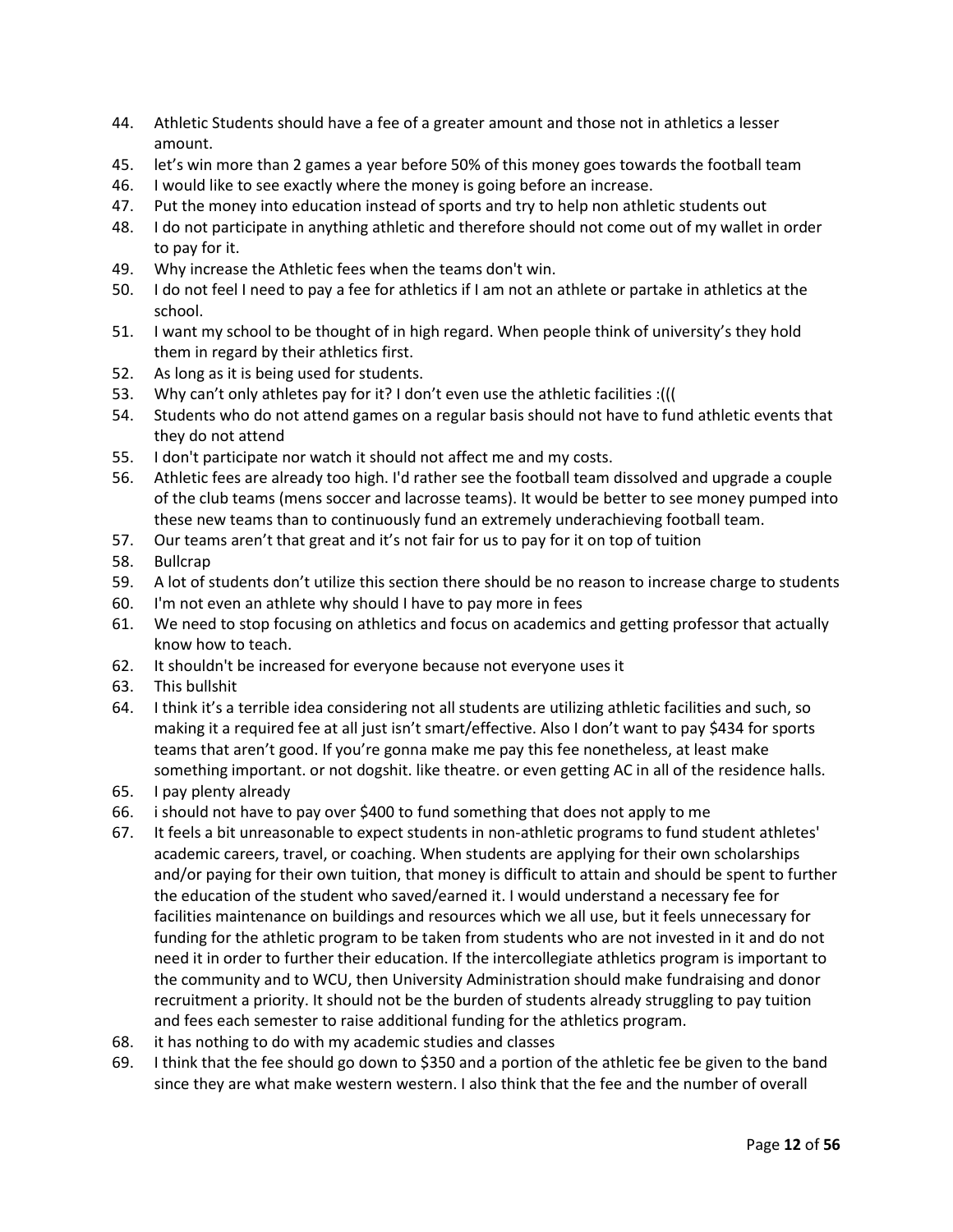44. Athletic Students should have a fee of a greater amount and those not in athletics a lesser amount.
45. let's win more than 2 games a year before 50% of this money goes towards the football team
46. I would like to see exactly where the money is going before an increase.
47. Put the money into education instead of sports and try to help non athletic students out
48. I do not participate in anything athletic and therefore should not come out of my wallet in order to pay for it.
49. Why increase the Athletic fees when the teams don't win.
50. I do not feel I need to pay a fee for athletics if I am not an athlete or partake in athletics at the school.
51. I want my school to be thought of in high regard. When people think of university's they hold them in regard by their athletics first.
52. As long as it is being used for students.
53. Why can't only athletes pay for it? I don't even use the athletic facilities :(((
54. Students who do not attend games on a regular basis should not have to fund athletic events that they do not attend
55. I don't participate nor watch it should not affect me and my costs.
56. Athletic fees are already too high. I'd rather see the football team dissolved and upgrade a couple of the club teams (mens soccer and lacrosse teams). It would be better to see money pumped into these new teams than to continuously fund an extremely underachieving football team.
57. Our teams aren't that great and it's not fair for us to pay for it on top of tuition
58. Bullcrap
59. A lot of students don't utilize this section there should be no reason to increase charge to students
60. I'm not even an athlete why should I have to pay more in fees
61. We need to stop focusing on athletics and focus on academics and getting professor that actually know how to teach.
62. It shouldn't be increased for everyone because not everyone uses it
63. This bullshit
64. I think it's a terrible idea considering not all students are utilizing athletic facilities and such, so making it a required fee at all just isn't smart/effective. Also I don't want to pay $434 for sports teams that aren't good. If you're gonna make me pay this fee nonetheless, at least make something important. or not dogshit. like theatre. or even getting AC in all of the residence halls.
65. I pay plenty already
66. i should not have to pay over $400 to fund something that does not apply to me
67. It feels a bit unreasonable to expect students in non-athletic programs to fund student athletes' academic careers, travel, or coaching. When students are applying for their own scholarships and/or paying for their own tuition, that money is difficult to attain and should be spent to further the education of the student who saved/earned it. I would understand a necessary fee for facilities maintenance on buildings and resources which we all use, but it feels unnecessary for funding for the athletic program to be taken from students who are not invested in it and do not need it in order to further their education. If the intercollegiate athletics program is important to the community and to WCU, then University Administration should make fundraising and donor recruitment a priority. It should not be the burden of students already struggling to pay tuition and fees each semester to raise additional funding for the athletics program.
68. it has nothing to do with my academic studies and classes
69. I think that the fee should go down to $350 and a portion of the athletic fee be given to the band since they are what make western western. I also think that the fee and the number of overall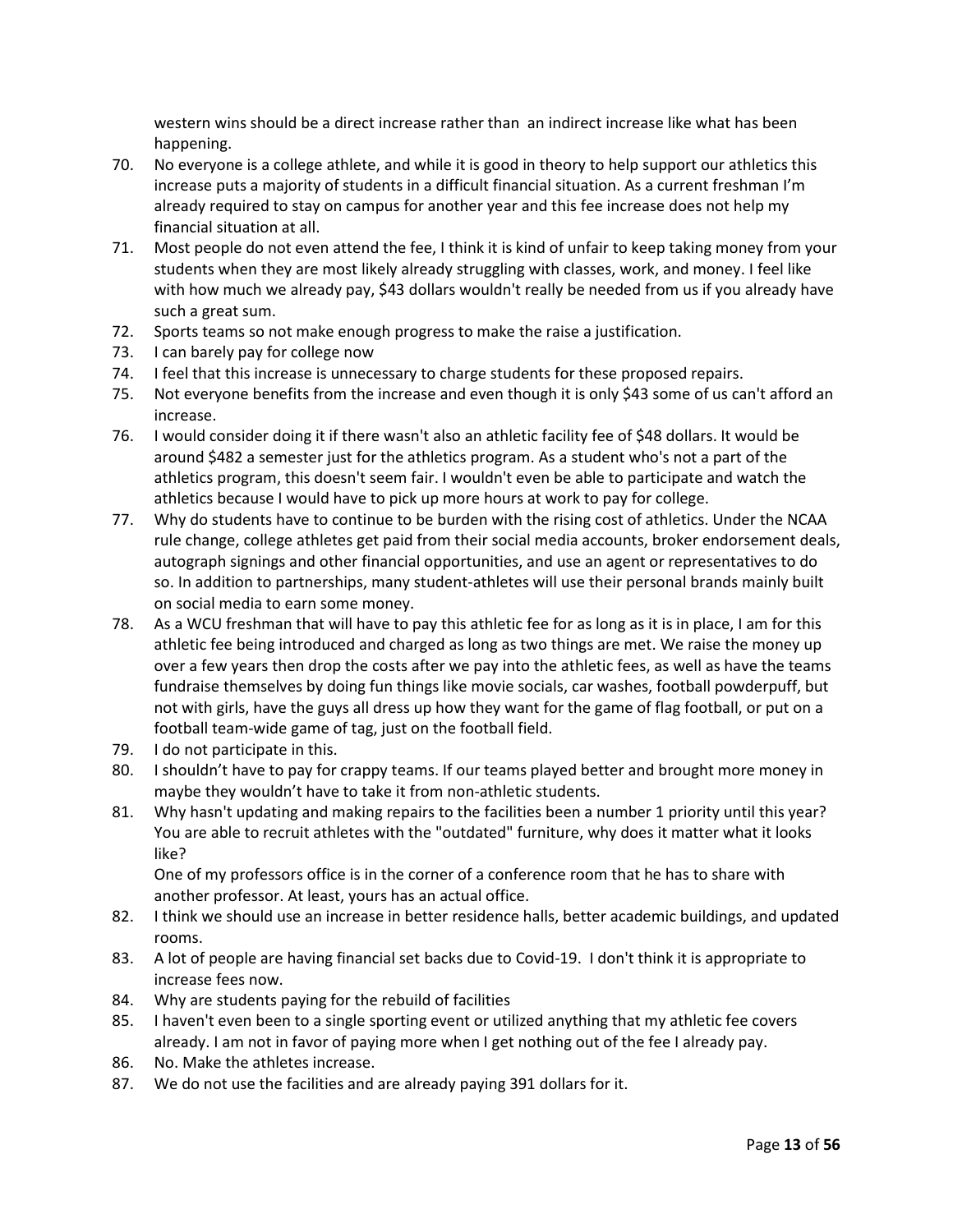western wins should be a direct increase rather than  an indirect increase like what has been happening.

70. No everyone is a college athlete, and while it is good in theory to help support our athletics this increase puts a majority of students in a difficult financial situation. As a current freshman I'm already required to stay on campus for another year and this fee increase does not help my financial situation at all.
71. Most people do not even attend the fee, I think it is kind of unfair to keep taking money from your students when they are most likely already struggling with classes, work, and money. I feel like with how much we already pay, $43 dollars wouldn't really be needed from us if you already have such a great sum.
72. Sports teams so not make enough progress to make the raise a justification.
73. I can barely pay for college now
74. I feel that this increase is unnecessary to charge students for these proposed repairs.
75. Not everyone benefits from the increase and even though it is only $43 some of us can't afford an increase.
76. I would consider doing it if there wasn't also an athletic facility fee of $48 dollars. It would be around $482 a semester just for the athletics program. As a student who's not a part of the athletics program, this doesn't seem fair. I wouldn't even be able to participate and watch the athletics because I would have to pick up more hours at work to pay for college.
77. Why do students have to continue to be burden with the rising cost of athletics. Under the NCAA rule change, college athletes get paid from their social media accounts, broker endorsement deals, autograph signings and other financial opportunities, and use an agent or representatives to do so. In addition to partnerships, many student-athletes will use their personal brands mainly built on social media to earn some money.
78. As a WCU freshman that will have to pay this athletic fee for as long as it is in place, I am for this athletic fee being introduced and charged as long as two things are met. We raise the money up over a few years then drop the costs after we pay into the athletic fees, as well as have the teams fundraise themselves by doing fun things like movie socials, car washes, football powderpuff, but not with girls, have the guys all dress up how they want for the game of flag football, or put on a football team-wide game of tag, just on the football field.
79. I do not participate in this.
80. I shouldn't have to pay for crappy teams. If our teams played better and brought more money in maybe they wouldn't have to take it from non-athletic students.
81. Why hasn't updating and making repairs to the facilities been a number 1 priority until this year? You are able to recruit athletes with the "outdated" furniture, why does it matter what it looks like?

    One of my professors office is in the corner of a conference room that he has to share with another professor. At least, yours has an actual office.
82. I think we should use an increase in better residence halls, better academic buildings, and updated rooms.
83. A lot of people are having financial set backs due to Covid-19. I don't think it is appropriate to increase fees now.
84. Why are students paying for the rebuild of facilities
85. I haven't even been to a single sporting event or utilized anything that my athletic fee covers already. I am not in favor of paying more when I get nothing out of the fee I already pay.
86. No. Make the athletes increase.
87. We do not use the facilities and are already paying 391 dollars for it.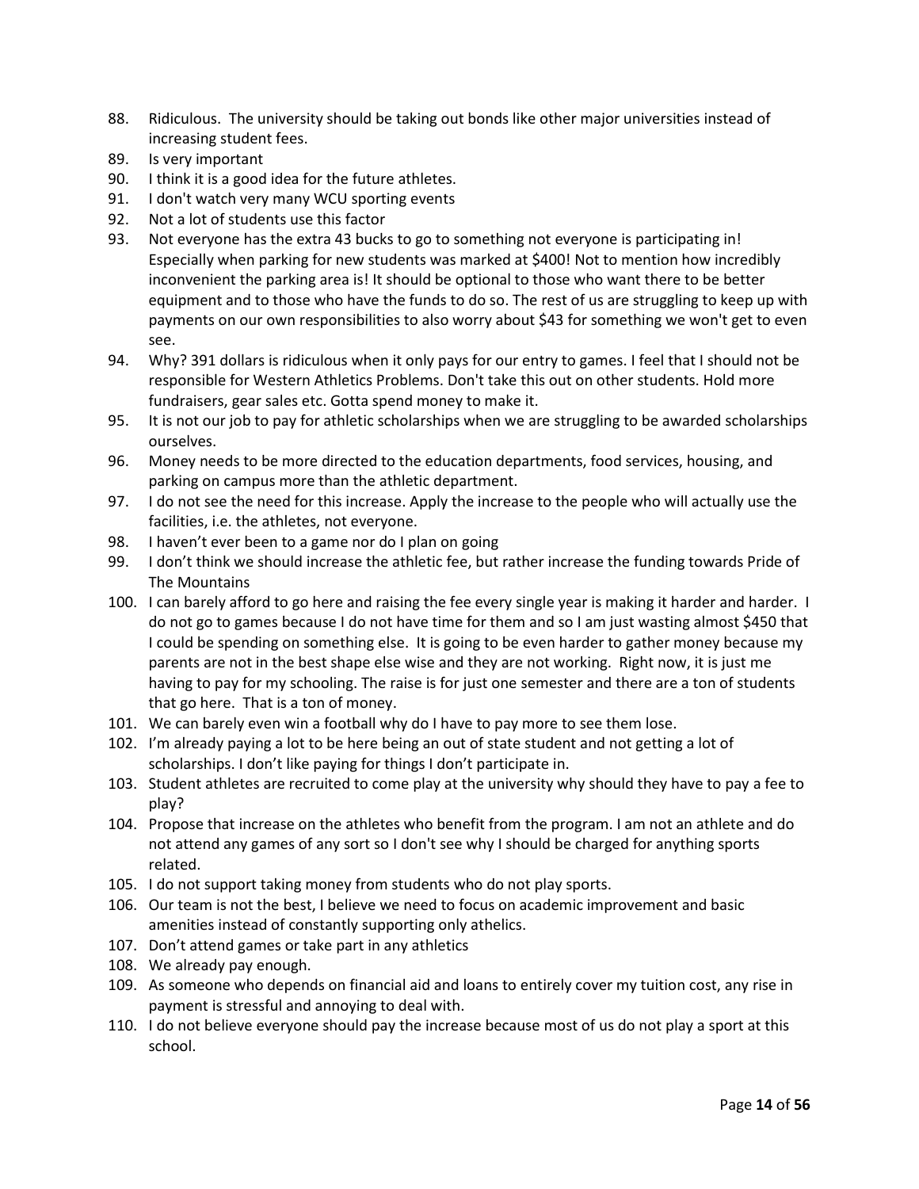88. Ridiculous. The university should be taking out bonds like other major universities instead of increasing student fees.
89. Is very important
90. I think it is a good idea for the future athletes.
91. I don't watch very many WCU sporting events
92. Not a lot of students use this factor
93. Not everyone has the extra 43 bucks to go to something not everyone is participating in! Especially when parking for new students was marked at $400! Not to mention how incredibly inconvenient the parking area is! It should be optional to those who want there to be better equipment and to those who have the funds to do so. The rest of us are struggling to keep up with payments on our own responsibilities to also worry about $43 for something we won't get to even see.
94. Why? 391 dollars is ridiculous when it only pays for our entry to games. I feel that I should not be responsible for Western Athletics Problems. Don't take this out on other students. Hold more fundraisers, gear sales etc. Gotta spend money to make it.
95. It is not our job to pay for athletic scholarships when we are struggling to be awarded scholarships ourselves.
96. Money needs to be more directed to the education departments, food services, housing, and parking on campus more than the athletic department.
97. I do not see the need for this increase. Apply the increase to the people who will actually use the facilities, i.e. the athletes, not everyone.
98. I haven't ever been to a game nor do I plan on going
99. I don't think we should increase the athletic fee, but rather increase the funding towards Pride of The Mountains
100. I can barely afford to go here and raising the fee every single year is making it harder and harder. I do not go to games because I do not have time for them and so I am just wasting almost $450 that I could be spending on something else. It is going to be even harder to gather money because my parents are not in the best shape else wise and they are not working. Right now, it is just me having to pay for my schooling. The raise is for just one semester and there are a ton of students that go here. That is a ton of money.
101. We can barely even win a football why do I have to pay more to see them lose.
102. I'm already paying a lot to be here being an out of state student and not getting a lot of scholarships. I don't like paying for things I don't participate in.
103. Student athletes are recruited to come play at the university why should they have to pay a fee to play?
104. Propose that increase on the athletes who benefit from the program. I am not an athlete and do not attend any games of any sort so I don't see why I should be charged for anything sports related.
105. I do not support taking money from students who do not play sports.
106. Our team is not the best, I believe we need to focus on academic improvement and basic amenities instead of constantly supporting only athelics.
107. Don't attend games or take part in any athletics
108. We already pay enough.
109. As someone who depends on financial aid and loans to entirely cover my tuition cost, any rise in payment is stressful and annoying to deal with.
110. I do not believe everyone should pay the increase because most of us do not play a sport at this school.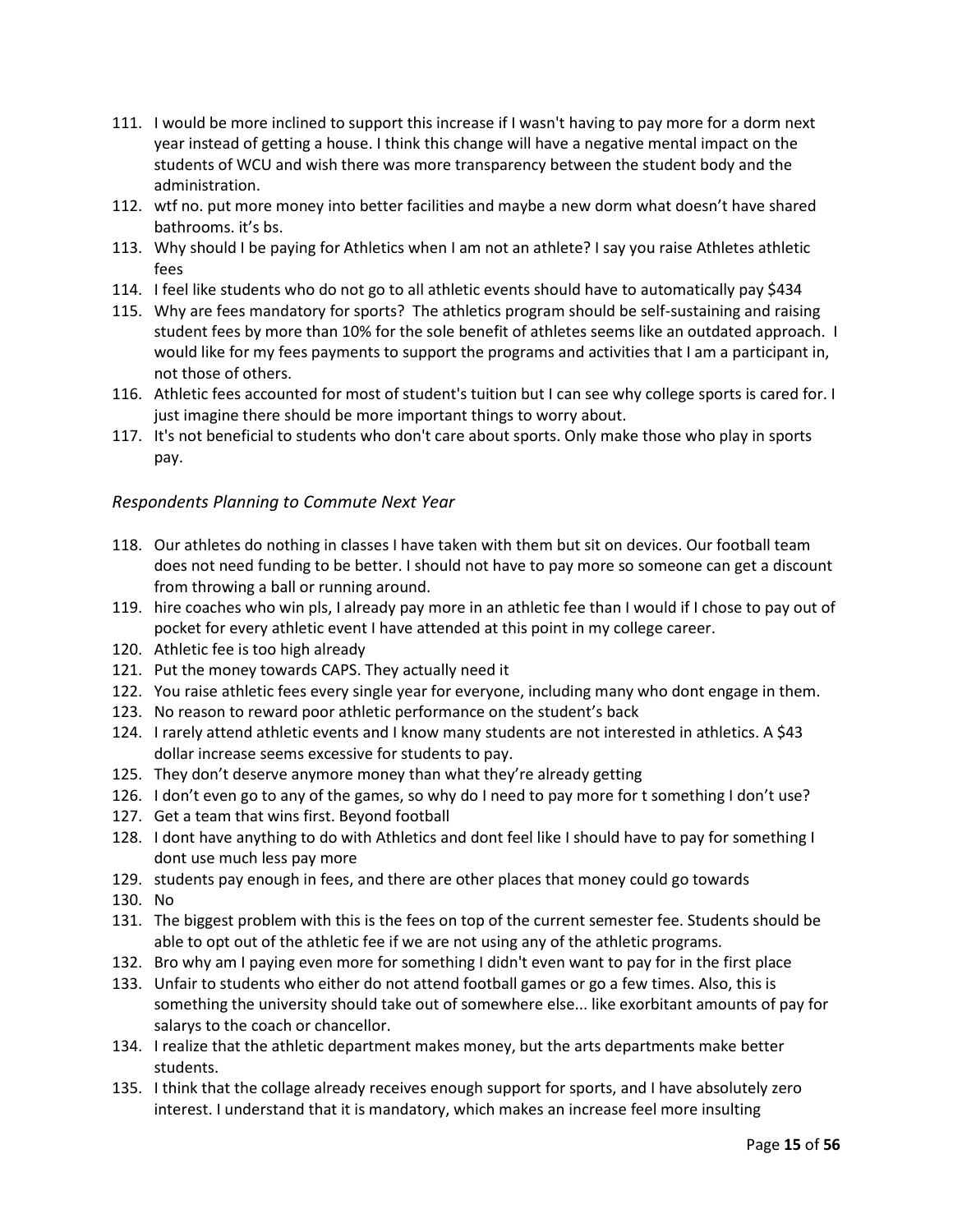111. I would be more inclined to support this increase if I wasn't having to pay more for a dorm next year instead of getting a house. I think this change will have a negative mental impact on the students of WCU and wish there was more transparency between the student body and the administration.
112. wtf no. put more money into better facilities and maybe a new dorm what doesn't have shared bathrooms. it's bs.
113. Why should I be paying for Athletics when I am not an athlete? I say you raise Athletes athletic fees
114. I feel like students who do not go to all athletic events should have to automatically pay $434
115. Why are fees mandatory for sports? The athletics program should be self-sustaining and raising student fees by more than 10% for the sole benefit of athletes seems like an outdated approach. I would like for my fees payments to support the programs and activities that I am a participant in, not those of others.
116. Athletic fees accounted for most of student's tuition but I can see why college sports is cared for. I just imagine there should be more important things to worry about.
117. It's not beneficial to students who don't care about sports. Only make those who play in sports pay.

*Respondents Planning to Commute Next Year*

118. Our athletes do nothing in classes I have taken with them but sit on devices. Our football team does not need funding to be better. I should not have to pay more so someone can get a discount from throwing a ball or running around.
119. hire coaches who win pls, I already pay more in an athletic fee than I would if I chose to pay out of pocket for every athletic event I have attended at this point in my college career.
120. Athletic fee is too high already
121. Put the money towards CAPS. They actually need it
122. You raise athletic fees every single year for everyone, including many who dont engage in them.
123. No reason to reward poor athletic performance on the student's back
124. I rarely attend athletic events and I know many students are not interested in athletics. A $43 dollar increase seems excessive for students to pay.
125. They don't deserve anymore money than what they're already getting
126. I don't even go to any of the games, so why do I need to pay more for t something I don't use?
127. Get a team that wins first. Beyond football
128. I dont have anything to do with Athletics and dont feel like I should have to pay for something I dont use much less pay more
129. students pay enough in fees, and there are other places that money could go towards
130. No
131. The biggest problem with this is the fees on top of the current semester fee. Students should be able to opt out of the athletic fee if we are not using any of the athletic programs.
132. Bro why am I paying even more for something I didn't even want to pay for in the first place
133. Unfair to students who either do not attend football games or go a few times. Also, this is something the university should take out of somewhere else... like exorbitant amounts of pay for salarys to the coach or chancellor.
134. I realize that the athletic department makes money, but the arts departments make better students.
135. I think that the collage already receives enough support for sports, and I have absolutely zero interest. I understand that it is mandatory, which makes an increase feel more insulting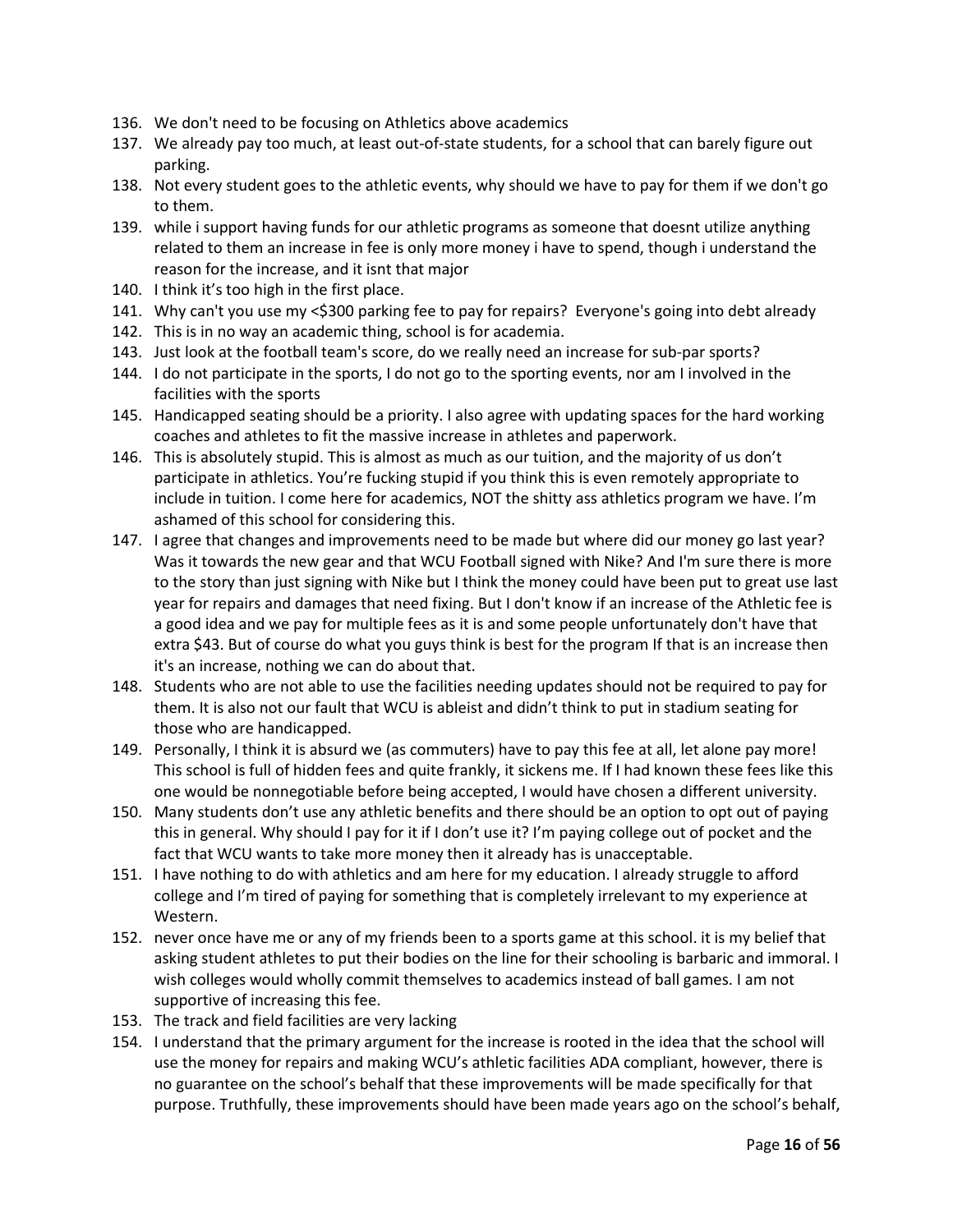136. We don't need to be focusing on Athletics above academics
137. We already pay too much, at least out-of-state students, for a school that can barely figure out parking.
138. Not every student goes to the athletic events, why should we have to pay for them if we don't go to them.
139. while i support having funds for our athletic programs as someone that doesnt utilize anything related to them an increase in fee is only more money i have to spend, though i understand the reason for the increase, and it isnt that major
140. I think it's too high in the first place.
141. Why can't you use my <$300 parking fee to pay for repairs? Everyone's going into debt already
142. This is in no way an academic thing, school is for academia.
143. Just look at the football team's score, do we really need an increase for sub-par sports?
144. I do not participate in the sports, I do not go to the sporting events, nor am I involved in the facilities with the sports
145. Handicapped seating should be a priority. I also agree with updating spaces for the hard working coaches and athletes to fit the massive increase in athletes and paperwork.
146. This is absolutely stupid. This is almost as much as our tuition, and the majority of us don't participate in athletics. You're fucking stupid if you think this is even remotely appropriate to include in tuition. I come here for academics, NOT the shitty ass athletics program we have. I'm ashamed of this school for considering this.
147. I agree that changes and improvements need to be made but where did our money go last year? Was it towards the new gear and that WCU Football signed with Nike? And I'm sure there is more to the story than just signing with Nike but I think the money could have been put to great use last year for repairs and damages that need fixing. But I don't know if an increase of the Athletic fee is a good idea and we pay for multiple fees as it is and some people unfortunately don't have that extra $43. But of course do what you guys think is best for the program If that is an increase then it's an increase, nothing we can do about that.
148. Students who are not able to use the facilities needing updates should not be required to pay for them. It is also not our fault that WCU is ableist and didn't think to put in stadium seating for those who are handicapped.
149. Personally, I think it is absurd we (as commuters) have to pay this fee at all, let alone pay more! This school is full of hidden fees and quite frankly, it sickens me. If I had known these fees like this one would be nonnegotiable before being accepted, I would have chosen a different university.
150. Many students don't use any athletic benefits and there should be an option to opt out of paying this in general. Why should I pay for it if I don't use it? I'm paying college out of pocket and the fact that WCU wants to take more money then it already has is unacceptable.
151. I have nothing to do with athletics and am here for my education. I already struggle to afford college and I'm tired of paying for something that is completely irrelevant to my experience at Western.
152. never once have me or any of my friends been to a sports game at this school. it is my belief that asking student athletes to put their bodies on the line for their schooling is barbaric and immoral. I wish colleges would wholly commit themselves to academics instead of ball games. I am not supportive of increasing this fee.
153. The track and field facilities are very lacking
154. I understand that the primary argument for the increase is rooted in the idea that the school will use the money for repairs and making WCU's athletic facilities ADA compliant, however, there is no guarantee on the school's behalf that these improvements will be made specifically for that purpose. Truthfully, these improvements should have been made years ago on the school's behalf,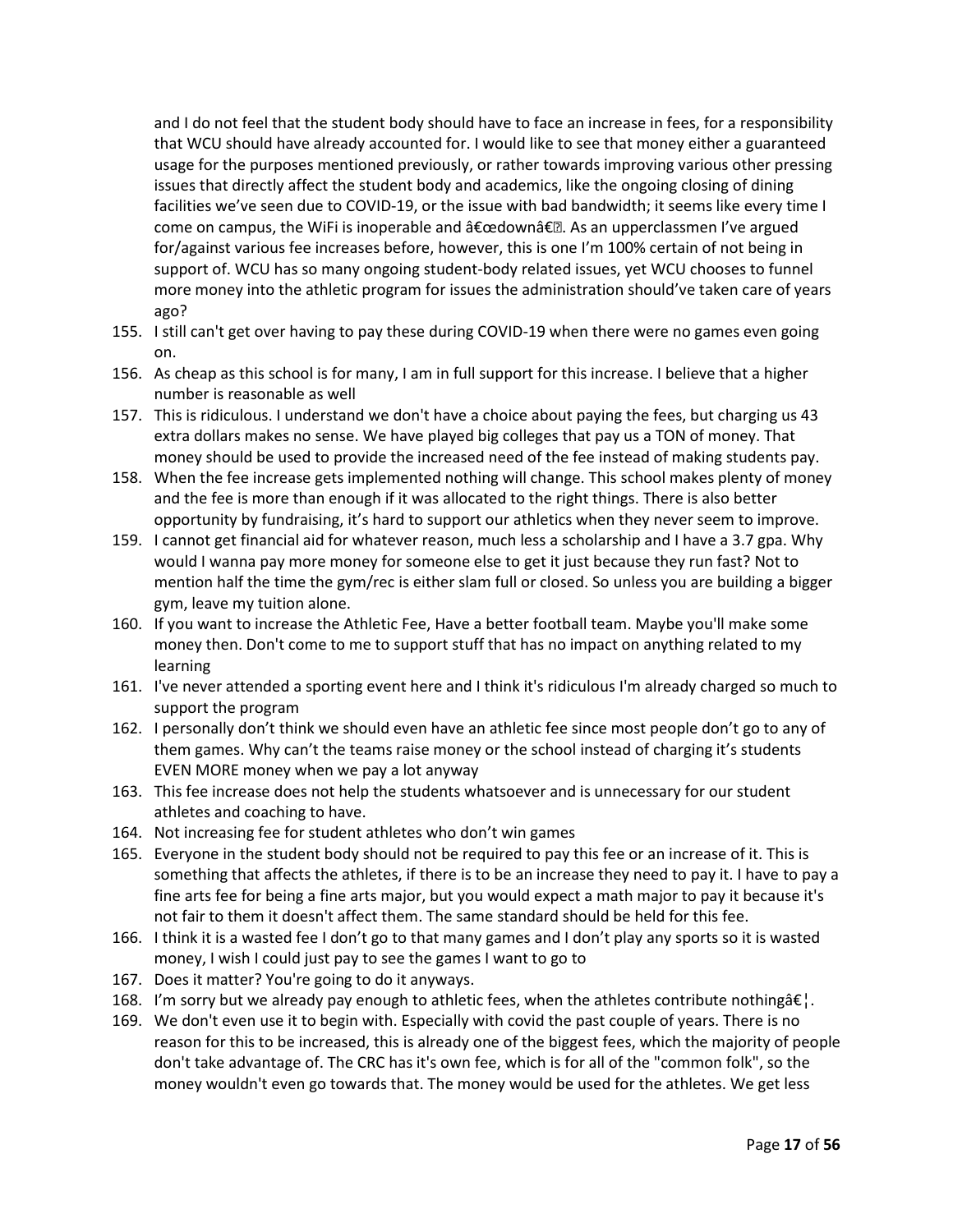and I do not feel that the student body should have to face an increase in fees, for a responsibility that WCU should have already accounted for. I would like to see that money either a guaranteed usage for the purposes mentioned previously, or rather towards improving various other pressing issues that directly affect the student body and academics, like the ongoing closing of dining facilities we've seen due to COVID-19, or the issue with bad bandwidth; it seems like every time I come on campus, the WiFi is inoperable and â€œdownâ€. As an upperclassmen I've argued for/against various fee increases before, however, this is one I'm 100% certain of not being in support of. WCU has so many ongoing student-body related issues, yet WCU chooses to funnel more money into the athletic program for issues the administration should've taken care of years ago?

155. I still can't get over having to pay these during COVID-19 when there were no games even going on.
156. As cheap as this school is for many, I am in full support for this increase. I believe that a higher number is reasonable as well
157. This is ridiculous. I understand we don't have a choice about paying the fees, but charging us 43 extra dollars makes no sense. We have played big colleges that pay us a TON of money. That money should be used to provide the increased need of the fee instead of making students pay.
158. When the fee increase gets implemented nothing will change. This school makes plenty of money and the fee is more than enough if it was allocated to the right things. There is also better opportunity by fundraising, it's hard to support our athletics when they never seem to improve.
159. I cannot get financial aid for whatever reason, much less a scholarship and I have a 3.7 gpa. Why would I wanna pay more money for someone else to get it just because they run fast? Not to mention half the time the gym/rec is either slam full or closed. So unless you are building a bigger gym, leave my tuition alone.
160. If you want to increase the Athletic Fee, Have a better football team. Maybe you'll make some money then. Don't come to me to support stuff that has no impact on anything related to my learning
161. I've never attended a sporting event here and I think it's ridiculous I'm already charged so much to support the program
162. I personally don't think we should even have an athletic fee since most people don't go to any of them games. Why can't the teams raise money or the school instead of charging it's students EVEN MORE money when we pay a lot anyway
163. This fee increase does not help the students whatsoever and is unnecessary for our student athletes and coaching to have.
164. Not increasing fee for student athletes who don't win games
165. Everyone in the student body should not be required to pay this fee or an increase of it. This is something that affects the athletes, if there is to be an increase they need to pay it. I have to pay a fine arts fee for being a fine arts major, but you would expect a math major to pay it because it's not fair to them it doesn't affect them. The same standard should be held for this fee.
166. I think it is a wasted fee I don't go to that many games and I don't play any sports so it is wasted money, I wish I could just pay to see the games I want to go to
167. Does it matter? You're going to do it anyways.
168. I'm sorry but we already pay enough to athletic fees, when the athletes contribute nothingâ€¦.
169. We don't even use it to begin with. Especially with covid the past couple of years. There is no reason for this to be increased, this is already one of the biggest fees, which the majority of people don't take advantage of. The CRC has it's own fee, which is for all of the "common folk", so the money wouldn't even go towards that. The money would be used for the athletes. We get less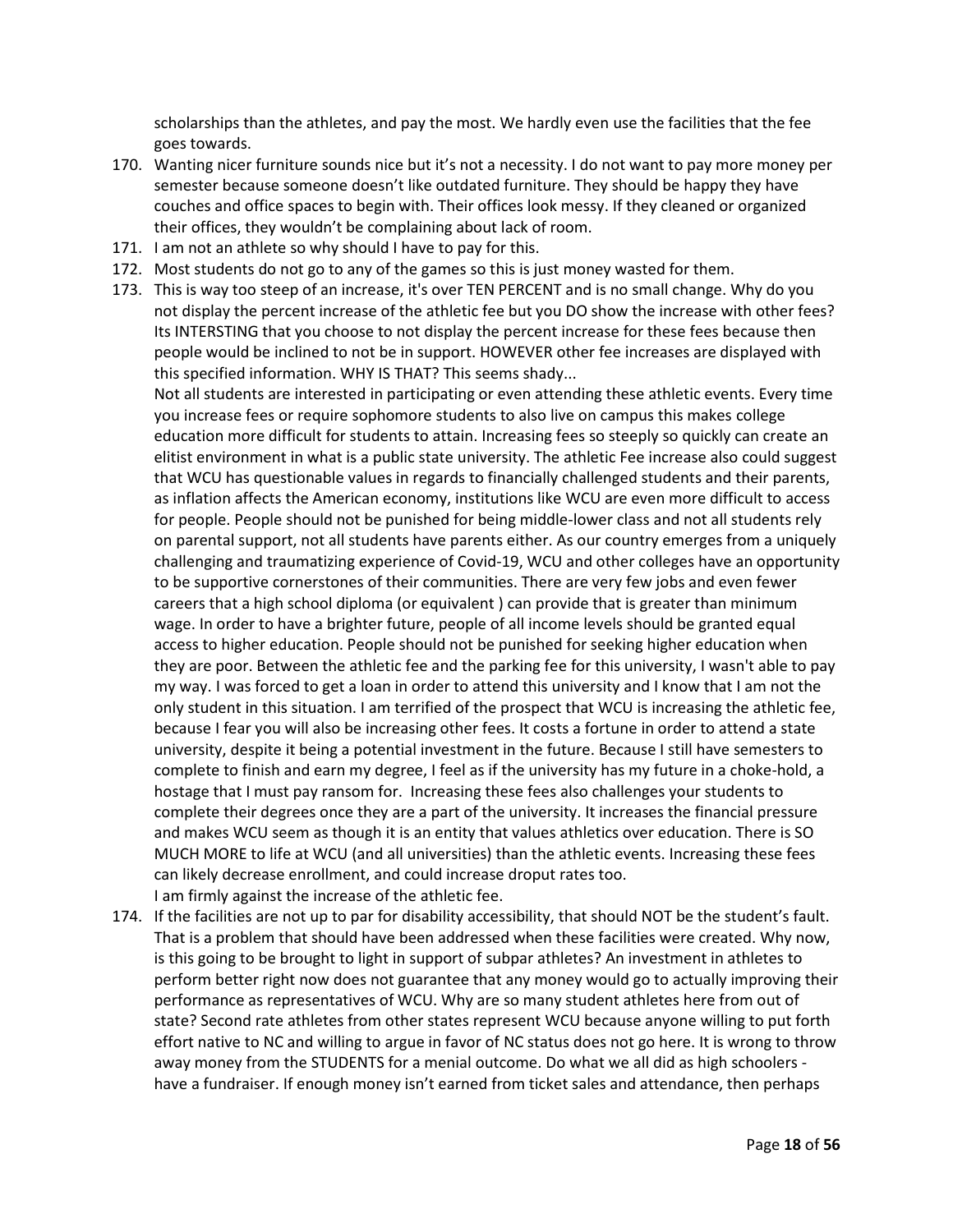scholarships than the athletes, and pay the most. We hardly even use the facilities that the fee goes towards.

170. Wanting nicer furniture sounds nice but it's not a necessity. I do not want to pay more money per semester because someone doesn't like outdated furniture. They should be happy they have couches and office spaces to begin with. Their offices look messy. If they cleaned or organized their offices, they wouldn't be complaining about lack of room.
171. I am not an athlete so why should I have to pay for this.
172. Most students do not go to any of the games so this is just money wasted for them.
173. This is way too steep of an increase, it's over TEN PERCENT and is no small change. Why do you not display the percent increase of the athletic fee but you DO show the increase with other fees? Its INTERSTING that you choose to not display the percent increase for these fees because then people would be inclined to not be in support. HOWEVER other fee increases are displayed with this specified information. WHY IS THAT? This seems shady...
    Not all students are interested in participating or even attending these athletic events. Every time you increase fees or require sophomore students to also live on campus this makes college education more difficult for students to attain. Increasing fees so steeply so quickly can create an elitist environment in what is a public state university. The athletic Fee increase also could suggest that WCU has questionable values in regards to financially challenged students and their parents, as inflation affects the American economy, institutions like WCU are even more difficult to access for people. People should not be punished for being middle-lower class and not all students rely on parental support, not all students have parents either. As our country emerges from a uniquely challenging and traumatizing experience of Covid-19, WCU and other colleges have an opportunity to be supportive cornerstones of their communities. There are very few jobs and even fewer careers that a high school diploma (or equivalent ) can provide that is greater than minimum wage. In order to have a brighter future, people of all income levels should be granted equal access to higher education. People should not be punished for seeking higher education when they are poor. Between the athletic fee and the parking fee for this university, I wasn't able to pay my way. I was forced to get a loan in order to attend this university and I know that I am not the only student in this situation. I am terrified of the prospect that WCU is increasing the athletic fee, because I fear you will also be increasing other fees. It costs a fortune in order to attend a state university, despite it being a potential investment in the future. Because I still have semesters to complete to finish and earn my degree, I feel as if the university has my future in a choke-hold, a hostage that I must pay ransom for. Increasing these fees also challenges your students to complete their degrees once they are a part of the university. It increases the financial pressure and makes WCU seem as though it is an entity that values athletics over education. There is SO MUCH MORE to life at WCU (and all universities) than the athletic events. Increasing these fees can likely decrease enrollment, and could increase droput rates too.
    I am firmly against the increase of the athletic fee.
174. If the facilities are not up to par for disability accessibility, that should NOT be the student's fault. That is a problem that should have been addressed when these facilities were created. Why now, is this going to be brought to light in support of subpar athletes? An investment in athletes to perform better right now does not guarantee that any money would go to actually improving their performance as representatives of WCU. Why are so many student athletes here from out of state? Second rate athletes from other states represent WCU because anyone willing to put forth effort native to NC and willing to argue in favor of NC status does not go here. It is wrong to throw away money from the STUDENTS for a menial outcome. Do what we all did as high schoolers - have a fundraiser. If enough money isn't earned from ticket sales and attendance, then perhaps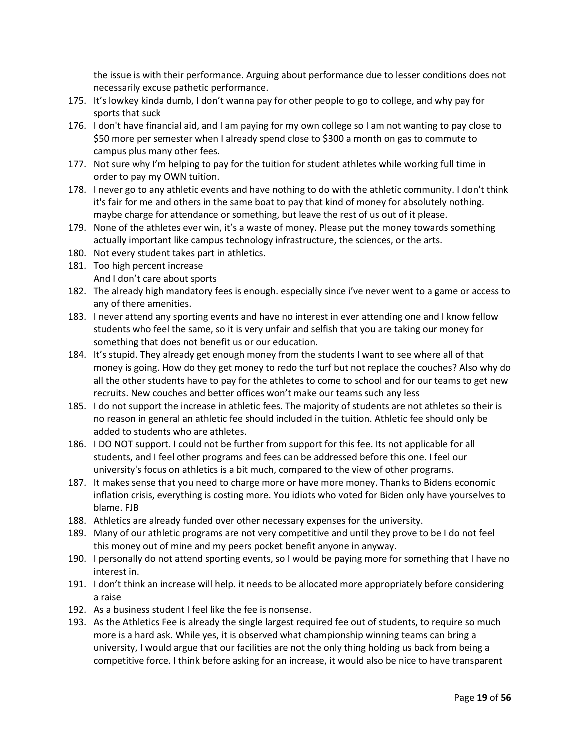the issue is with their performance. Arguing about performance due to lesser conditions does not necessarily excuse pathetic performance.

175. It's lowkey kinda dumb, I don't wanna pay for other people to go to college, and why pay for sports that suck
176. I don't have financial aid, and I am paying for my own college so I am not wanting to pay close to $50 more per semester when I already spend close to $300 a month on gas to commute to campus plus many other fees.
177. Not sure why I'm helping to pay for the tuition for student athletes while working full time in order to pay my OWN tuition.
178. I never go to any athletic events and have nothing to do with the athletic community. I don't think it's fair for me and others in the same boat to pay that kind of money for absolutely nothing. maybe charge for attendance or something, but leave the rest of us out of it please.
179. None of the athletes ever win, it's a waste of money. Please put the money towards something actually important like campus technology infrastructure, the sciences, or the arts.
180. Not every student takes part in athletics.
181. Too high percent increase
     And I don't care about sports
182. The already high mandatory fees is enough. especially since i've never went to a game or access to any of there amenities.
183. I never attend any sporting events and have no interest in ever attending one and I know fellow students who feel the same, so it is very unfair and selfish that you are taking our money for something that does not benefit us or our education.
184. It's stupid. They already get enough money from the students I want to see where all of that money is going. How do they get money to redo the turf but not replace the couches? Also why do all the other students have to pay for the athletes to come to school and for our teams to get new recruits. New couches and better offices won't make our teams such any less
185. I do not support the increase in athletic fees. The majority of students are not athletes so their is no reason in general an athletic fee should included in the tuition. Athletic fee should only be added to students who are athletes.
186. I DO NOT support. I could not be further from support for this fee. Its not applicable for all students, and I feel other programs and fees can be addressed before this one. I feel our university's focus on athletics is a bit much, compared to the view of other programs.
187. It makes sense that you need to charge more or have more money. Thanks to Bidens economic inflation crisis, everything is costing more. You idiots who voted for Biden only have yourselves to blame. FJB
188. Athletics are already funded over other necessary expenses for the university.
189. Many of our athletic programs are not very competitive and until they prove to be I do not feel this money out of mine and my peers pocket benefit anyone in anyway.
190. I personally do not attend sporting events, so I would be paying more for something that I have no interest in.
191. I don't think an increase will help. it needs to be allocated more appropriately before considering a raise
192. As a business student I feel like the fee is nonsense.
193. As the Athletics Fee is already the single largest required fee out of students, to require so much more is a hard ask. While yes, it is observed what championship winning teams can bring a university, I would argue that our facilities are not the only thing holding us back from being a competitive force. I think before asking for an increase, it would also be nice to have transparent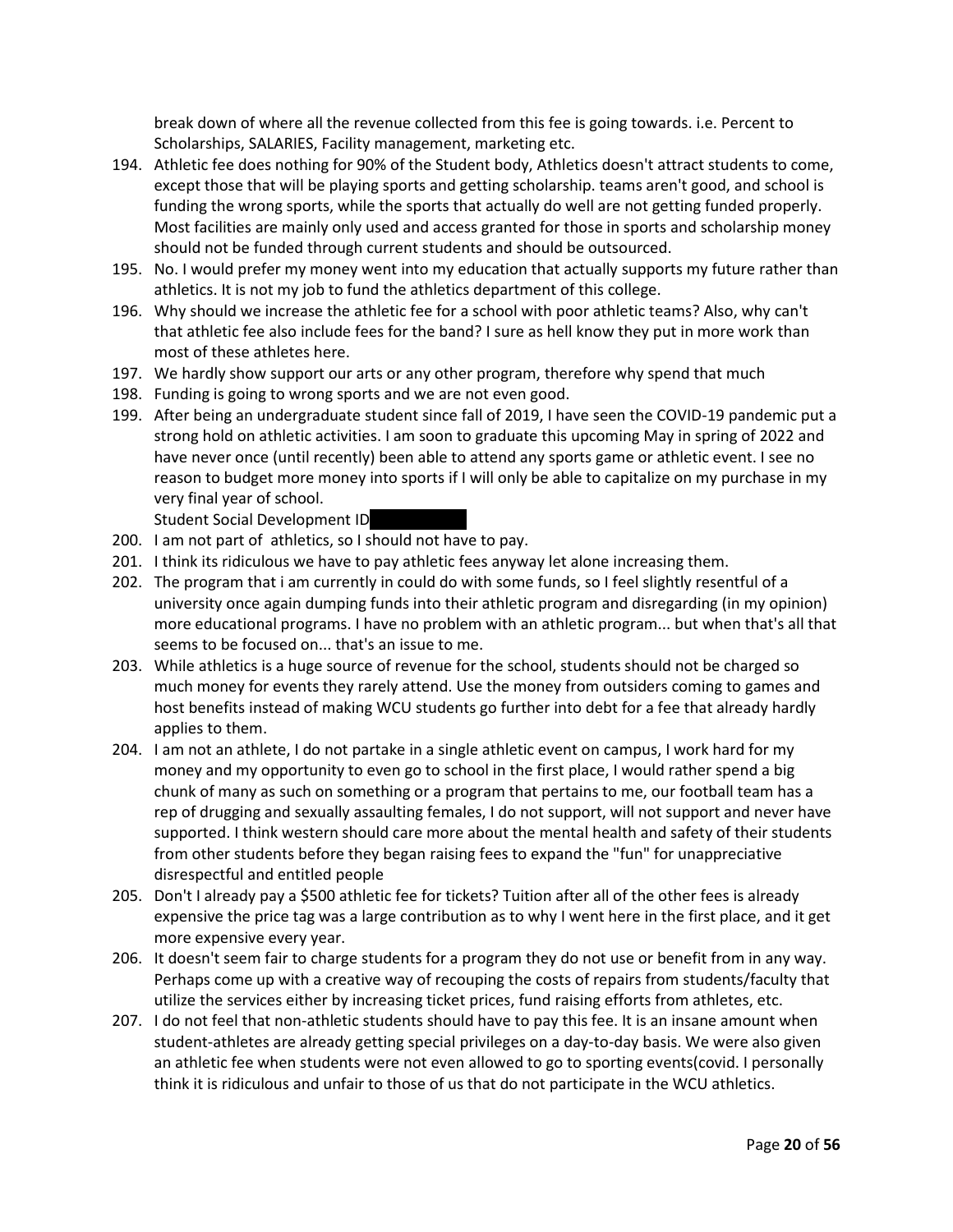break down of where all the revenue collected from this fee is going towards. i.e. Percent to Scholarships, SALARIES, Facility management, marketing etc.

194. Athletic fee does nothing for 90% of the Student body, Athletics doesn't attract students to come, except those that will be playing sports and getting scholarship. teams aren't good, and school is funding the wrong sports, while the sports that actually do well are not getting funded properly. Most facilities are mainly only used and access granted for those in sports and scholarship money should not be funded through current students and should be outsourced.
195. No. I would prefer my money went into my education that actually supports my future rather than athletics. It is not my job to fund the athletics department of this college.
196. Why should we increase the athletic fee for a school with poor athletic teams? Also, why can't that athletic fee also include fees for the band? I sure as hell know they put in more work than most of these athletes here.
197. We hardly show support our arts or any other program, therefore why spend that much
198. Funding is going to wrong sports and we are not even good.
199. After being an undergraduate student since fall of 2019, I have seen the COVID-19 pandemic put a strong hold on athletic activities. I am soon to graduate this upcoming May in spring of 2022 and have never once (until recently) been able to attend any sports game or athletic event. I see no reason to budget more money into sports if I will only be able to capitalize on my purchase in my very final year of school.

    Student Social Development ID

200. I am not part of athletics, so I should not have to pay.
201. I think its ridiculous we have to pay athletic fees anyway let alone increasing them.
202. The program that i am currently in could do with some funds, so I feel slightly resentful of a university once again dumping funds into their athletic program and disregarding (in my opinion) more educational programs. I have no problem with an athletic program... but when that's all that seems to be focused on... that's an issue to me.
203. While athletics is a huge source of revenue for the school, students should not be charged so much money for events they rarely attend. Use the money from outsiders coming to games and host benefits instead of making WCU students go further into debt for a fee that already hardly applies to them.
204. I am not an athlete, I do not partake in a single athletic event on campus, I work hard for my money and my opportunity to even go to school in the first place, I would rather spend a big chunk of many as such on something or a program that pertains to me, our football team has a rep of drugging and sexually assaulting females, I do not support, will not support and never have supported. I think western should care more about the mental health and safety of their students from other students before they began raising fees to expand the "fun" for unappreciative disrespectful and entitled people
205. Don't I already pay a $500 athletic fee for tickets? Tuition after all of the other fees is already expensive the price tag was a large contribution as to why I went here in the first place, and it get more expensive every year.
206. It doesn't seem fair to charge students for a program they do not use or benefit from in any way. Perhaps come up with a creative way of recouping the costs of repairs from students/faculty that utilize the services either by increasing ticket prices, fund raising efforts from athletes, etc.
207. I do not feel that non-athletic students should have to pay this fee. It is an insane amount when student-athletes are already getting special privileges on a day-to-day basis. We were also given an athletic fee when students were not even allowed to go to sporting events(covid. I personally think it is ridiculous and unfair to those of us that do not participate in the WCU athletics.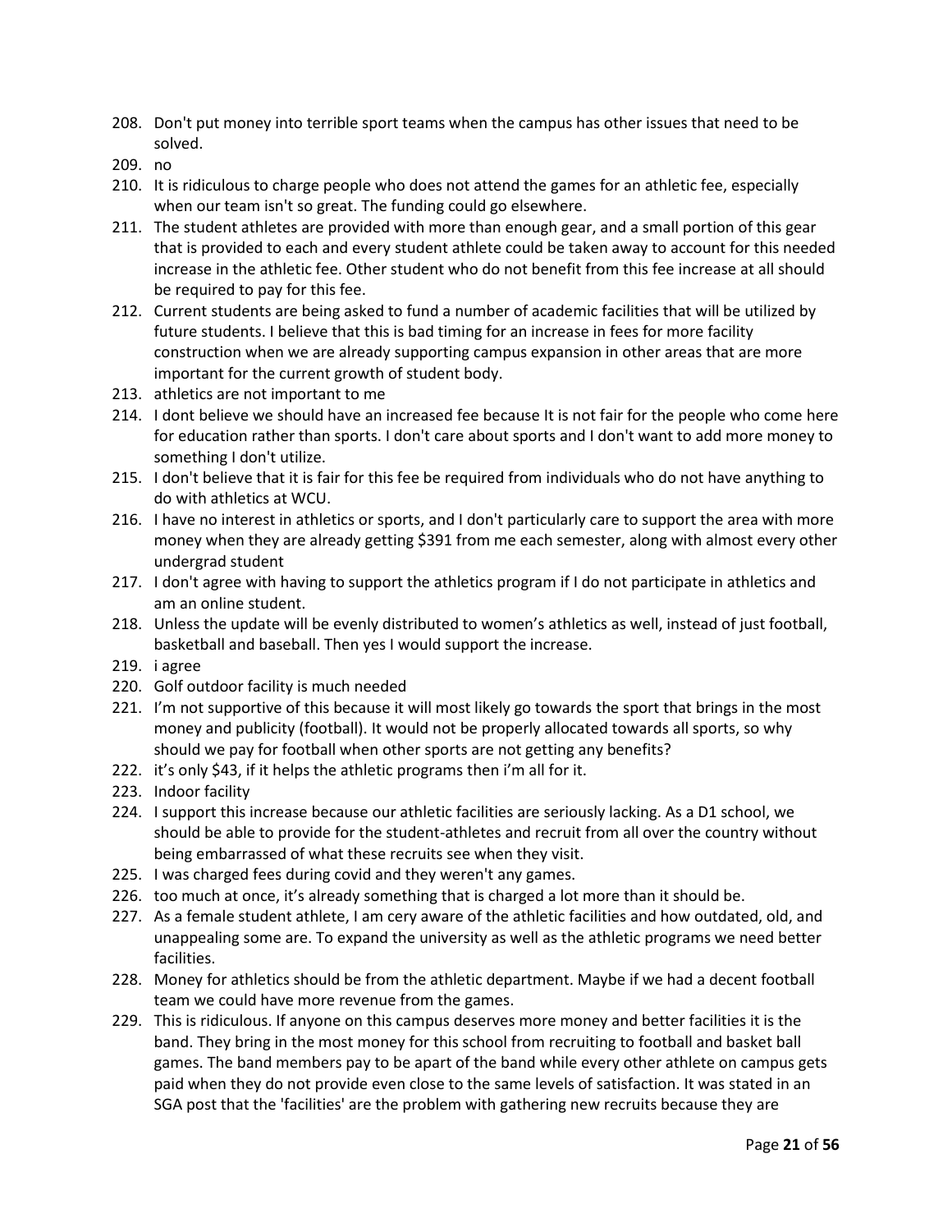208. Don't put money into terrible sport teams when the campus has other issues that need to be solved.
209. no
210. It is ridiculous to charge people who does not attend the games for an athletic fee, especially when our team isn't so great. The funding could go elsewhere.
211. The student athletes are provided with more than enough gear, and a small portion of this gear that is provided to each and every student athlete could be taken away to account for this needed increase in the athletic fee. Other student who do not benefit from this fee increase at all should be required to pay for this fee.
212. Current students are being asked to fund a number of academic facilities that will be utilized by future students. I believe that this is bad timing for an increase in fees for more facility construction when we are already supporting campus expansion in other areas that are more important for the current growth of student body.
213. athletics are not important to me
214. I dont believe we should have an increased fee because It is not fair for the people who come here for education rather than sports. I don't care about sports and I don't want to add more money to something I don't utilize.
215. I don't believe that it is fair for this fee be required from individuals who do not have anything to do with athletics at WCU.
216. I have no interest in athletics or sports, and I don't particularly care to support the area with more money when they are already getting $391 from me each semester, along with almost every other undergrad student
217. I don't agree with having to support the athletics program if I do not participate in athletics and am an online student.
218. Unless the update will be evenly distributed to women's athletics as well, instead of just football, basketball and baseball. Then yes I would support the increase.
219. i agree
220. Golf outdoor facility is much needed
221. I'm not supportive of this because it will most likely go towards the sport that brings in the most money and publicity (football). It would not be properly allocated towards all sports, so why should we pay for football when other sports are not getting any benefits?
222. it's only $43, if it helps the athletic programs then i'm all for it.
223. Indoor facility
224. I support this increase because our athletic facilities are seriously lacking. As a D1 school, we should be able to provide for the student-athletes and recruit from all over the country without being embarrassed of what these recruits see when they visit.
225. I was charged fees during covid and they weren't any games.
226. too much at once, it's already something that is charged a lot more than it should be.
227. As a female student athlete, I am cery aware of the athletic facilities and how outdated, old, and unappealing some are. To expand the university as well as the athletic programs we need better facilities.
228. Money for athletics should be from the athletic department. Maybe if we had a decent football team we could have more revenue from the games.
229. This is ridiculous. If anyone on this campus deserves more money and better facilities it is the band. They bring in the most money for this school from recruiting to football and basket ball games. The band members pay to be apart of the band while every other athlete on campus gets paid when they do not provide even close to the same levels of satisfaction. It was stated in an SGA post that the 'facilities' are the problem with gathering new recruits because they are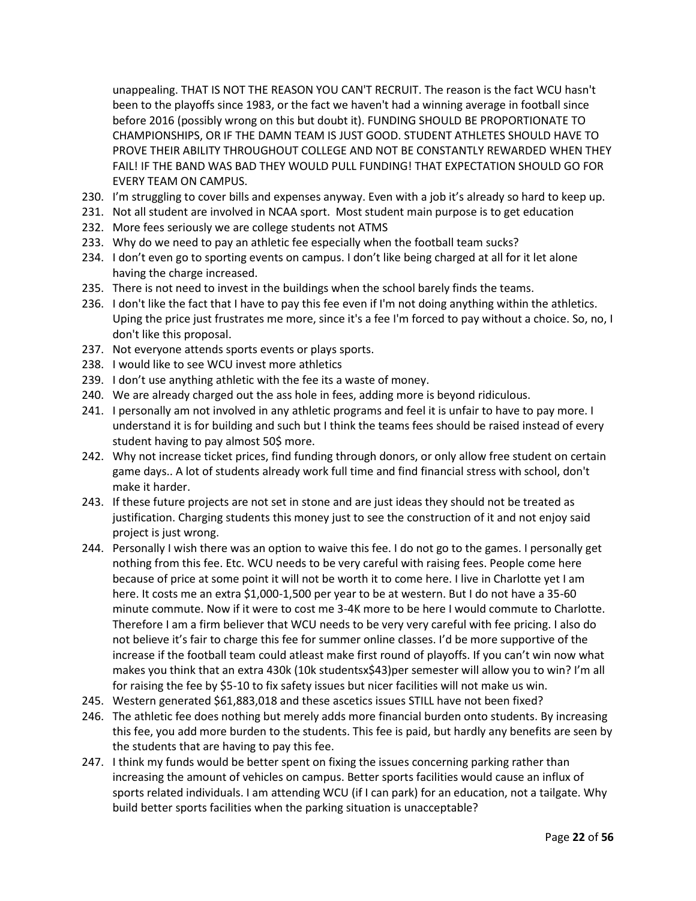unappealing. THAT IS NOT THE REASON YOU CAN'T RECRUIT. The reason is the fact WCU hasn't been to the playoffs since 1983, or the fact we haven't had a winning average in football since before 2016 (possibly wrong on this but doubt it). FUNDING SHOULD BE PROPORTIONATE TO CHAMPIONSHIPS, OR IF THE DAMN TEAM IS JUST GOOD. STUDENT ATHLETES SHOULD HAVE TO PROVE THEIR ABILITY THROUGHOUT COLLEGE AND NOT BE CONSTANTLY REWARDED WHEN THEY FAIL! IF THE BAND WAS BAD THEY WOULD PULL FUNDING! THAT EXPECTATION SHOULD GO FOR EVERY TEAM ON CAMPUS.

230. I'm struggling to cover bills and expenses anyway. Even with a job it's already so hard to keep up.
231. Not all student are involved in NCAA sport. Most student main purpose is to get education
232. More fees seriously we are college students not ATMS
233. Why do we need to pay an athletic fee especially when the football team sucks?
234. I don't even go to sporting events on campus. I don't like being charged at all for it let alone having the charge increased.
235. There is not need to invest in the buildings when the school barely finds the teams.
236. I don't like the fact that I have to pay this fee even if I'm not doing anything within the athletics. Uping the price just frustrates me more, since it's a fee I'm forced to pay without a choice. So, no, I don't like this proposal.
237. Not everyone attends sports events or plays sports.
238. I would like to see WCU invest more athletics
239. I don't use anything athletic with the fee its a waste of money.
240. We are already charged out the ass hole in fees, adding more is beyond ridiculous.
241. I personally am not involved in any athletic programs and feel it is unfair to have to pay more. I understand it is for building and such but I think the teams fees should be raised instead of every student having to pay almost 50$ more.
242. Why not increase ticket prices, find funding through donors, or only allow free student on certain game days.. A lot of students already work full time and find financial stress with school, don't make it harder.
243. If these future projects are not set in stone and are just ideas they should not be treated as justification. Charging students this money just to see the construction of it and not enjoy said project is just wrong.
244. Personally I wish there was an option to waive this fee. I do not go to the games. I personally get nothing from this fee. Etc. WCU needs to be very careful with raising fees. People come here because of price at some point it will not be worth it to come here. I live in Charlotte yet I am here. It costs me an extra $1,000-1,500 per year to be at western. But I do not have a 35-60 minute commute. Now if it were to cost me 3-4K more to be here I would commute to Charlotte. Therefore I am a firm believer that WCU needs to be very very careful with fee pricing. I also do not believe it's fair to charge this fee for summer online classes. I'd be more supportive of the increase if the football team could atleast make first round of playoffs. If you can't win now what makes you think that an extra 430k (10k studentsx$43)per semester will allow you to win? I'm all for raising the fee by $5-10 to fix safety issues but nicer facilities will not make us win.
245. Western generated $61,883,018 and these ascetics issues STILL have not been fixed?
246. The athletic fee does nothing but merely adds more financial burden onto students. By increasing this fee, you add more burden to the students. This fee is paid, but hardly any benefits are seen by the students that are having to pay this fee.
247. I think my funds would be better spent on fixing the issues concerning parking rather than increasing the amount of vehicles on campus. Better sports facilities would cause an influx of sports related individuals. I am attending WCU (if I can park) for an education, not a tailgate. Why build better sports facilities when the parking situation is unacceptable?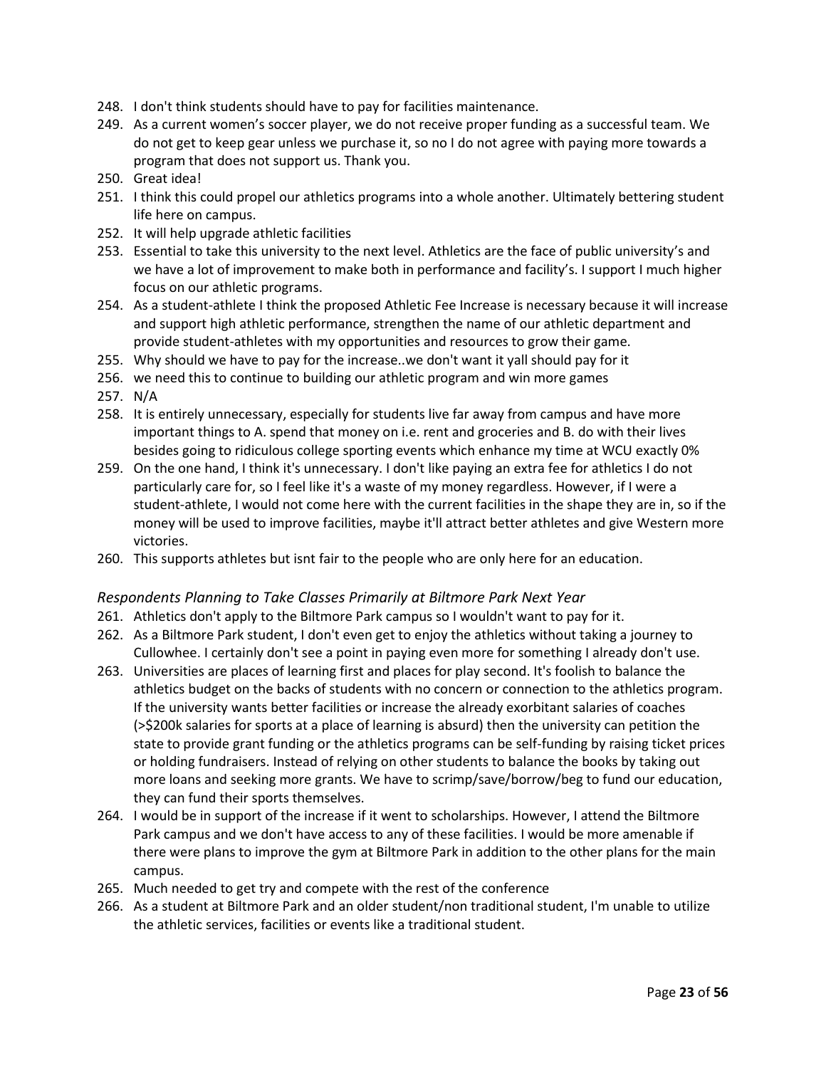248. I don't think students should have to pay for facilities maintenance.
249. As a current women's soccer player, we do not receive proper funding as a successful team. We do not get to keep gear unless we purchase it, so no I do not agree with paying more towards a program that does not support us. Thank you.
250. Great idea!
251. I think this could propel our athletics programs into a whole another. Ultimately bettering student life here on campus.
252. It will help upgrade athletic facilities
253. Essential to take this university to the next level. Athletics are the face of public university's and we have a lot of improvement to make both in performance and facility's. I support I much higher focus on our athletic programs.
254. As a student-athlete I think the proposed Athletic Fee Increase is necessary because it will increase and support high athletic performance, strengthen the name of our athletic department and provide student-athletes with my opportunities and resources to grow their game.
255. Why should we have to pay for the increase..we don't want it yall should pay for it
256. we need this to continue to building our athletic program and win more games
257. N/A
258. It is entirely unnecessary, especially for students live far away from campus and have more important things to A. spend that money on i.e. rent and groceries and B. do with their lives besides going to ridiculous college sporting events which enhance my time at WCU exactly 0%
259. On the one hand, I think it's unnecessary. I don't like paying an extra fee for athletics I do not particularly care for, so I feel like it's a waste of my money regardless. However, if I were a student-athlete, I would not come here with the current facilities in the shape they are in, so if the money will be used to improve facilities, maybe it'll attract better athletes and give Western more victories.
260. This supports athletes but isnt fair to the people who are only here for an education.

### *Respondents Planning to Take Classes Primarily at Biltmore Park Next Year*

261. Athletics don't apply to the Biltmore Park campus so I wouldn't want to pay for it.
262. As a Biltmore Park student, I don't even get to enjoy the athletics without taking a journey to Cullowhee. I certainly don't see a point in paying even more for something I already don't use.
263. Universities are places of learning first and places for play second. It's foolish to balance the athletics budget on the backs of students with no concern or connection to the athletics program. If the university wants better facilities or increase the already exorbitant salaries of coaches (>$200k salaries for sports at a place of learning is absurd) then the university can petition the state to provide grant funding or the athletics programs can be self-funding by raising ticket prices or holding fundraisers. Instead of relying on other students to balance the books by taking out more loans and seeking more grants. We have to scrimp/save/borrow/beg to fund our education, they can fund their sports themselves.
264. I would be in support of the increase if it went to scholarships. However, I attend the Biltmore Park campus and we don't have access to any of these facilities. I would be more amenable if there were plans to improve the gym at Biltmore Park in addition to the other plans for the main campus.
265. Much needed to get try and compete with the rest of the conference
266. As a student at Biltmore Park and an older student/non traditional student, I'm unable to utilize the athletic services, facilities or events like a traditional student.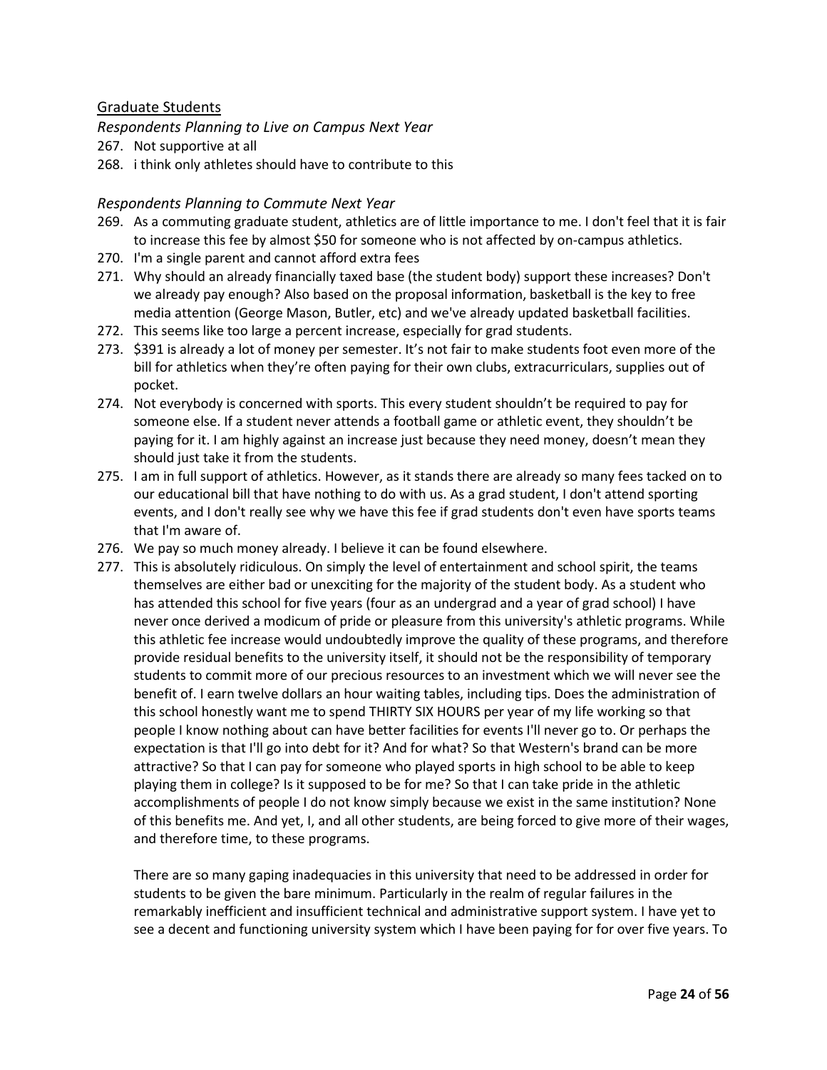## Graduate Students

*Respondents Planning to Live on Campus Next Year*

267. Not supportive at all
268. i think only athletes should have to contribute to this

*Respondents Planning to Commute Next Year*

269. As a commuting graduate student, athletics are of little importance to me. I don't feel that it is fair to increase this fee by almost $50 for someone who is not affected by on-campus athletics.
270. I'm a single parent and cannot afford extra fees
271. Why should an already financially taxed base (the student body) support these increases? Don't we already pay enough? Also based on the proposal information, basketball is the key to free media attention (George Mason, Butler, etc) and we've already updated basketball facilities.
272. This seems like too large a percent increase, especially for grad students.
273. $391 is already a lot of money per semester. It's not fair to make students foot even more of the bill for athletics when they're often paying for their own clubs, extracurriculars, supplies out of pocket.
274. Not everybody is concerned with sports. This every student shouldn't be required to pay for someone else. If a student never attends a football game or athletic event, they shouldn't be paying for it. I am highly against an increase just because they need money, doesn't mean they should just take it from the students.
275. I am in full support of athletics. However, as it stands there are already so many fees tacked on to our educational bill that have nothing to do with us. As a grad student, I don't attend sporting events, and I don't really see why we have this fee if grad students don't even have sports teams that I'm aware of.
276. We pay so much money already. I believe it can be found elsewhere.
277. This is absolutely ridiculous. On simply the level of entertainment and school spirit, the teams themselves are either bad or unexciting for the majority of the student body. As a student who has attended this school for five years (four as an undergrad and a year of grad school) I have never once derived a modicum of pride or pleasure from this university's athletic programs. While this athletic fee increase would undoubtedly improve the quality of these programs, and therefore provide residual benefits to the university itself, it should not be the responsibility of temporary students to commit more of our precious resources to an investment which we will never see the benefit of. I earn twelve dollars an hour waiting tables, including tips. Does the administration of this school honestly want me to spend THIRTY SIX HOURS per year of my life working so that people I know nothing about can have better facilities for events I'll never go to. Or perhaps the expectation is that I'll go into debt for it? And for what? So that Western's brand can be more attractive? So that I can pay for someone who played sports in high school to be able to keep playing them in college? Is it supposed to be for me? So that I can take pride in the athletic accomplishments of people I do not know simply because we exist in the same institution? None of this benefits me. And yet, I, and all other students, are being forced to give more of their wages, and therefore time, to these programs.

    There are so many gaping inadequacies in this university that need to be addressed in order for students to be given the bare minimum. Particularly in the realm of regular failures in the remarkably inefficient and insufficient technical and administrative support system. I have yet to see a decent and functioning university system which I have been paying for for over five years. To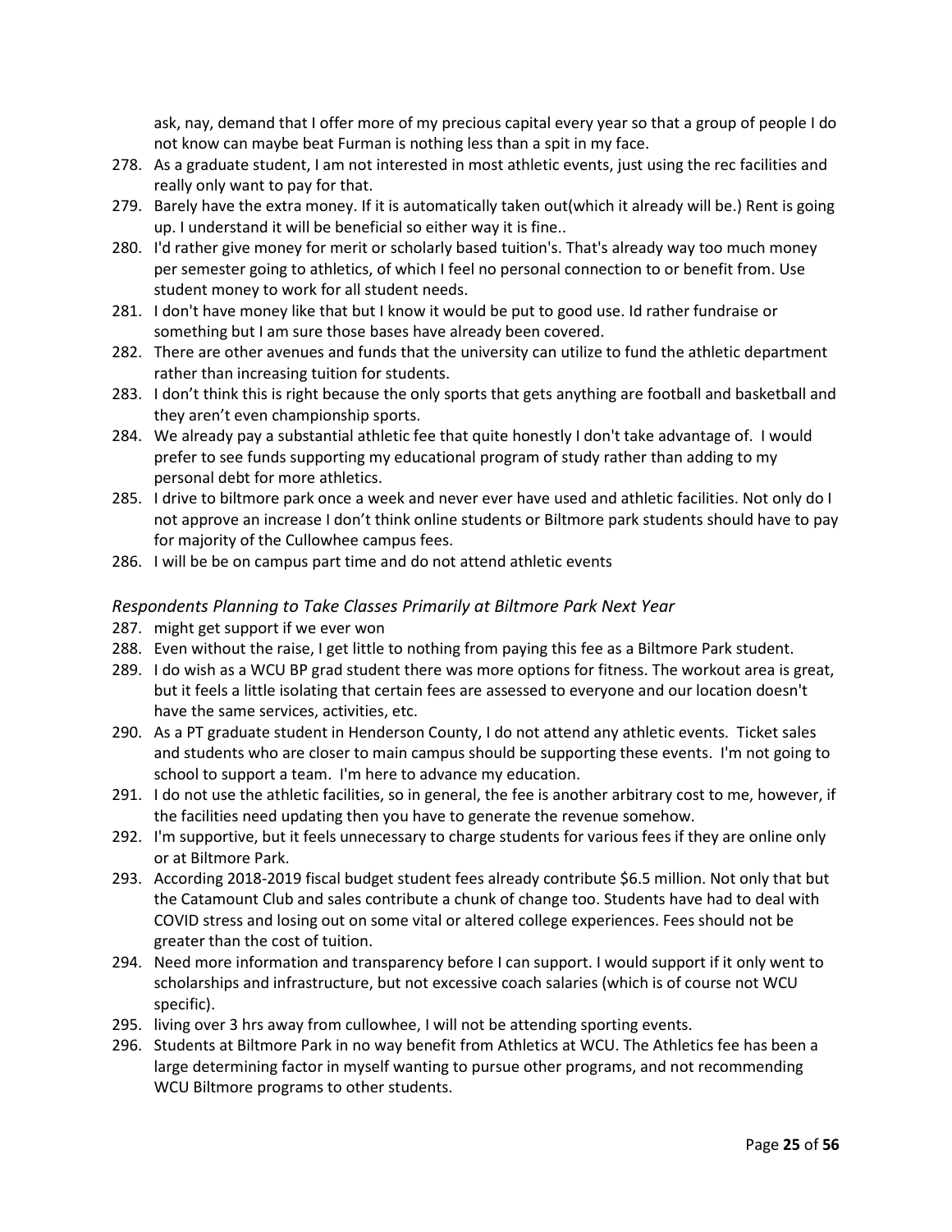ask, nay, demand that I offer more of my precious capital every year so that a group of people I do not know can maybe beat Furman is nothing less than a spit in my face.

278. As a graduate student, I am not interested in most athletic events, just using the rec facilities and really only want to pay for that.
279. Barely have the extra money. If it is automatically taken out(which it already will be.) Rent is going up. I understand it will be beneficial so either way it is fine..
280. I'd rather give money for merit or scholarly based tuition's. That's already way too much money per semester going to athletics, of which I feel no personal connection to or benefit from. Use student money to work for all student needs.
281. I don't have money like that but I know it would be put to good use. Id rather fundraise or something but I am sure those bases have already been covered.
282. There are other avenues and funds that the university can utilize to fund the athletic department rather than increasing tuition for students.
283. I don't think this is right because the only sports that gets anything are football and basketball and they aren't even championship sports.
284. We already pay a substantial athletic fee that quite honestly I don't take advantage of. I would prefer to see funds supporting my educational program of study rather than adding to my personal debt for more athletics.
285. I drive to biltmore park once a week and never ever have used and athletic facilities. Not only do I not approve an increase I don't think online students or Biltmore park students should have to pay for majority of the Cullowhee campus fees.
286. I will be be on campus part time and do not attend athletic events

*Respondents Planning to Take Classes Primarily at Biltmore Park Next Year*

287. might get support if we ever won
288. Even without the raise, I get little to nothing from paying this fee as a Biltmore Park student.
289. I do wish as a WCU BP grad student there was more options for fitness. The workout area is great, but it feels a little isolating that certain fees are assessed to everyone and our location doesn't have the same services, activities, etc.
290. As a PT graduate student in Henderson County, I do not attend any athletic events. Ticket sales and students who are closer to main campus should be supporting these events. I'm not going to school to support a team. I'm here to advance my education.
291. I do not use the athletic facilities, so in general, the fee is another arbitrary cost to me, however, if the facilities need updating then you have to generate the revenue somehow.
292. I'm supportive, but it feels unnecessary to charge students for various fees if they are online only or at Biltmore Park.
293. According 2018-2019 fiscal budget student fees already contribute $6.5 million. Not only that but the Catamount Club and sales contribute a chunk of change too. Students have had to deal with COVID stress and losing out on some vital or altered college experiences. Fees should not be greater than the cost of tuition.
294. Need more information and transparency before I can support. I would support if it only went to scholarships and infrastructure, but not excessive coach salaries (which is of course not WCU specific).
295. living over 3 hrs away from cullowhee, I will not be attending sporting events.
296. Students at Biltmore Park in no way benefit from Athletics at WCU. The Athletics fee has been a large determining factor in myself wanting to pursue other programs, and not recommending WCU Biltmore programs to other students.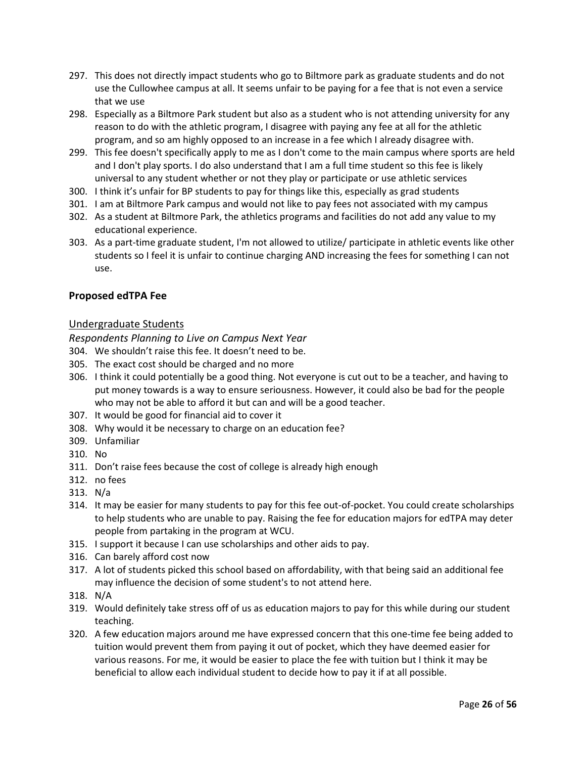297. This does not directly impact students who go to Biltmore park as graduate students and do not use the Cullowhee campus at all. It seems unfair to be paying for a fee that is not even a service that we use
298. Especially as a Biltmore Park student but also as a student who is not attending university for any reason to do with the athletic program, I disagree with paying any fee at all for the athletic program, and so am highly opposed to an increase in a fee which I already disagree with.
299. This fee doesn't specifically apply to me as I don't come to the main campus where sports are held and I don't play sports. I do also understand that I am a full time student so this fee is likely universal to any student whether or not they play or participate or use athletic services
300. I think it's unfair for BP students to pay for things like this, especially as grad students
301. I am at Biltmore Park campus and would not like to pay fees not associated with my campus
302. As a student at Biltmore Park, the athletics programs and facilities do not add any value to my educational experience.
303. As a part-time graduate student, I'm not allowed to utilize/ participate in athletic events like other students so I feel it is unfair to continue charging AND increasing the fees for something I can not use.

## Proposed edTPA Fee

### Undergraduate Students

*Respondents Planning to Live on Campus Next Year*

304. We shouldn't raise this fee. It doesn't need to be.
305. The exact cost should be charged and no more
306. I think it could potentially be a good thing. Not everyone is cut out to be a teacher, and having to put money towards is a way to ensure seriousness. However, it could also be bad for the people who may not be able to afford it but can and will be a good teacher.
307. It would be good for financial aid to cover it
308. Why would it be necessary to charge on an education fee?
309. Unfamiliar
310. No
311. Don't raise fees because the cost of college is already high enough
312. no fees
313. N/a
314. It may be easier for many students to pay for this fee out-of-pocket. You could create scholarships to help students who are unable to pay. Raising the fee for education majors for edTPA may deter people from partaking in the program at WCU.
315. I support it because I can use scholarships and other aids to pay.
316. Can barely afford cost now
317. A lot of students picked this school based on affordability, with that being said an additional fee may influence the decision of some student's to not attend here.
318. N/A
319. Would definitely take stress off of us as education majors to pay for this while during our student teaching.
320. A few education majors around me have expressed concern that this one-time fee being added to tuition would prevent them from paying it out of pocket, which they have deemed easier for various reasons. For me, it would be easier to place the fee with tuition but I think it may be beneficial to allow each individual student to decide how to pay it if at all possible.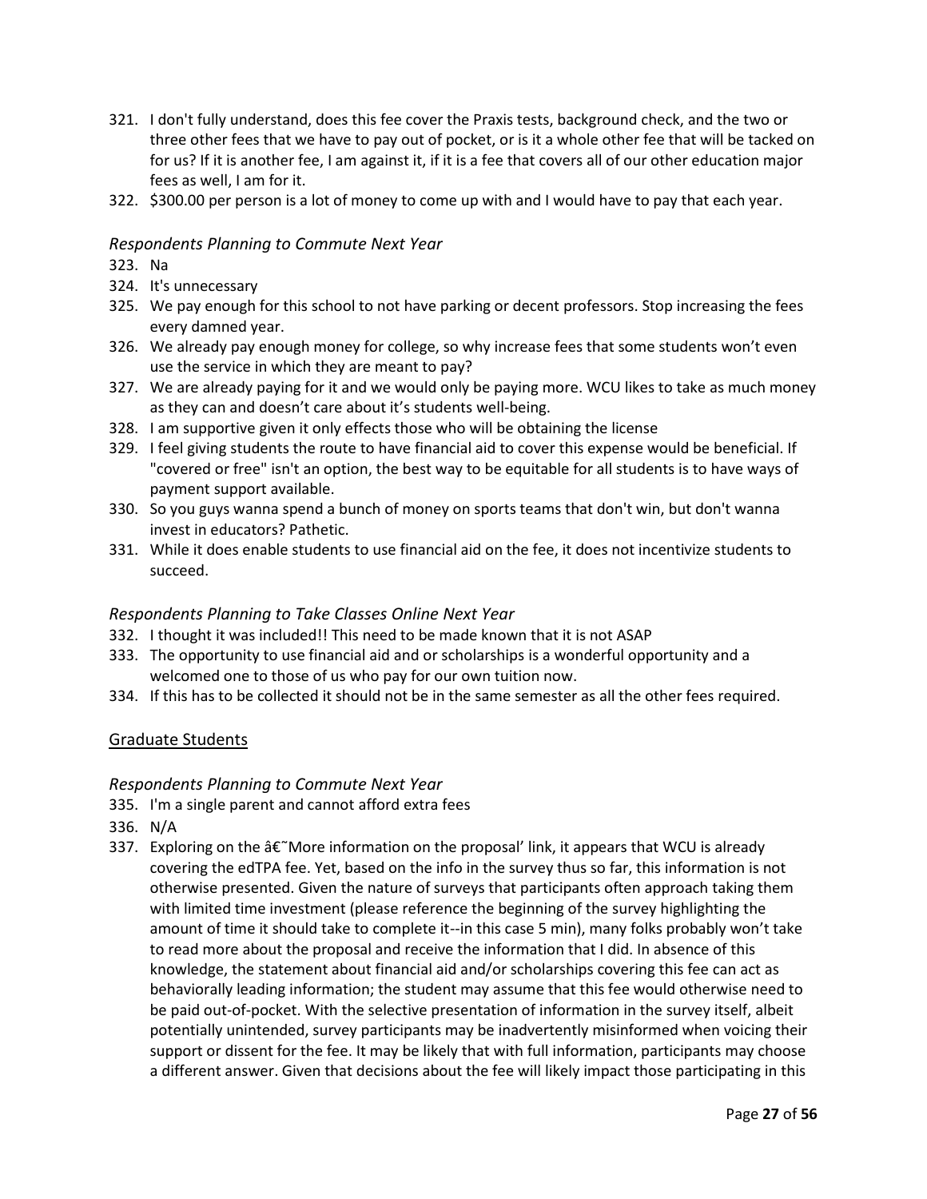321. I don't fully understand, does this fee cover the Praxis tests, background check, and the two or three other fees that we have to pay out of pocket, or is it a whole other fee that will be tacked on for us? If it is another fee, I am against it, if it is a fee that covers all of our other education major fees as well, I am for it.
322. $300.00 per person is a lot of money to come up with and I would have to pay that each year.

### *Respondents Planning to Commute Next Year*

323. Na
324. It's unnecessary
325. We pay enough for this school to not have parking or decent professors. Stop increasing the fees every damned year.
326. We already pay enough money for college, so why increase fees that some students won't even use the service in which they are meant to pay?
327. We are already paying for it and we would only be paying more. WCU likes to take as much money as they can and doesn't care about it's students well-being.
328. I am supportive given it only effects those who will be obtaining the license
329. I feel giving students the route to have financial aid to cover this expense would be beneficial. If "covered or free" isn't an option, the best way to be equitable for all students is to have ways of payment support available.
330. So you guys wanna spend a bunch of money on sports teams that don't win, but don't wanna invest in educators? Pathetic.
331. While it does enable students to use financial aid on the fee, it does not incentivize students to succeed.

### *Respondents Planning to Take Classes Online Next Year*

332. I thought it was included!! This need to be made known that it is not ASAP
333. The opportunity to use financial aid and or scholarships is a wonderful opportunity and a welcomed one to those of us who pay for our own tuition now.
334. If this has to be collected it should not be in the same semester as all the other fees required.

## Graduate Students

### *Respondents Planning to Commute Next Year*

335. I'm a single parent and cannot afford extra fees
336. N/A
337. Exploring on the â€˜More information on the proposal' link, it appears that WCU is already covering the edTPA fee. Yet, based on the info in the survey thus so far, this information is not otherwise presented. Given the nature of surveys that participants often approach taking them with limited time investment (please reference the beginning of the survey highlighting the amount of time it should take to complete it--in this case 5 min), many folks probably won't take to read more about the proposal and receive the information that I did. In absence of this knowledge, the statement about financial aid and/or scholarships covering this fee can act as behaviorally leading information; the student may assume that this fee would otherwise need to be paid out-of-pocket. With the selective presentation of information in the survey itself, albeit potentially unintended, survey participants may be inadvertently misinformed when voicing their support or dissent for the fee. It may be likely that with full information, participants may choose a different answer. Given that decisions about the fee will likely impact those participating in this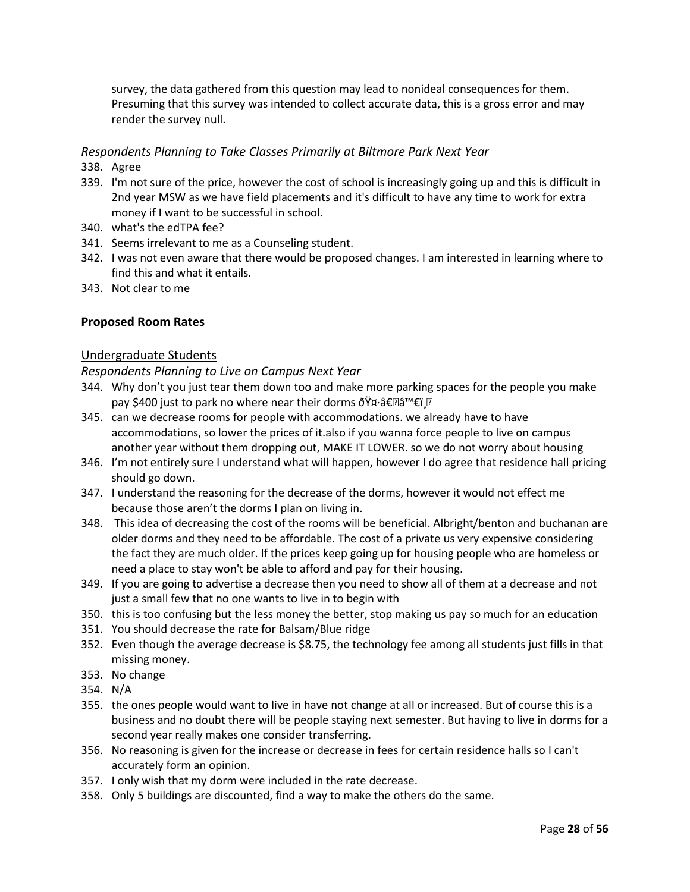survey, the data gathered from this question may lead to nonideal consequences for them. Presuming that this survey was intended to collect accurate data, this is a gross error and may render the survey null.

*Respondents Planning to Take Classes Primarily at Biltmore Park Next Year*

338. Agree
339. I'm not sure of the price, however the cost of school is increasingly going up and this is difficult in 2nd year MSW as we have field placements and it's difficult to have any time to work for extra money if I want to be successful in school.
340. what's the edTPA fee?
341. Seems irrelevant to me as a Counseling student.
342. I was not even aware that there would be proposed changes. I am interested in learning where to find this and what it entails.
343. Not clear to me

## Proposed Room Rates

### Undergraduate Students

*Respondents Planning to Live on Campus Next Year*

344. Why don't you just tear them down too and make more parking spaces for the people you make pay $400 just to park no where near their dorms ðŸ¤·â€â™€ï¸
345. can we decrease rooms for people with accommodations. we already have to have accommodations, so lower the prices of it.also if you wanna force people to live on campus another year without them dropping out, MAKE IT LOWER. so we do not worry about housing
346. I'm not entirely sure I understand what will happen, however I do agree that residence hall pricing should go down.
347. I understand the reasoning for the decrease of the dorms, however it would not effect me because those aren't the dorms I plan on living in.
348. This idea of decreasing the cost of the rooms will be beneficial. Albright/benton and buchanan are older dorms and they need to be affordable. The cost of a private us very expensive considering the fact they are much older. If the prices keep going up for housing people who are homeless or need a place to stay won't be able to afford and pay for their housing.
349. If you are going to advertise a decrease then you need to show all of them at a decrease and not just a small few that no one wants to live in to begin with
350. this is too confusing but the less money the better, stop making us pay so much for an education
351. You should decrease the rate for Balsam/Blue ridge
352. Even though the average decrease is $8.75, the technology fee among all students just fills in that missing money.
353. No change
354. N/A
355. the ones people would want to live in have not change at all or increased. But of course this is a business and no doubt there will be people staying next semester. But having to live in dorms for a second year really makes one consider transferring.
356. No reasoning is given for the increase or decrease in fees for certain residence halls so I can't accurately form an opinion.
357. I only wish that my dorm were included in the rate decrease.
358. Only 5 buildings are discounted, find a way to make the others do the same.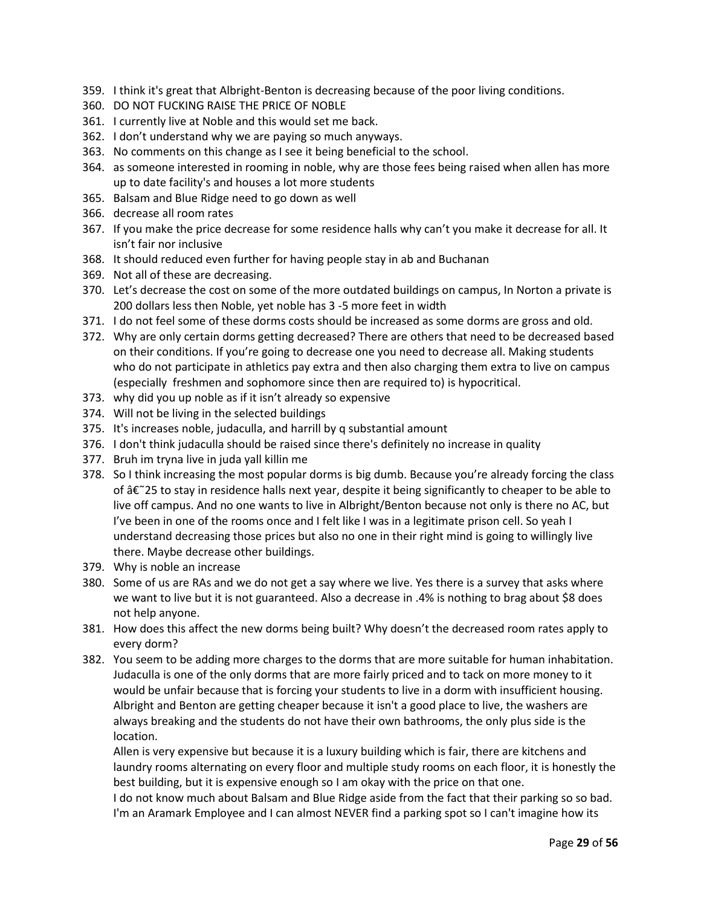359. I think it's great that Albright-Benton is decreasing because of the poor living conditions.
360. DO NOT FUCKING RAISE THE PRICE OF NOBLE
361. I currently live at Noble and this would set me back.
362. I don't understand why we are paying so much anyways.
363. No comments on this change as I see it being beneficial to the school.
364. as someone interested in rooming in noble, why are those fees being raised when allen has more up to date facility's and houses a lot more students
365. Balsam and Blue Ridge need to go down as well
366. decrease all room rates
367. If you make the price decrease for some residence halls why can't you make it decrease for all. It isn't fair nor inclusive
368. It should reduced even further for having people stay in ab and Buchanan
369. Not all of these are decreasing.
370. Let's decrease the cost on some of the more outdated buildings on campus, In Norton a private is 200 dollars less then Noble, yet noble has 3 -5 more feet in width
371. I do not feel some of these dorms costs should be increased as some dorms are gross and old.
372. Why are only certain dorms getting decreased? There are others that need to be decreased based on their conditions. If you're going to decrease one you need to decrease all. Making students who do not participate in athletics pay extra and then also charging them extra to live on campus (especially freshmen and sophomore since then are required to) is hypocritical.
373. why did you up noble as if it isn't already so expensive
374. Will not be living in the selected buildings
375. It's increases noble, judaculla, and harrill by q substantial amount
376. I don't think judaculla should be raised since there's definitely no increase in quality
377. Bruh im tryna live in juda yall killin me
378. So I think increasing the most popular dorms is big dumb. Because you're already forcing the class of â€˜25 to stay in residence halls next year, despite it being significantly to cheaper to be able to live off campus. And no one wants to live in Albright/Benton because not only is there no AC, but I've been in one of the rooms once and I felt like I was in a legitimate prison cell. So yeah I understand decreasing those prices but also no one in their right mind is going to willingly live there. Maybe decrease other buildings.
379. Why is noble an increase
380. Some of us are RAs and we do not get a say where we live. Yes there is a survey that asks where we want to live but it is not guaranteed. Also a decrease in .4% is nothing to brag about $8 does not help anyone.
381. How does this affect the new dorms being built? Why doesn't the decreased room rates apply to every dorm?
382. You seem to be adding more charges to the dorms that are more suitable for human inhabitation. Judaculla is one of the only dorms that are more fairly priced and to tack on more money to it would be unfair because that is forcing your students to live in a dorm with insufficient housing. Albright and Benton are getting cheaper because it isn't a good place to live, the washers are always breaking and the students do not have their own bathrooms, the only plus side is the location.

    Allen is very expensive but because it is a luxury building which is fair, there are kitchens and laundry rooms alternating on every floor and multiple study rooms on each floor, it is honestly the best building, but it is expensive enough so I am okay with the price on that one.

    I do not know much about Balsam and Blue Ridge aside from the fact that their parking so so bad. I'm an Aramark Employee and I can almost NEVER find a parking spot so I can't imagine how its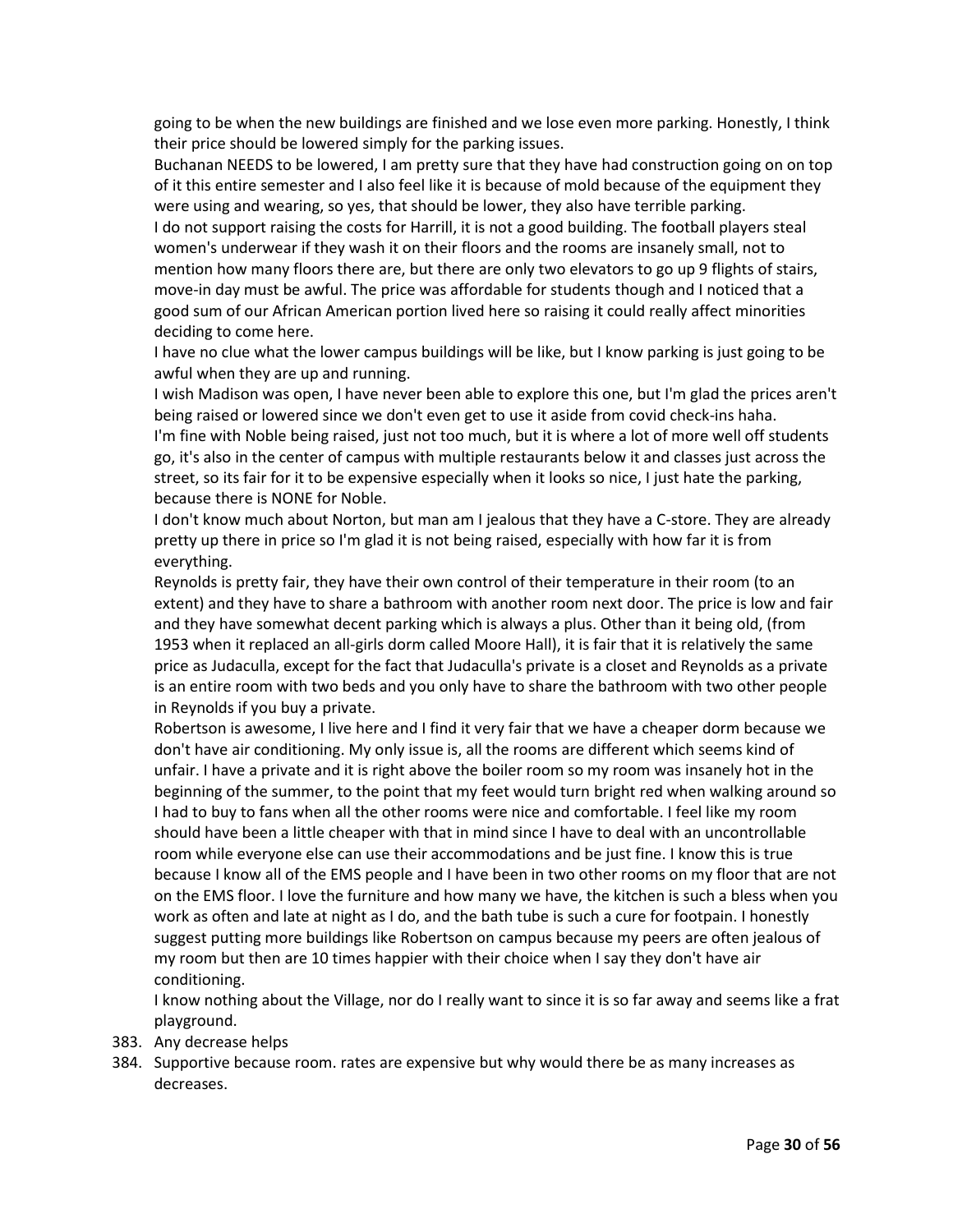going to be when the new buildings are finished and we lose even more parking. Honestly, I think their price should be lowered simply for the parking issues.

Buchanan NEEDS to be lowered, I am pretty sure that they have had construction going on on top of it this entire semester and I also feel like it is because of mold because of the equipment they were using and wearing, so yes, that should be lower, they also have terrible parking.

I do not support raising the costs for Harrill, it is not a good building. The football players steal women's underwear if they wash it on their floors and the rooms are insanely small, not to mention how many floors there are, but there are only two elevators to go up 9 flights of stairs, move-in day must be awful. The price was affordable for students though and I noticed that a good sum of our African American portion lived here so raising it could really affect minorities deciding to come here.

I have no clue what the lower campus buildings will be like, but I know parking is just going to be awful when they are up and running.

I wish Madison was open, I have never been able to explore this one, but I'm glad the prices aren't being raised or lowered since we don't even get to use it aside from covid check-ins haha.

I'm fine with Noble being raised, just not too much, but it is where a lot of more well off students go, it's also in the center of campus with multiple restaurants below it and classes just across the street, so its fair for it to be expensive especially when it looks so nice, I just hate the parking, because there is NONE for Noble.

I don't know much about Norton, but man am I jealous that they have a C-store. They are already pretty up there in price so I'm glad it is not being raised, especially with how far it is from everything.

Reynolds is pretty fair, they have their own control of their temperature in their room (to an extent) and they have to share a bathroom with another room next door. The price is low and fair and they have somewhat decent parking which is always a plus. Other than it being old, (from 1953 when it replaced an all-girls dorm called Moore Hall), it is fair that it is relatively the same price as Judaculla, except for the fact that Judaculla's private is a closet and Reynolds as a private is an entire room with two beds and you only have to share the bathroom with two other people in Reynolds if you buy a private.

Robertson is awesome, I live here and I find it very fair that we have a cheaper dorm because we don't have air conditioning. My only issue is, all the rooms are different which seems kind of unfair. I have a private and it is right above the boiler room so my room was insanely hot in the beginning of the summer, to the point that my feet would turn bright red when walking around so I had to buy to fans when all the other rooms were nice and comfortable. I feel like my room should have been a little cheaper with that in mind since I have to deal with an uncontrollable room while everyone else can use their accommodations and be just fine. I know this is true because I know all of the EMS people and I have been in two other rooms on my floor that are not on the EMS floor. I love the furniture and how many we have, the kitchen is such a bless when you work as often and late at night as I do, and the bath tube is such a cure for footpain. I honestly suggest putting more buildings like Robertson on campus because my peers are often jealous of my room but then are 10 times happier with their choice when I say they don't have air conditioning.

I know nothing about the Village, nor do I really want to since it is so far away and seems like a frat playground.

383. Any decrease helps
384. Supportive because room. rates are expensive but why would there be as many increases as decreases.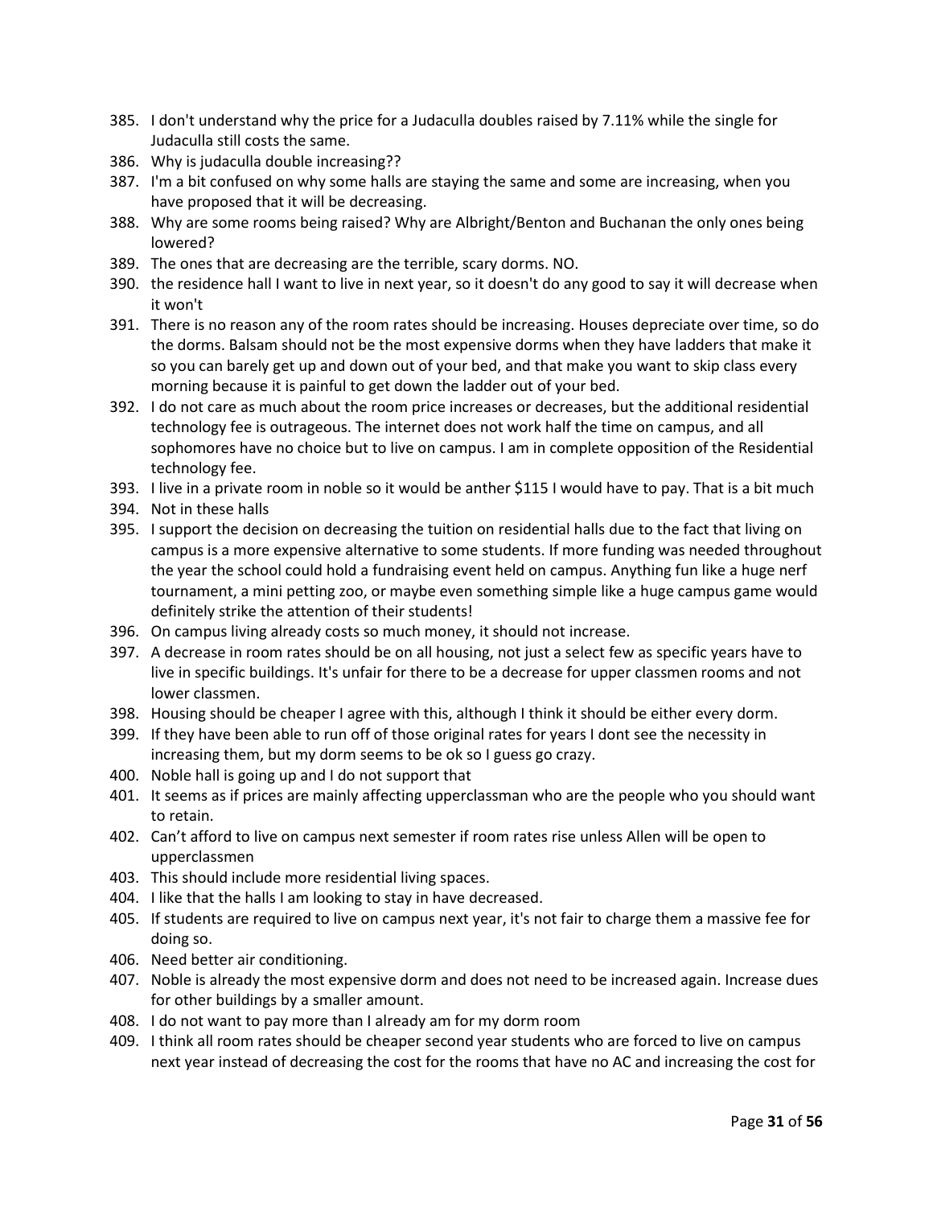385. I don't understand why the price for a Judaculla doubles raised by 7.11% while the single for Judaculla still costs the same.
386. Why is judaculla double increasing??
387. I'm a bit confused on why some halls are staying the same and some are increasing, when you have proposed that it will be decreasing.
388. Why are some rooms being raised? Why are Albright/Benton and Buchanan the only ones being lowered?
389. The ones that are decreasing are the terrible, scary dorms. NO.
390. the residence hall I want to live in next year, so it doesn't do any good to say it will decrease when it won't
391. There is no reason any of the room rates should be increasing. Houses depreciate over time, so do the dorms. Balsam should not be the most expensive dorms when they have ladders that make it so you can barely get up and down out of your bed, and that make you want to skip class every morning because it is painful to get down the ladder out of your bed.
392. I do not care as much about the room price increases or decreases, but the additional residential technology fee is outrageous. The internet does not work half the time on campus, and all sophomores have no choice but to live on campus. I am in complete opposition of the Residential technology fee.
393. I live in a private room in noble so it would be anther $115 I would have to pay. That is a bit much
394. Not in these halls
395. I support the decision on decreasing the tuition on residential halls due to the fact that living on campus is a more expensive alternative to some students. If more funding was needed throughout the year the school could hold a fundraising event held on campus. Anything fun like a huge nerf tournament, a mini petting zoo, or maybe even something simple like a huge campus game would definitely strike the attention of their students!
396. On campus living already costs so much money, it should not increase.
397. A decrease in room rates should be on all housing, not just a select few as specific years have to live in specific buildings. It's unfair for there to be a decrease for upper classmen rooms and not lower classmen.
398. Housing should be cheaper I agree with this, although I think it should be either every dorm.
399. If they have been able to run off of those original rates for years I dont see the necessity in increasing them, but my dorm seems to be ok so I guess go crazy.
400. Noble hall is going up and I do not support that
401. It seems as if prices are mainly affecting upperclassman who are the people who you should want to retain.
402. Can't afford to live on campus next semester if room rates rise unless Allen will be open to upperclassmen
403. This should include more residential living spaces.
404. I like that the halls I am looking to stay in have decreased.
405. If students are required to live on campus next year, it's not fair to charge them a massive fee for doing so.
406. Need better air conditioning.
407. Noble is already the most expensive dorm and does not need to be increased again. Increase dues for other buildings by a smaller amount.
408. I do not want to pay more than I already am for my dorm room
409. I think all room rates should be cheaper second year students who are forced to live on campus next year instead of decreasing the cost for the rooms that have no AC and increasing the cost for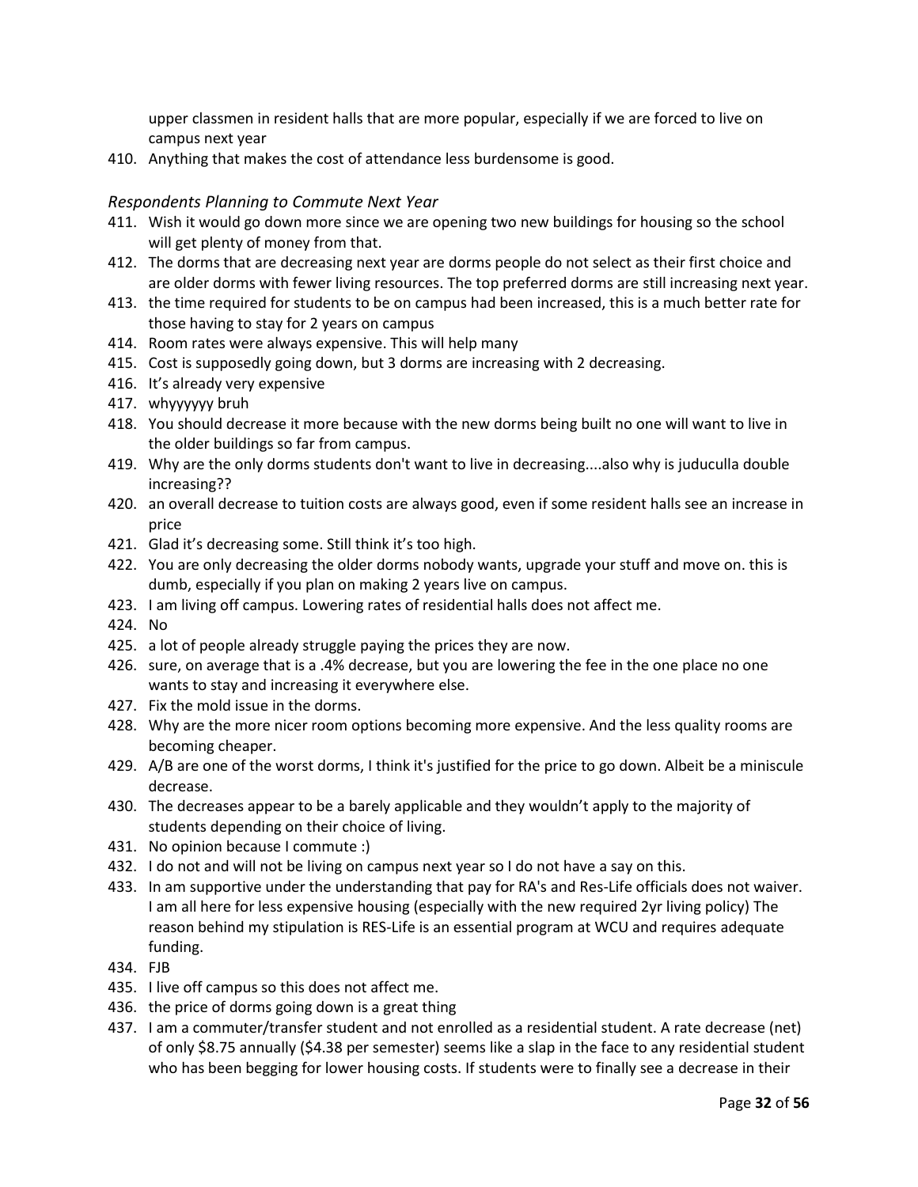upper classmen in resident halls that are more popular, especially if we are forced to live on campus next year

410. Anything that makes the cost of attendance less burdensome is good.

### *Respondents Planning to Commute Next Year*

411. Wish it would go down more since we are opening two new buildings for housing so the school will get plenty of money from that.
412. The dorms that are decreasing next year are dorms people do not select as their first choice and are older dorms with fewer living resources. The top preferred dorms are still increasing next year.
413. the time required for students to be on campus had been increased, this is a much better rate for those having to stay for 2 years on campus
414. Room rates were always expensive. This will help many
415. Cost is supposedly going down, but 3 dorms are increasing with 2 decreasing.
416. It's already very expensive
417. whyyyyyy bruh
418. You should decrease it more because with the new dorms being built no one will want to live in the older buildings so far from campus.
419. Why are the only dorms students don't want to live in decreasing....also why is juduculla double increasing??
420. an overall decrease to tuition costs are always good, even if some resident halls see an increase in price
421. Glad it's decreasing some. Still think it's too high.
422. You are only decreasing the older dorms nobody wants, upgrade your stuff and move on. this is dumb, especially if you plan on making 2 years live on campus.
423. I am living off campus. Lowering rates of residential halls does not affect me.
424. No
425. a lot of people already struggle paying the prices they are now.
426. sure, on average that is a .4% decrease, but you are lowering the fee in the one place no one wants to stay and increasing it everywhere else.
427. Fix the mold issue in the dorms.
428. Why are the more nicer room options becoming more expensive. And the less quality rooms are becoming cheaper.
429. A/B are one of the worst dorms, I think it's justified for the price to go down. Albeit be a miniscule decrease.
430. The decreases appear to be a barely applicable and they wouldn't apply to the majority of students depending on their choice of living.
431. No opinion because I commute :)
432. I do not and will not be living on campus next year so I do not have a say on this.
433. In am supportive under the understanding that pay for RA's and Res-Life officials does not waiver. I am all here for less expensive housing (especially with the new required 2yr living policy) The reason behind my stipulation is RES-Life is an essential program at WCU and requires adequate funding.
434. FJB
435. I live off campus so this does not affect me.
436. the price of dorms going down is a great thing
437. I am a commuter/transfer student and not enrolled as a residential student. A rate decrease (net) of only $8.75 annually ($4.38 per semester) seems like a slap in the face to any residential student who has been begging for lower housing costs. If students were to finally see a decrease in their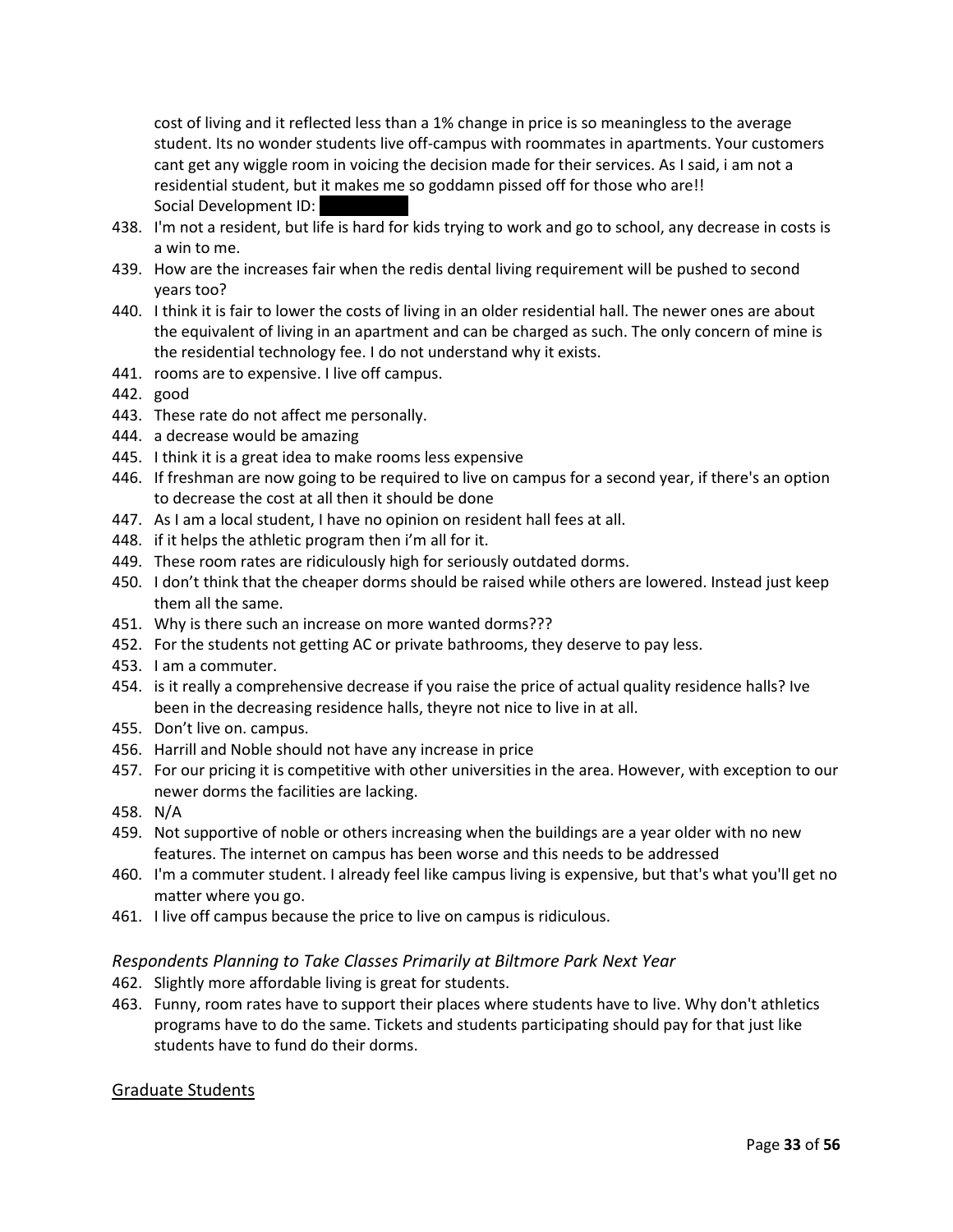cost of living and it reflected less than a 1% change in price is so meaningless to the average student. Its no wonder students live off-campus with roommates in apartments. Your customers cant get any wiggle room in voicing the decision made for their services. As I said, i am not a residential student, but it makes me so goddamn pissed off for those who are!!
Social Development ID: ██████

438. I'm not a resident, but life is hard for kids trying to work and go to school, any decrease in costs is a win to me.
439. How are the increases fair when the redis dental living requirement will be pushed to second years too?
440. I think it is fair to lower the costs of living in an older residential hall. The newer ones are about the equivalent of living in an apartment and can be charged as such. The only concern of mine is the residential technology fee. I do not understand why it exists.
441. rooms are to expensive. I live off campus.
442. good
443. These rate do not affect me personally.
444. a decrease would be amazing
445. I think it is a great idea to make rooms less expensive
446. If freshman are now going to be required to live on campus for a second year, if there's an option to decrease the cost at all then it should be done
447. As I am a local student, I have no opinion on resident hall fees at all.
448. if it helps the athletic program then i'm all for it.
449. These room rates are ridiculously high for seriously outdated dorms.
450. I don't think that the cheaper dorms should be raised while others are lowered. Instead just keep them all the same.
451. Why is there such an increase on more wanted dorms???
452. For the students not getting AC or private bathrooms, they deserve to pay less.
453. I am a commuter.
454. is it really a comprehensive decrease if you raise the price of actual quality residence halls? Ive been in the decreasing residence halls, theyre not nice to live in at all.
455. Don't live on. campus.
456. Harrill and Noble should not have any increase in price
457. For our pricing it is competitive with other universities in the area. However, with exception to our newer dorms the facilities are lacking.
458. N/A
459. Not supportive of noble or others increasing when the buildings are a year older with no new features. The internet on campus has been worse and this needs to be addressed
460. I'm a commuter student. I already feel like campus living is expensive, but that's what you'll get no matter where you go.
461. I live off campus because the price to live on campus is ridiculous.

### *Respondents Planning to Take Classes Primarily at Biltmore Park Next Year*

462. Slightly more affordable living is great for students.
463. Funny, room rates have to support their places where students have to live. Why don't athletics programs have to do the same. Tickets and students participating should pay for that just like students have to fund do their dorms.

## Graduate Students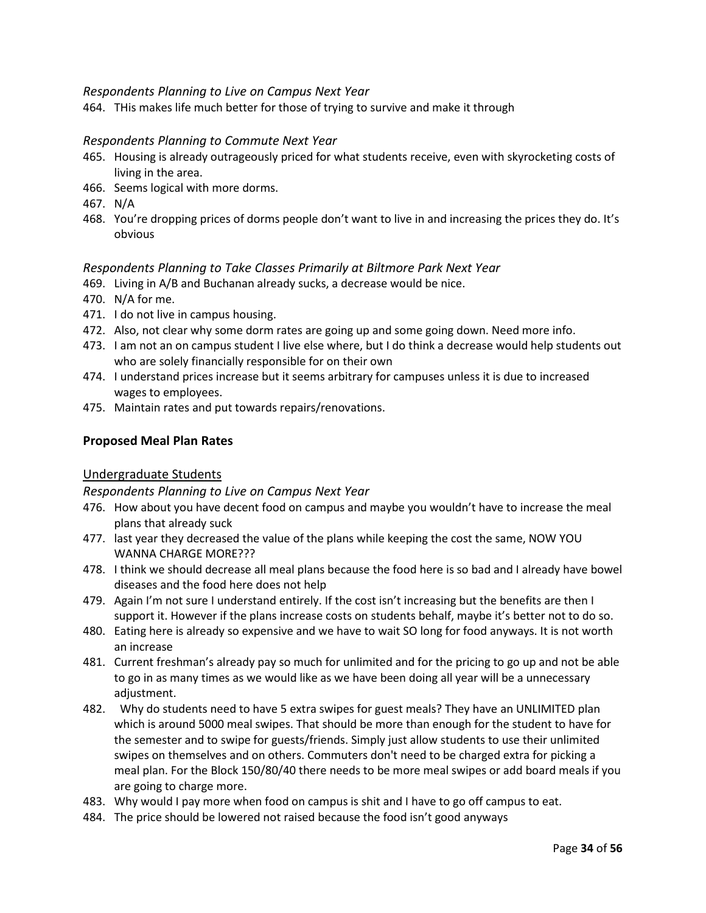*Respondents Planning to Live on Campus Next Year*

464. THis makes life much better for those of trying to survive and make it through

*Respondents Planning to Commute Next Year*

465. Housing is already outrageously priced for what students receive, even with skyrocketing costs of living in the area.
466. Seems logical with more dorms.
467. N/A
468. You're dropping prices of dorms people don't want to live in and increasing the prices they do. It's obvious

*Respondents Planning to Take Classes Primarily at Biltmore Park Next Year*

469. Living in A/B and Buchanan already sucks, a decrease would be nice.
470. N/A for me.
471. I do not live in campus housing.
472. Also, not clear why some dorm rates are going up and some going down. Need more info.
473. I am not an on campus student I live else where, but I do think a decrease would help students out who are solely financially responsible for on their own
474. I understand prices increase but it seems arbitrary for campuses unless it is due to increased wages to employees.
475. Maintain rates and put towards repairs/renovations.

**Proposed Meal Plan Rates**

<u>Undergraduate Students</u>

*Respondents Planning to Live on Campus Next Year*

476. How about you have decent food on campus and maybe you wouldn't have to increase the meal plans that already suck
477. last year they decreased the value of the plans while keeping the cost the same, NOW YOU WANNA CHARGE MORE???
478. I think we should decrease all meal plans because the food here is so bad and I already have bowel diseases and the food here does not help
479. Again I'm not sure I understand entirely. If the cost isn't increasing but the benefits are then I support it. However if the plans increase costs on students behalf, maybe it's better not to do so.
480. Eating here is already so expensive and we have to wait SO long for food anyways. It is not worth an increase
481. Current freshman's already pay so much for unlimited and for the pricing to go up and not be able to go in as many times as we would like as we have been doing all year will be a unnecessary adjustment.
482. Why do students need to have 5 extra swipes for guest meals? They have an UNLIMITED plan which is around 5000 meal swipes. That should be more than enough for the student to have for the semester and to swipe for guests/friends. Simply just allow students to use their unlimited swipes on themselves and on others. Commuters don't need to be charged extra for picking a meal plan. For the Block 150/80/40 there needs to be more meal swipes or add board meals if you are going to charge more.
483. Why would I pay more when food on campus is shit and I have to go off campus to eat.
484. The price should be lowered not raised because the food isn't good anyways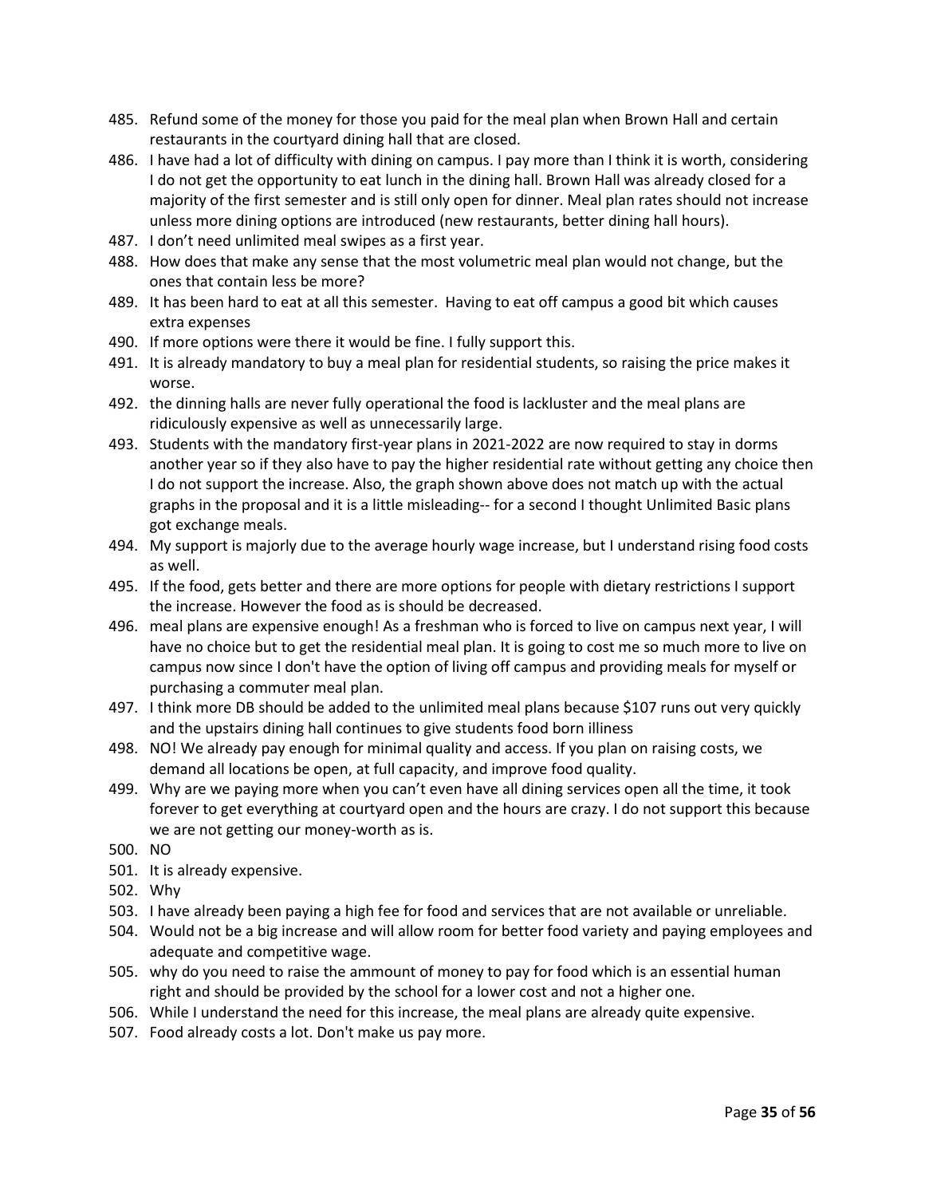485. Refund some of the money for those you paid for the meal plan when Brown Hall and certain restaurants in the courtyard dining hall that are closed.
486. I have had a lot of difficulty with dining on campus. I pay more than I think it is worth, considering I do not get the opportunity to eat lunch in the dining hall. Brown Hall was already closed for a majority of the first semester and is still only open for dinner. Meal plan rates should not increase unless more dining options are introduced (new restaurants, better dining hall hours).
487. I don't need unlimited meal swipes as a first year.
488. How does that make any sense that the most volumetric meal plan would not change, but the ones that contain less be more?
489. It has been hard to eat at all this semester. Having to eat off campus a good bit which causes extra expenses
490. If more options were there it would be fine. I fully support this.
491. It is already mandatory to buy a meal plan for residential students, so raising the price makes it worse.
492. the dinning halls are never fully operational the food is lackluster and the meal plans are ridiculously expensive as well as unnecessarily large.
493. Students with the mandatory first-year plans in 2021-2022 are now required to stay in dorms another year so if they also have to pay the higher residential rate without getting any choice then I do not support the increase. Also, the graph shown above does not match up with the actual graphs in the proposal and it is a little misleading-- for a second I thought Unlimited Basic plans got exchange meals.
494. My support is majorly due to the average hourly wage increase, but I understand rising food costs as well.
495. If the food, gets better and there are more options for people with dietary restrictions I support the increase. However the food as is should be decreased.
496. meal plans are expensive enough! As a freshman who is forced to live on campus next year, I will have no choice but to get the residential meal plan. It is going to cost me so much more to live on campus now since I don't have the option of living off campus and providing meals for myself or purchasing a commuter meal plan.
497. I think more DB should be added to the unlimited meal plans because $107 runs out very quickly and the upstairs dining hall continues to give students food born illiness
498. NO! We already pay enough for minimal quality and access. If you plan on raising costs, we demand all locations be open, at full capacity, and improve food quality.
499. Why are we paying more when you can't even have all dining services open all the time, it took forever to get everything at courtyard open and the hours are crazy. I do not support this because we are not getting our money-worth as is.
500. NO
501. It is already expensive.
502. Why
503. I have already been paying a high fee for food and services that are not available or unreliable.
504. Would not be a big increase and will allow room for better food variety and paying employees and adequate and competitive wage.
505. why do you need to raise the ammount of money to pay for food which is an essential human right and should be provided by the school for a lower cost and not a higher one.
506. While I understand the need for this increase, the meal plans are already quite expensive.
507. Food already costs a lot. Don't make us pay more.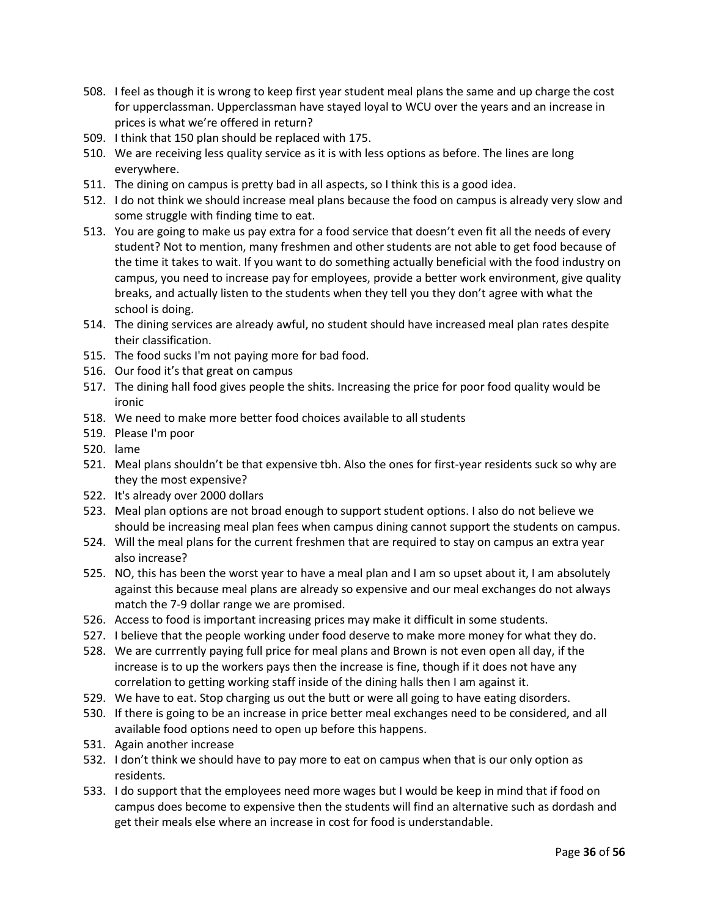508. I feel as though it is wrong to keep first year student meal plans the same and up charge the cost for upperclassman. Upperclassman have stayed loyal to WCU over the years and an increase in prices is what we're offered in return?
509. I think that 150 plan should be replaced with 175.
510. We are receiving less quality service as it is with less options as before. The lines are long everywhere.
511. The dining on campus is pretty bad in all aspects, so I think this is a good idea.
512. I do not think we should increase meal plans because the food on campus is already very slow and some struggle with finding time to eat.
513. You are going to make us pay extra for a food service that doesn't even fit all the needs of every student? Not to mention, many freshmen and other students are not able to get food because of the time it takes to wait. If you want to do something actually beneficial with the food industry on campus, you need to increase pay for employees, provide a better work environment, give quality breaks, and actually listen to the students when they tell you they don't agree with what the school is doing.
514. The dining services are already awful, no student should have increased meal plan rates despite their classification.
515. The food sucks I'm not paying more for bad food.
516. Our food it's that great on campus
517. The dining hall food gives people the shits. Increasing the price for poor food quality would be ironic
518. We need to make more better food choices available to all students
519. Please I'm poor
520. lame
521. Meal plans shouldn't be that expensive tbh. Also the ones for first-year residents suck so why are they the most expensive?
522. It's already over 2000 dollars
523. Meal plan options are not broad enough to support student options. I also do not believe we should be increasing meal plan fees when campus dining cannot support the students on campus.
524. Will the meal plans for the current freshmen that are required to stay on campus an extra year also increase?
525. NO, this has been the worst year to have a meal plan and I am so upset about it, I am absolutely against this because meal plans are already so expensive and our meal exchanges do not always match the 7-9 dollar range we are promised.
526. Access to food is important increasing prices may make it difficult in some students.
527. I believe that the people working under food deserve to make more money for what they do.
528. We are currrently paying full price for meal plans and Brown is not even open all day, if the increase is to up the workers pays then the increase is fine, though if it does not have any correlation to getting working staff inside of the dining halls then I am against it.
529. We have to eat. Stop charging us out the butt or were all going to have eating disorders.
530. If there is going to be an increase in price better meal exchanges need to be considered, and all available food options need to open up before this happens.
531. Again another increase
532. I don't think we should have to pay more to eat on campus when that is our only option as residents.
533. I do support that the employees need more wages but I would be keep in mind that if food on campus does become to expensive then the students will find an alternative such as dordash and get their meals else where an increase in cost for food is understandable.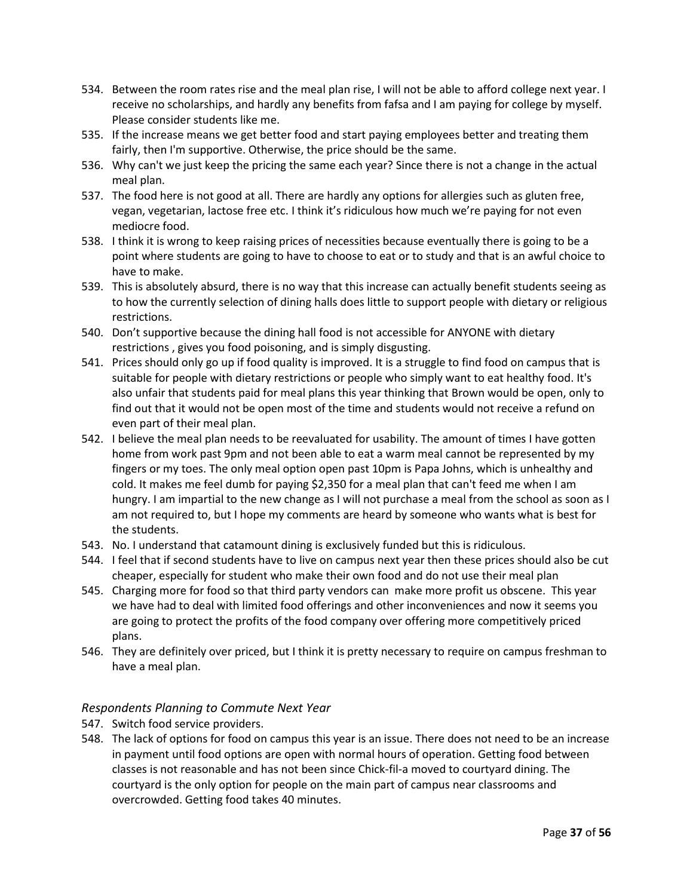534. Between the room rates rise and the meal plan rise, I will not be able to afford college next year. I receive no scholarships, and hardly any benefits from fafsa and I am paying for college by myself. Please consider students like me.
535. If the increase means we get better food and start paying employees better and treating them fairly, then I'm supportive. Otherwise, the price should be the same.
536. Why can't we just keep the pricing the same each year? Since there is not a change in the actual meal plan.
537. The food here is not good at all. There are hardly any options for allergies such as gluten free, vegan, vegetarian, lactose free etc. I think it's ridiculous how much we're paying for not even mediocre food.
538. I think it is wrong to keep raising prices of necessities because eventually there is going to be a point where students are going to have to choose to eat or to study and that is an awful choice to have to make.
539. This is absolutely absurd, there is no way that this increase can actually benefit students seeing as to how the currently selection of dining halls does little to support people with dietary or religious restrictions.
540. Don't supportive because the dining hall food is not accessible for ANYONE with dietary restrictions , gives you food poisoning, and is simply disgusting.
541. Prices should only go up if food quality is improved. It is a struggle to find food on campus that is suitable for people with dietary restrictions or people who simply want to eat healthy food. It's also unfair that students paid for meal plans this year thinking that Brown would be open, only to find out that it would not be open most of the time and students would not receive a refund on even part of their meal plan.
542. I believe the meal plan needs to be reevaluated for usability. The amount of times I have gotten home from work past 9pm and not been able to eat a warm meal cannot be represented by my fingers or my toes. The only meal option open past 10pm is Papa Johns, which is unhealthy and cold. It makes me feel dumb for paying $2,350 for a meal plan that can't feed me when I am hungry. I am impartial to the new change as I will not purchase a meal from the school as soon as I am not required to, but I hope my comments are heard by someone who wants what is best for the students.
543. No. I understand that catamount dining is exclusively funded but this is ridiculous.
544. I feel that if second students have to live on campus next year then these prices should also be cut cheaper, especially for student who make their own food and do not use their meal plan
545. Charging more for food so that third party vendors can  make more profit us obscene.  This year we have had to deal with limited food offerings and other inconveniences and now it seems you are going to protect the profits of the food company over offering more competitively priced plans.
546. They are definitely over priced, but I think it is pretty necessary to require on campus freshman to have a meal plan.

### *Respondents Planning to Commute Next Year*

547. Switch food service providers.
548. The lack of options for food on campus this year is an issue. There does not need to be an increase in payment until food options are open with normal hours of operation. Getting food between classes is not reasonable and has not been since Chick-fil-a moved to courtyard dining. The courtyard is the only option for people on the main part of campus near classrooms and overcrowded. Getting food takes 40 minutes.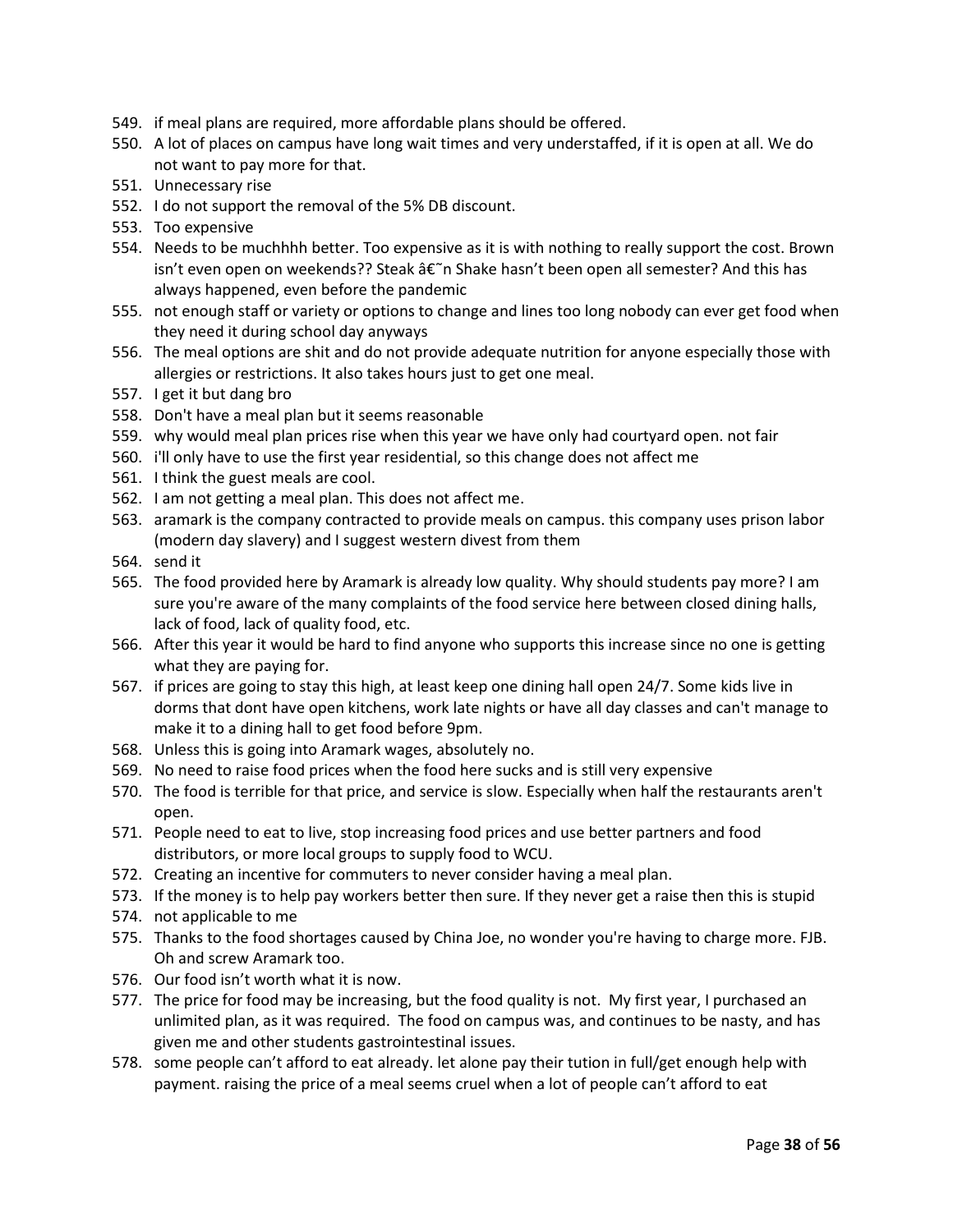549. if meal plans are required, more affordable plans should be offered.
550. A lot of places on campus have long wait times and very understaffed, if it is open at all. We do not want to pay more for that.
551. Unnecessary rise
552. I do not support the removal of the 5% DB discount.
553. Too expensive
554. Needs to be muchhhh better. Too expensive as it is with nothing to really support the cost. Brown isn't even open on weekends?? Steak â€˜n Shake hasn't been open all semester? And this has always happened, even before the pandemic
555. not enough staff or variety or options to change and lines too long nobody can ever get food when they need it during school day anyways
556. The meal options are shit and do not provide adequate nutrition for anyone especially those with allergies or restrictions. It also takes hours just to get one meal.
557. I get it but dang bro
558. Don't have a meal plan but it seems reasonable
559. why would meal plan prices rise when this year we have only had courtyard open. not fair
560. i'll only have to use the first year residential, so this change does not affect me
561. I think the guest meals are cool.
562. I am not getting a meal plan. This does not affect me.
563. aramark is the company contracted to provide meals on campus. this company uses prison labor (modern day slavery) and I suggest western divest from them
564. send it
565. The food provided here by Aramark is already low quality. Why should students pay more? I am sure you're aware of the many complaints of the food service here between closed dining halls, lack of food, lack of quality food, etc.
566. After this year it would be hard to find anyone who supports this increase since no one is getting what they are paying for.
567. if prices are going to stay this high, at least keep one dining hall open 24/7. Some kids live in dorms that dont have open kitchens, work late nights or have all day classes and can't manage to make it to a dining hall to get food before 9pm.
568. Unless this is going into Aramark wages, absolutely no.
569. No need to raise food prices when the food here sucks and is still very expensive
570. The food is terrible for that price, and service is slow. Especially when half the restaurants aren't open.
571. People need to eat to live, stop increasing food prices and use better partners and food distributors, or more local groups to supply food to WCU.
572. Creating an incentive for commuters to never consider having a meal plan.
573. If the money is to help pay workers better then sure. If they never get a raise then this is stupid
574. not applicable to me
575. Thanks to the food shortages caused by China Joe, no wonder you're having to charge more. FJB. Oh and screw Aramark too.
576. Our food isn't worth what it is now.
577. The price for food may be increasing, but the food quality is not. My first year, I purchased an unlimited plan, as it was required. The food on campus was, and continues to be nasty, and has given me and other students gastrointestinal issues.
578. some people can't afford to eat already. let alone pay their tution in full/get enough help with payment. raising the price of a meal seems cruel when a lot of people can't afford to eat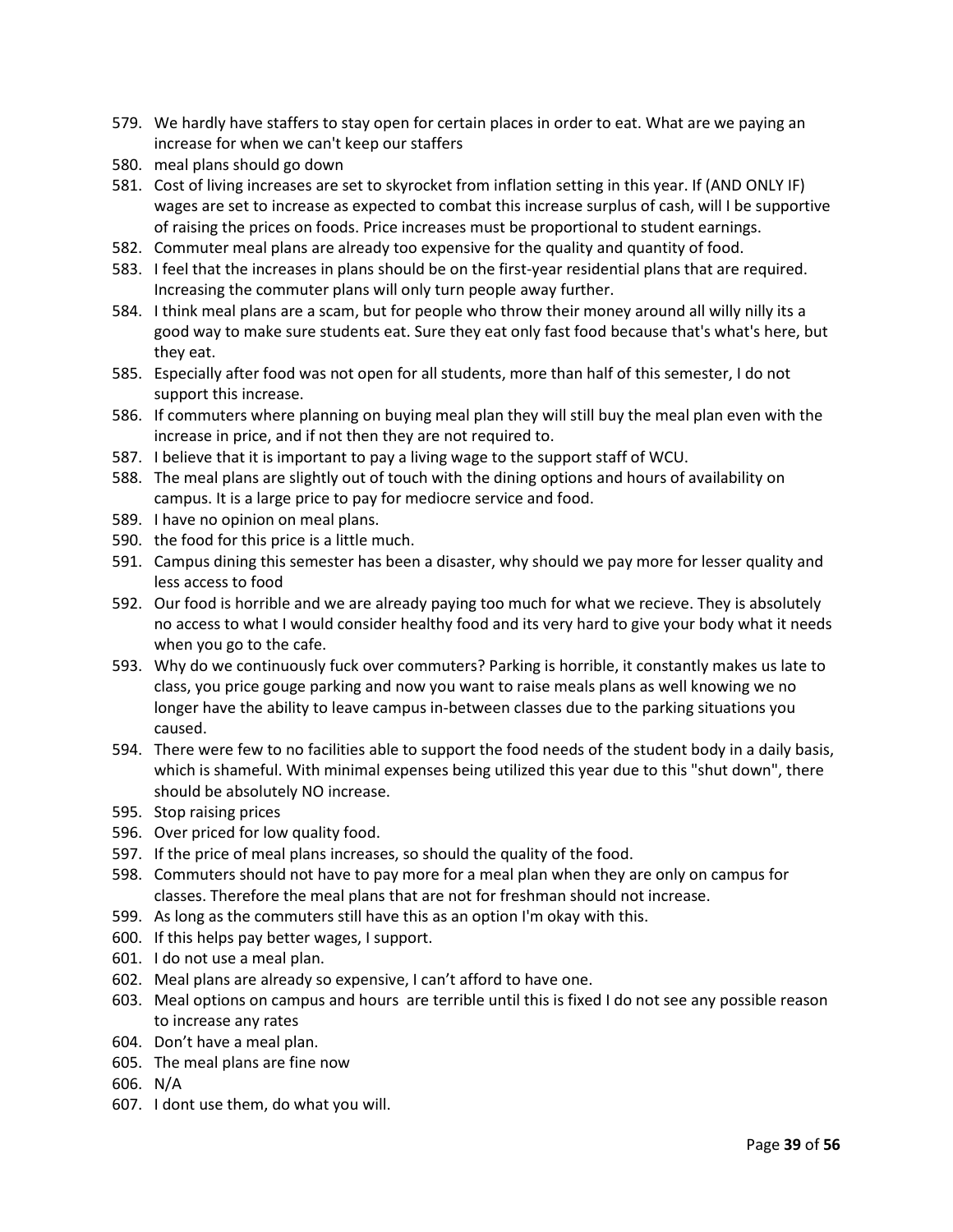579. We hardly have staffers to stay open for certain places in order to eat. What are we paying an increase for when we can't keep our staffers
580. meal plans should go down
581. Cost of living increases are set to skyrocket from inflation setting in this year. If (AND ONLY IF) wages are set to increase as expected to combat this increase surplus of cash, will I be supportive of raising the prices on foods. Price increases must be proportional to student earnings.
582. Commuter meal plans are already too expensive for the quality and quantity of food.
583. I feel that the increases in plans should be on the first-year residential plans that are required. Increasing the commuter plans will only turn people away further.
584. I think meal plans are a scam, but for people who throw their money around all willy nilly its a good way to make sure students eat. Sure they eat only fast food because that's what's here, but they eat.
585. Especially after food was not open for all students, more than half of this semester, I do not support this increase.
586. If commuters where planning on buying meal plan they will still buy the meal plan even with the increase in price, and if not then they are not required to.
587. I believe that it is important to pay a living wage to the support staff of WCU.
588. The meal plans are slightly out of touch with the dining options and hours of availability on campus. It is a large price to pay for mediocre service and food.
589. I have no opinion on meal plans.
590. the food for this price is a little much.
591. Campus dining this semester has been a disaster, why should we pay more for lesser quality and less access to food
592. Our food is horrible and we are already paying too much for what we recieve. They is absolutely no access to what I would consider healthy food and its very hard to give your body what it needs when you go to the cafe.
593. Why do we continuously fuck over commuters? Parking is horrible, it constantly makes us late to class, you price gouge parking and now you want to raise meals plans as well knowing we no longer have the ability to leave campus in-between classes due to the parking situations you caused.
594. There were few to no facilities able to support the food needs of the student body in a daily basis, which is shameful. With minimal expenses being utilized this year due to this "shut down", there should be absolutely NO increase.
595. Stop raising prices
596. Over priced for low quality food.
597. If the price of meal plans increases, so should the quality of the food.
598. Commuters should not have to pay more for a meal plan when they are only on campus for classes. Therefore the meal plans that are not for freshman should not increase.
599. As long as the commuters still have this as an option I'm okay with this.
600. If this helps pay better wages, I support.
601. I do not use a meal plan.
602. Meal plans are already so expensive, I can't afford to have one.
603. Meal options on campus and hours are terrible until this is fixed I do not see any possible reason to increase any rates
604. Don't have a meal plan.
605. The meal plans are fine now
606. N/A
607. I dont use them, do what you will.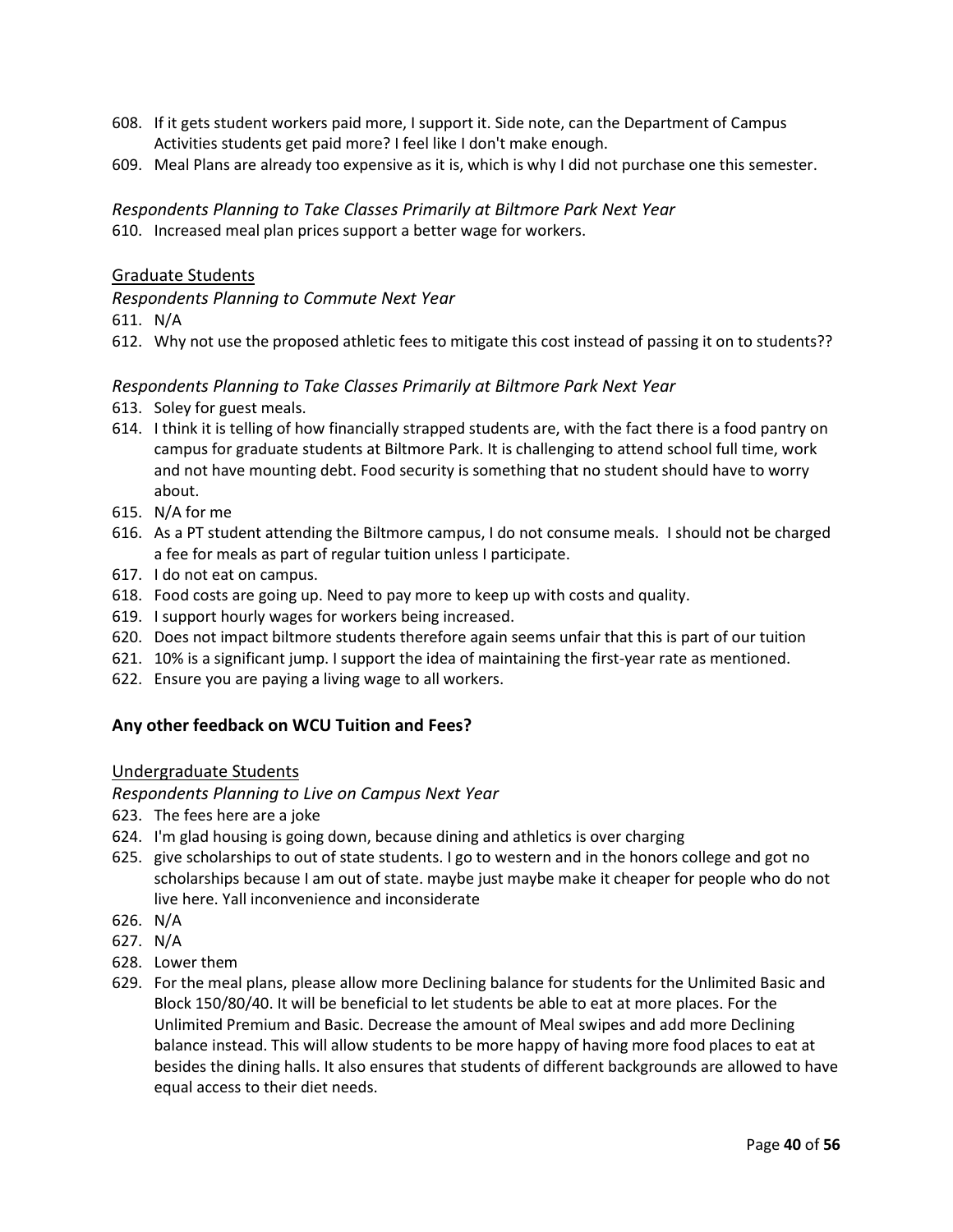608. If it gets student workers paid more, I support it. Side note, can the Department of Campus Activities students get paid more? I feel like I don't make enough.
609. Meal Plans are already too expensive as it is, which is why I did not purchase one this semester.

*Respondents Planning to Take Classes Primarily at Biltmore Park Next Year*

610. Increased meal plan prices support a better wage for workers.

### Graduate Students

*Respondents Planning to Commute Next Year*

611. N/A
612. Why not use the proposed athletic fees to mitigate this cost instead of passing it on to students??

*Respondents Planning to Take Classes Primarily at Biltmore Park Next Year*

613. Soley for guest meals.
614. I think it is telling of how financially strapped students are, with the fact there is a food pantry on campus for graduate students at Biltmore Park. It is challenging to attend school full time, work and not have mounting debt. Food security is something that no student should have to worry about.
615. N/A for me
616. As a PT student attending the Biltmore campus, I do not consume meals. I should not be charged a fee for meals as part of regular tuition unless I participate.
617. I do not eat on campus.
618. Food costs are going up. Need to pay more to keep up with costs and quality.
619. I support hourly wages for workers being increased.
620. Does not impact biltmore students therefore again seems unfair that this is part of our tuition
621. 10% is a significant jump. I support the idea of maintaining the first-year rate as mentioned.
622. Ensure you are paying a living wage to all workers.

## Any other feedback on WCU Tuition and Fees?

### Undergraduate Students

*Respondents Planning to Live on Campus Next Year*

623. The fees here are a joke
624. I'm glad housing is going down, because dining and athletics is over charging
625. give scholarships to out of state students. I go to western and in the honors college and got no scholarships because I am out of state. maybe just maybe make it cheaper for people who do not live here. Yall inconvenience and inconsiderate
626. N/A
627. N/A
628. Lower them
629. For the meal plans, please allow more Declining balance for students for the Unlimited Basic and Block 150/80/40. It will be beneficial to let students be able to eat at more places. For the Unlimited Premium and Basic. Decrease the amount of Meal swipes and add more Declining balance instead. This will allow students to be more happy of having more food places to eat at besides the dining halls. It also ensures that students of different backgrounds are allowed to have equal access to their diet needs.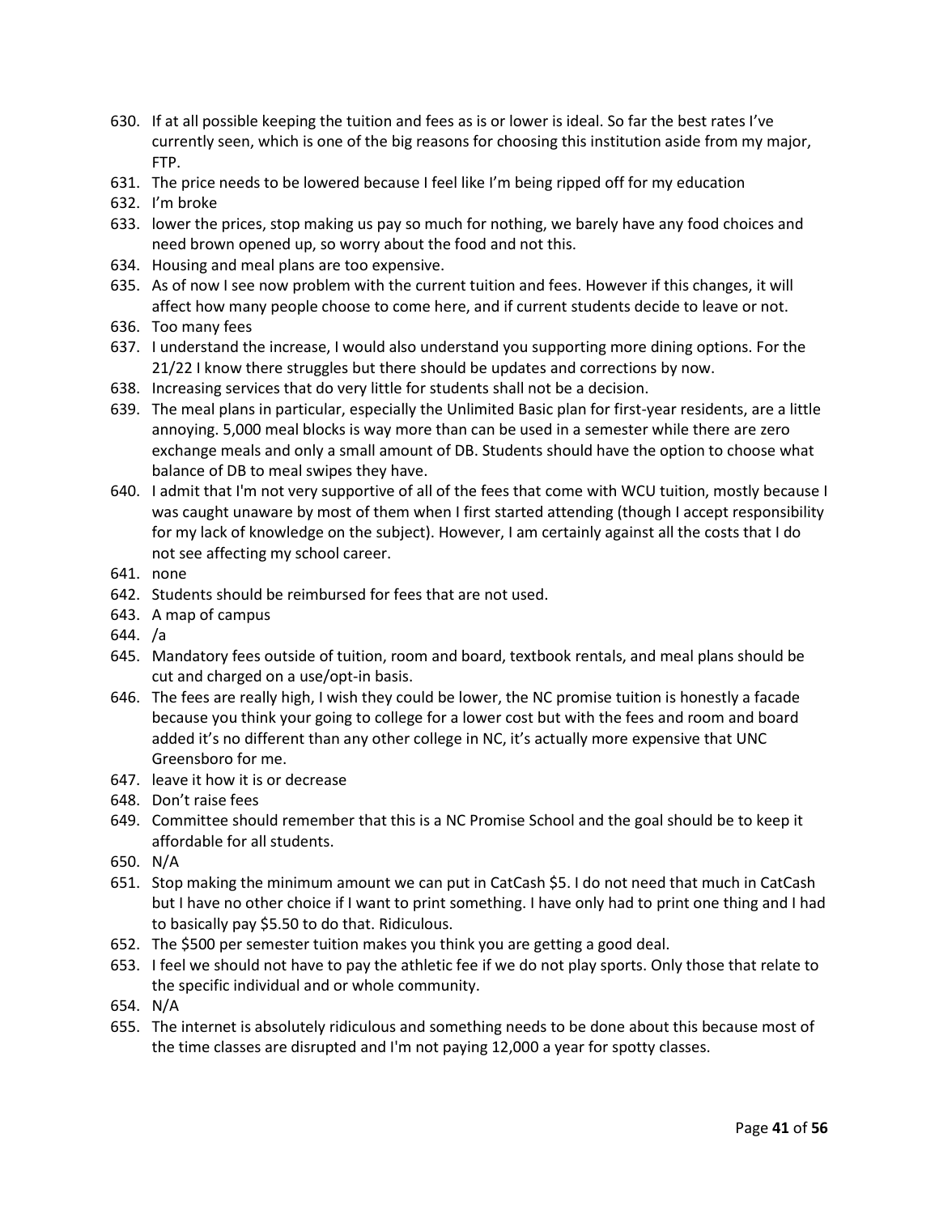630. If at all possible keeping the tuition and fees as is or lower is ideal. So far the best rates I've currently seen, which is one of the big reasons for choosing this institution aside from my major, FTP.
631. The price needs to be lowered because I feel like I'm being ripped off for my education
632. I'm broke
633. lower the prices, stop making us pay so much for nothing, we barely have any food choices and need brown opened up, so worry about the food and not this.
634. Housing and meal plans are too expensive.
635. As of now I see now problem with the current tuition and fees. However if this changes, it will affect how many people choose to come here, and if current students decide to leave or not.
636. Too many fees
637. I understand the increase, I would also understand you supporting more dining options. For the 21/22 I know there struggles but there should be updates and corrections by now.
638. Increasing services that do very little for students shall not be a decision.
639. The meal plans in particular, especially the Unlimited Basic plan for first-year residents, are a little annoying. 5,000 meal blocks is way more than can be used in a semester while there are zero exchange meals and only a small amount of DB. Students should have the option to choose what balance of DB to meal swipes they have.
640. I admit that I'm not very supportive of all of the fees that come with WCU tuition, mostly because I was caught unaware by most of them when I first started attending (though I accept responsibility for my lack of knowledge on the subject). However, I am certainly against all the costs that I do not see affecting my school career.
641. none
642. Students should be reimbursed for fees that are not used.
643. A map of campus
644. /a
645. Mandatory fees outside of tuition, room and board, textbook rentals, and meal plans should be cut and charged on a use/opt-in basis.
646. The fees are really high, I wish they could be lower, the NC promise tuition is honestly a facade because you think your going to college for a lower cost but with the fees and room and board added it's no different than any other college in NC, it's actually more expensive that UNC Greensboro for me.
647. leave it how it is or decrease
648. Don't raise fees
649. Committee should remember that this is a NC Promise School and the goal should be to keep it affordable for all students.
650. N/A
651. Stop making the minimum amount we can put in CatCash $5. I do not need that much in CatCash but I have no other choice if I want to print something. I have only had to print one thing and I had to basically pay $5.50 to do that. Ridiculous.
652. The $500 per semester tuition makes you think you are getting a good deal.
653. I feel we should not have to pay the athletic fee if we do not play sports. Only those that relate to the specific individual and or whole community.
654. N/A
655. The internet is absolutely ridiculous and something needs to be done about this because most of the time classes are disrupted and I'm not paying 12,000 a year for spotty classes.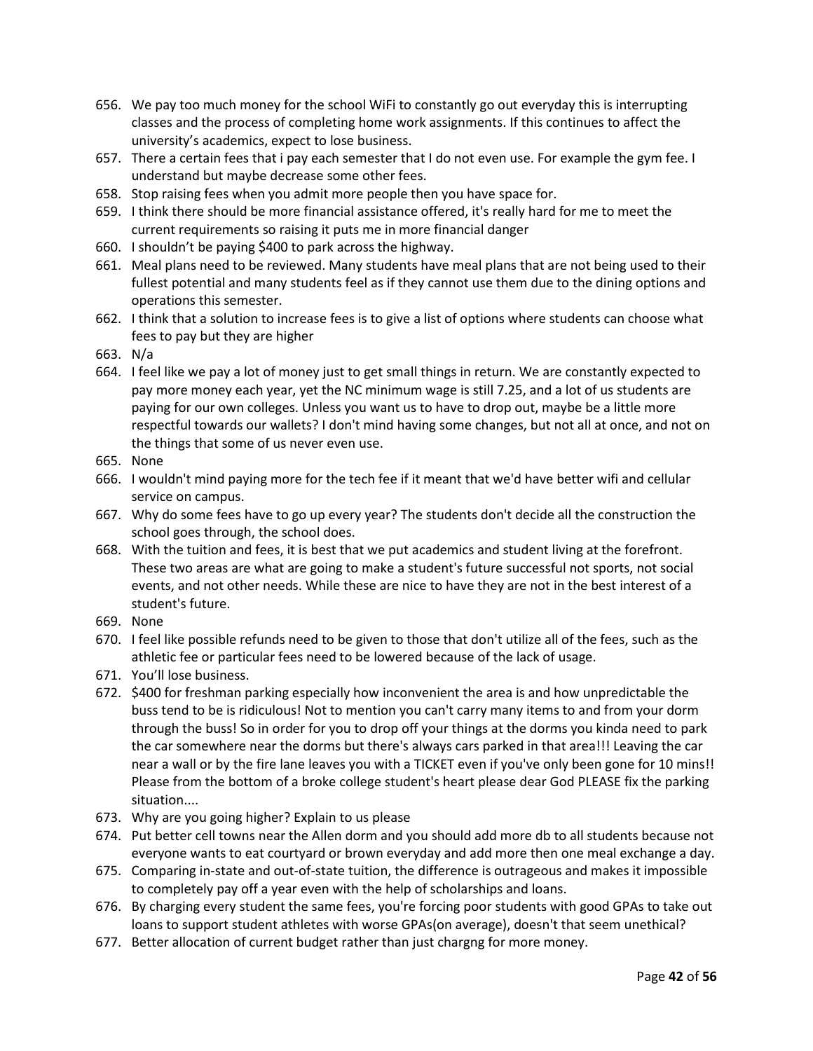656. We pay too much money for the school WiFi to constantly go out everyday this is interrupting classes and the process of completing home work assignments. If this continues to affect the university's academics, expect to lose business.
657. There a certain fees that i pay each semester that I do not even use. For example the gym fee. I understand but maybe decrease some other fees.
658. Stop raising fees when you admit more people then you have space for.
659. I think there should be more financial assistance offered, it's really hard for me to meet the current requirements so raising it puts me in more financial danger
660. I shouldn't be paying $400 to park across the highway.
661. Meal plans need to be reviewed. Many students have meal plans that are not being used to their fullest potential and many students feel as if they cannot use them due to the dining options and operations this semester.
662. I think that a solution to increase fees is to give a list of options where students can choose what fees to pay but they are higher
663. N/a
664. I feel like we pay a lot of money just to get small things in return. We are constantly expected to pay more money each year, yet the NC minimum wage is still 7.25, and a lot of us students are paying for our own colleges. Unless you want us to have to drop out, maybe be a little more respectful towards our wallets? I don't mind having some changes, but not all at once, and not on the things that some of us never even use.
665. None
666. I wouldn't mind paying more for the tech fee if it meant that we'd have better wifi and cellular service on campus.
667. Why do some fees have to go up every year? The students don't decide all the construction the school goes through, the school does.
668. With the tuition and fees, it is best that we put academics and student living at the forefront. These two areas are what are going to make a student's future successful not sports, not social events, and not other needs. While these are nice to have they are not in the best interest of a student's future.
669. None
670. I feel like possible refunds need to be given to those that don't utilize all of the fees, such as the athletic fee or particular fees need to be lowered because of the lack of usage.
671. You'll lose business.
672. $400 for freshman parking especially how inconvenient the area is and how unpredictable the buss tend to be is ridiculous! Not to mention you can't carry many items to and from your dorm through the buss! So in order for you to drop off your things at the dorms you kinda need to park the car somewhere near the dorms but there's always cars parked in that area!!! Leaving the car near a wall or by the fire lane leaves you with a TICKET even if you've only been gone for 10 mins!! Please from the bottom of a broke college student's heart please dear God PLEASE fix the parking situation....
673. Why are you going higher? Explain to us please
674. Put better cell towns near the Allen dorm and you should add more db to all students because not everyone wants to eat courtyard or brown everyday and add more then one meal exchange a day.
675. Comparing in-state and out-of-state tuition, the difference is outrageous and makes it impossible to completely pay off a year even with the help of scholarships and loans.
676. By charging every student the same fees, you're forcing poor students with good GPAs to take out loans to support student athletes with worse GPAs(on average), doesn't that seem unethical?
677. Better allocation of current budget rather than just chargng for more money.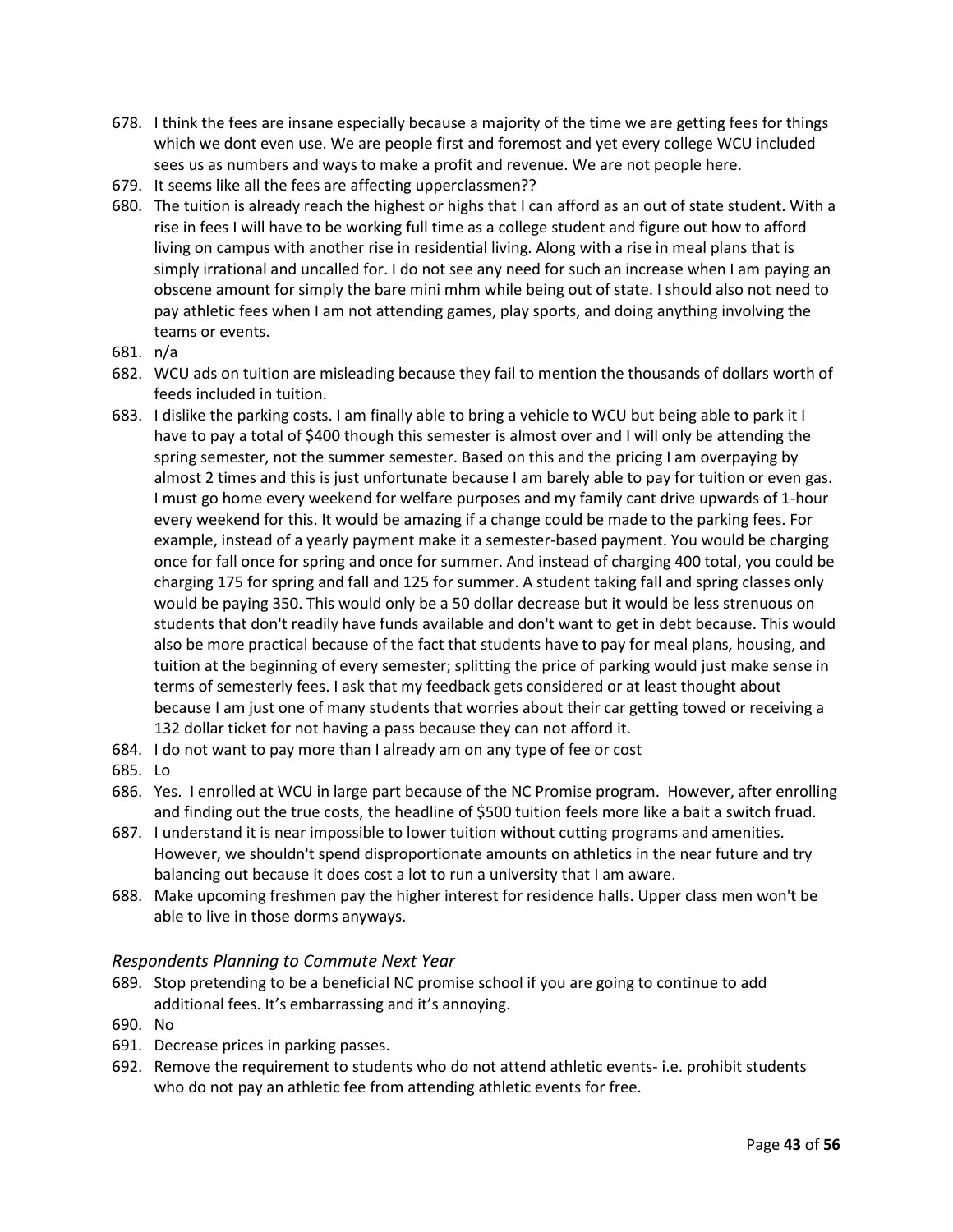678. I think the fees are insane especially because a majority of the time we are getting fees for things which we dont even use. We are people first and foremost and yet every college WCU included sees us as numbers and ways to make a profit and revenue. We are not people here.
679. It seems like all the fees are affecting upperclassmen??
680. The tuition is already reach the highest or highs that I can afford as an out of state student. With a rise in fees I will have to be working full time as a college student and figure out how to afford living on campus with another rise in residential living. Along with a rise in meal plans that is simply irrational and uncalled for. I do not see any need for such an increase when I am paying an obscene amount for simply the bare mini mhm while being out of state. I should also not need to pay athletic fees when I am not attending games, play sports, and doing anything involving the teams or events.
681. n/a
682. WCU ads on tuition are misleading because they fail to mention the thousands of dollars worth of feeds included in tuition.
683. I dislike the parking costs. I am finally able to bring a vehicle to WCU but being able to park it I have to pay a total of $400 though this semester is almost over and I will only be attending the spring semester, not the summer semester. Based on this and the pricing I am overpaying by almost 2 times and this is just unfortunate because I am barely able to pay for tuition or even gas. I must go home every weekend for welfare purposes and my family cant drive upwards of 1-hour every weekend for this. It would be amazing if a change could be made to the parking fees. For example, instead of a yearly payment make it a semester-based payment. You would be charging once for fall once for spring and once for summer. And instead of charging 400 total, you could be charging 175 for spring and fall and 125 for summer. A student taking fall and spring classes only would be paying 350. This would only be a 50 dollar decrease but it would be less strenuous on students that don't readily have funds available and don't want to get in debt because. This would also be more practical because of the fact that students have to pay for meal plans, housing, and tuition at the beginning of every semester; splitting the price of parking would just make sense in terms of semesterly fees. I ask that my feedback gets considered or at least thought about because I am just one of many students that worries about their car getting towed or receiving a 132 dollar ticket for not having a pass because they can not afford it.
684. I do not want to pay more than I already am on any type of fee or cost
685. Lo
686. Yes. I enrolled at WCU in large part because of the NC Promise program. However, after enrolling and finding out the true costs, the headline of $500 tuition feels more like a bait a switch fruad.
687. I understand it is near impossible to lower tuition without cutting programs and amenities. However, we shouldn't spend disproportionate amounts on athletics in the near future and try balancing out because it does cost a lot to run a university that I am aware.
688. Make upcoming freshmen pay the higher interest for residence halls. Upper class men won't be able to live in those dorms anyways.

### *Respondents Planning to Commute Next Year*

689. Stop pretending to be a beneficial NC promise school if you are going to continue to add additional fees. It's embarrassing and it's annoying.
690. No
691. Decrease prices in parking passes.
692. Remove the requirement to students who do not attend athletic events- i.e. prohibit students who do not pay an athletic fee from attending athletic events for free.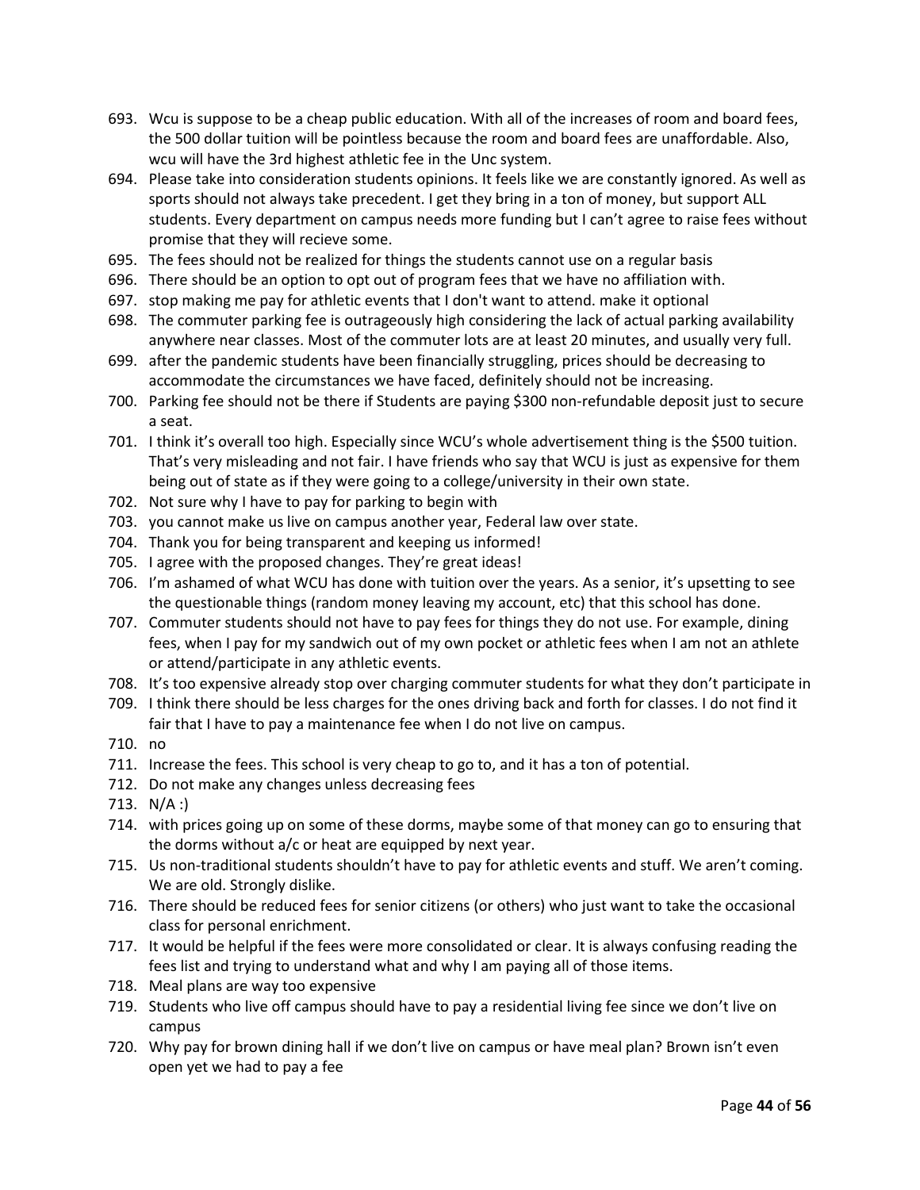693. Wcu is suppose to be a cheap public education. With all of the increases of room and board fees, the 500 dollar tuition will be pointless because the room and board fees are unaffordable. Also, wcu will have the 3rd highest athletic fee in the Unc system.
694. Please take into consideration students opinions. It feels like we are constantly ignored. As well as sports should not always take precedent. I get they bring in a ton of money, but support ALL students. Every department on campus needs more funding but I can't agree to raise fees without promise that they will recieve some.
695. The fees should not be realized for things the students cannot use on a regular basis
696. There should be an option to opt out of program fees that we have no affiliation with.
697. stop making me pay for athletic events that I don't want to attend. make it optional
698. The commuter parking fee is outrageously high considering the lack of actual parking availability anywhere near classes. Most of the commuter lots are at least 20 minutes, and usually very full.
699. after the pandemic students have been financially struggling, prices should be decreasing to accommodate the circumstances we have faced, definitely should not be increasing.
700. Parking fee should not be there if Students are paying $300 non-refundable deposit just to secure a seat.
701. I think it's overall too high. Especially since WCU's whole advertisement thing is the $500 tuition. That's very misleading and not fair. I have friends who say that WCU is just as expensive for them being out of state as if they were going to a college/university in their own state.
702. Not sure why I have to pay for parking to begin with
703. you cannot make us live on campus another year, Federal law over state.
704. Thank you for being transparent and keeping us informed!
705. I agree with the proposed changes. They're great ideas!
706. I'm ashamed of what WCU has done with tuition over the years. As a senior, it's upsetting to see the questionable things (random money leaving my account, etc) that this school has done.
707. Commuter students should not have to pay fees for things they do not use. For example, dining fees, when I pay for my sandwich out of my own pocket or athletic fees when I am not an athlete or attend/participate in any athletic events.
708. It's too expensive already stop over charging commuter students for what they don't participate in
709. I think there should be less charges for the ones driving back and forth for classes. I do not find it fair that I have to pay a maintenance fee when I do not live on campus.
710. no
711. Increase the fees. This school is very cheap to go to, and it has a ton of potential.
712. Do not make any changes unless decreasing fees
713. N/A :)
714. with prices going up on some of these dorms, maybe some of that money can go to ensuring that the dorms without a/c or heat are equipped by next year.
715. Us non-traditional students shouldn't have to pay for athletic events and stuff. We aren't coming. We are old. Strongly dislike.
716. There should be reduced fees for senior citizens (or others) who just want to take the occasional class for personal enrichment.
717. It would be helpful if the fees were more consolidated or clear. It is always confusing reading the fees list and trying to understand what and why I am paying all of those items.
718. Meal plans are way too expensive
719. Students who live off campus should have to pay a residential living fee since we don't live on campus
720. Why pay for brown dining hall if we don't live on campus or have meal plan? Brown isn't even open yet we had to pay a fee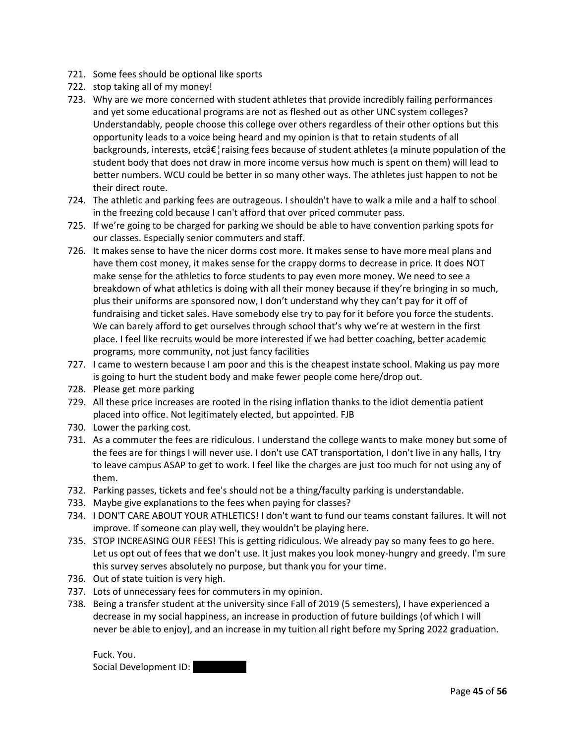721. Some fees should be optional like sports
722. stop taking all of my money!
723. Why are we more concerned with student athletes that provide incredibly failing performances and yet some educational programs are not as fleshed out as other UNC system colleges? Understandably, people choose this college over others regardless of their other options but this opportunity leads to a voice being heard and my opinion is that to retain students of all backgrounds, interests, etcâ€¦raising fees because of student athletes (a minute population of the student body that does not draw in more income versus how much is spent on them) will lead to better numbers. WCU could be better in so many other ways. The athletes just happen to not be their direct route.
724. The athletic and parking fees are outrageous. I shouldn't have to walk a mile and a half to school in the freezing cold because I can't afford that over priced commuter pass.
725. If we're going to be charged for parking we should be able to have convention parking spots for our classes. Especially senior commuters and staff.
726. It makes sense to have the nicer dorms cost more. It makes sense to have more meal plans and have them cost money, it makes sense for the crappy dorms to decrease in price. It does NOT make sense for the athletics to force students to pay even more money. We need to see a breakdown of what athletics is doing with all their money because if they're bringing in so much, plus their uniforms are sponsored now, I don't understand why they can't pay for it off of fundraising and ticket sales. Have somebody else try to pay for it before you force the students. We can barely afford to get ourselves through school that's why we're at western in the first place. I feel like recruits would be more interested if we had better coaching, better academic programs, more community, not just fancy facilities
727. I came to western because I am poor and this is the cheapest instate school. Making us pay more is going to hurt the student body and make fewer people come here/drop out.
728. Please get more parking
729. All these price increases are rooted in the rising inflation thanks to the idiot dementia patient placed into office. Not legitimately elected, but appointed. FJB
730. Lower the parking cost.
731. As a commuter the fees are ridiculous. I understand the college wants to make money but some of the fees are for things I will never use. I don't use CAT transportation, I don't live in any halls, I try to leave campus ASAP to get to work. I feel like the charges are just too much for not using any of them.
732. Parking passes, tickets and fee's should not be a thing/faculty parking is understandable.
733. Maybe give explanations to the fees when paying for classes?
734. I DON'T CARE ABOUT YOUR ATHLETICS! I don't want to fund our teams constant failures. It will not improve. If someone can play well, they wouldn't be playing here.
735. STOP INCREASING OUR FEES! This is getting ridiculous. We already pay so many fees to go here. Let us opt out of fees that we don't use. It just makes you look money-hungry and greedy. I'm sure this survey serves absolutely no purpose, but thank you for your time.
736. Out of state tuition is very high.
737. Lots of unnecessary fees for commuters in my opinion.
738. Being a transfer student at the university since Fall of 2019 (5 semesters), I have experienced a decrease in my social happiness, an increase in production of future buildings (of which I will never be able to enjoy), and an increase in my tuition all right before my Spring 2022 graduation.

     Fuck. You.
     Social Development ID: [REDACTED]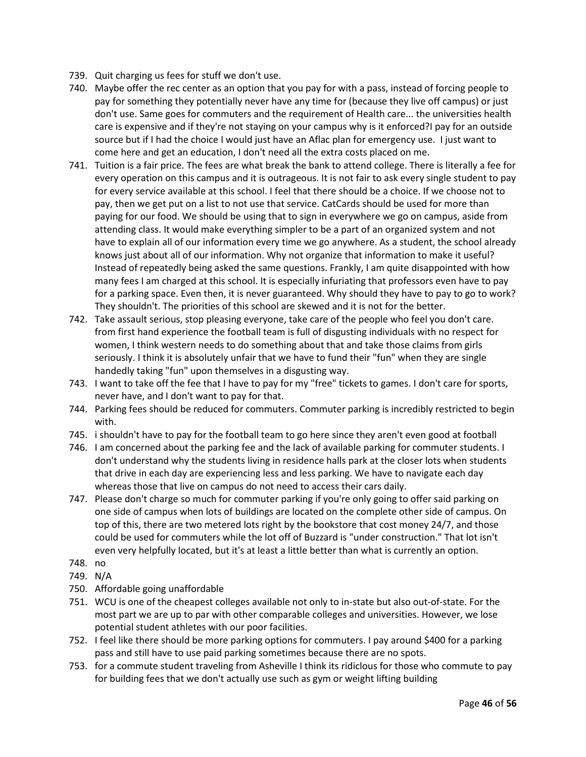739. Quit charging us fees for stuff we don't use.
740. Maybe offer the rec center as an option that you pay for with a pass, instead of forcing people to pay for something they potentially never have any time for (because they live off campus) or just don't use. Same goes for commuters and the requirement of Health care... the universities health care is expensive and if they're not staying on your campus why is it enforced?I pay for an outside source but if I had the choice I would just have an Aflac plan for emergency use. I just want to come here and get an education, I don't need all the extra costs placed on me.
741. Tuition is a fair price. The fees are what break the bank to attend college. There is literally a fee for every operation on this campus and it is outrageous. It is not fair to ask every single student to pay for every service available at this school. I feel that there should be a choice. If we choose not to pay, then we get put on a list to not use that service. CatCards should be used for more than paying for our food. We should be using that to sign in everywhere we go on campus, aside from attending class. It would make everything simpler to be a part of an organized system and not have to explain all of our information every time we go anywhere. As a student, the school already knows just about all of our information. Why not organize that information to make it useful? Instead of repeatedly being asked the same questions. Frankly, I am quite disappointed with how many fees I am charged at this school. It is especially infuriating that professors even have to pay for a parking space. Even then, it is never guaranteed. Why should they have to pay to go to work? They shouldn't. The priorities of this school are skewed and it is not for the better.
742. Take assault serious, stop pleasing everyone, take care of the people who feel you don't care. from first hand experience the football team is full of disgusting individuals with no respect for women, I think western needs to do something about that and take those claims from girls seriously. I think it is absolutely unfair that we have to fund their "fun" when they are single handedly taking "fun" upon themselves in a disgusting way.
743. I want to take off the fee that I have to pay for my "free" tickets to games. I don't care for sports, never have, and I don't want to pay for that.
744. Parking fees should be reduced for commuters. Commuter parking is incredibly restricted to begin with.
745. i shouldn't have to pay for the football team to go here since they aren't even good at football
746. I am concerned about the parking fee and the lack of available parking for commuter students. I don't understand why the students living in residence halls park at the closer lots when students that drive in each day are experiencing less and less parking. We have to navigate each day whereas those that live on campus do not need to access their cars daily.
747. Please don't charge so much for commuter parking if you're only going to offer said parking on one side of campus when lots of buildings are located on the complete other side of campus. On top of this, there are two metered lots right by the bookstore that cost money 24/7, and those could be used for commuters while the lot off of Buzzard is "under construction." That lot isn't even very helpfully located, but it's at least a little better than what is currently an option.
748. no
749. N/A
750. Affordable going unaffordable
751. WCU is one of the cheapest colleges available not only to in-state but also out-of-state. For the most part we are up to par with other comparable colleges and universities. However, we lose potential student athletes with our poor facilities.
752. I feel like there should be more parking options for commuters. I pay around $400 for a parking pass and still have to use paid parking sometimes because there are no spots.
753. for a commute student traveling from Asheville I think its ridiclous for those who commute to pay for building fees that we don't actually use such as gym or weight lifting building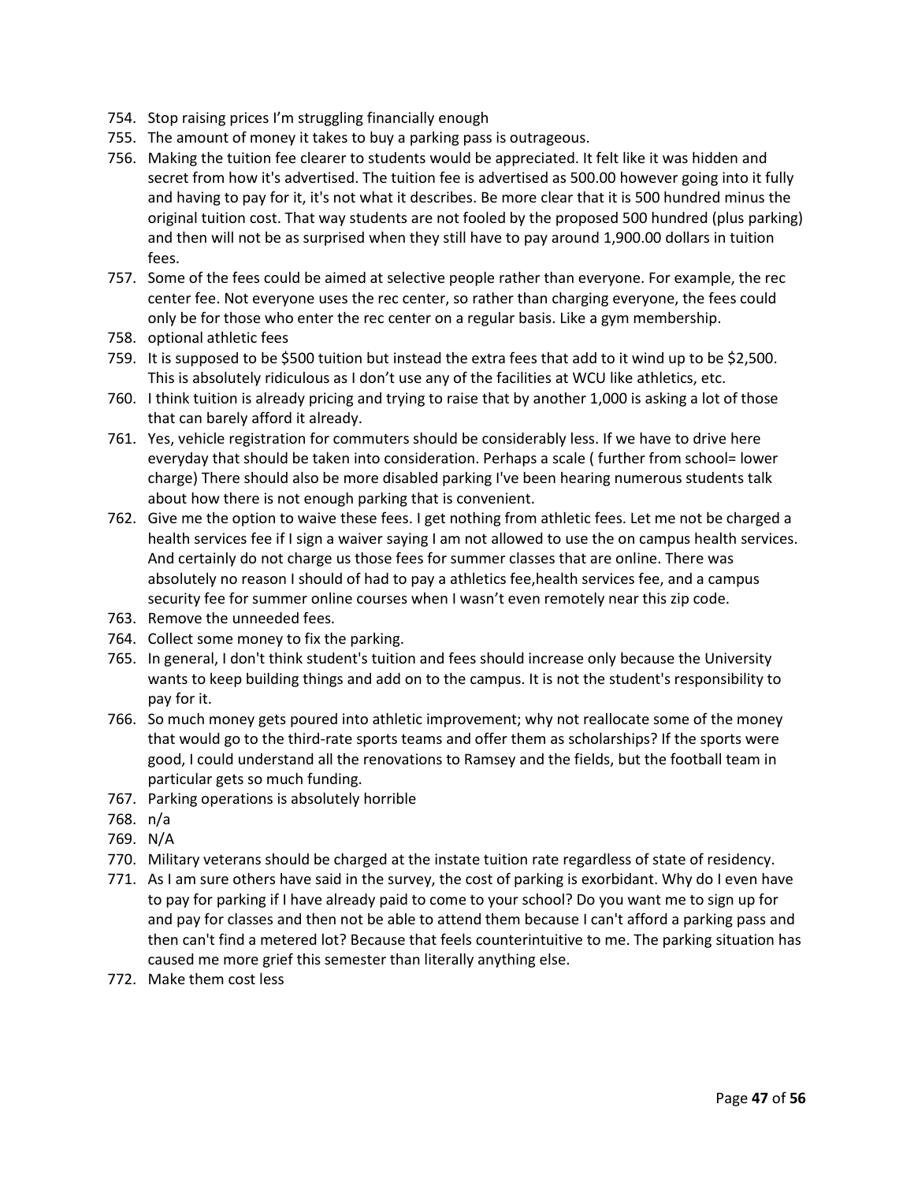754. Stop raising prices I'm struggling financially enough
755. The amount of money it takes to buy a parking pass is outrageous.
756. Making the tuition fee clearer to students would be appreciated. It felt like it was hidden and secret from how it's advertised. The tuition fee is advertised as 500.00 however going into it fully and having to pay for it, it's not what it describes. Be more clear that it is 500 hundred minus the original tuition cost. That way students are not fooled by the proposed 500 hundred (plus parking) and then will not be as surprised when they still have to pay around 1,900.00 dollars in tuition fees.
757. Some of the fees could be aimed at selective people rather than everyone. For example, the rec center fee. Not everyone uses the rec center, so rather than charging everyone, the fees could only be for those who enter the rec center on a regular basis. Like a gym membership.
758. optional athletic fees
759. It is supposed to be $500 tuition but instead the extra fees that add to it wind up to be $2,500. This is absolutely ridiculous as I don't use any of the facilities at WCU like athletics, etc.
760. I think tuition is already pricing and trying to raise that by another 1,000 is asking a lot of those that can barely afford it already.
761. Yes, vehicle registration for commuters should be considerably less. If we have to drive here everyday that should be taken into consideration. Perhaps a scale ( further from school= lower charge) There should also be more disabled parking I've been hearing numerous students talk about how there is not enough parking that is convenient.
762. Give me the option to waive these fees. I get nothing from athletic fees. Let me not be charged a health services fee if I sign a waiver saying I am not allowed to use the on campus health services. And certainly do not charge us those fees for summer classes that are online. There was absolutely no reason I should of had to pay a athletics fee,health services fee, and a campus security fee for summer online courses when I wasn't even remotely near this zip code.
763. Remove the unneeded fees.
764. Collect some money to fix the parking.
765. In general, I don't think student's tuition and fees should increase only because the University wants to keep building things and add on to the campus. It is not the student's responsibility to pay for it.
766. So much money gets poured into athletic improvement; why not reallocate some of the money that would go to the third-rate sports teams and offer them as scholarships? If the sports were good, I could understand all the renovations to Ramsey and the fields, but the football team in particular gets so much funding.
767. Parking operations is absolutely horrible
768. n/a
769. N/A
770. Military veterans should be charged at the instate tuition rate regardless of state of residency.
771. As I am sure others have said in the survey, the cost of parking is exorbidant. Why do I even have to pay for parking if I have already paid to come to your school? Do you want me to sign up for and pay for classes and then not be able to attend them because I can't afford a parking pass and then can't find a metered lot? Because that feels counterintuitive to me. The parking situation has caused me more grief this semester than literally anything else.
772. Make them cost less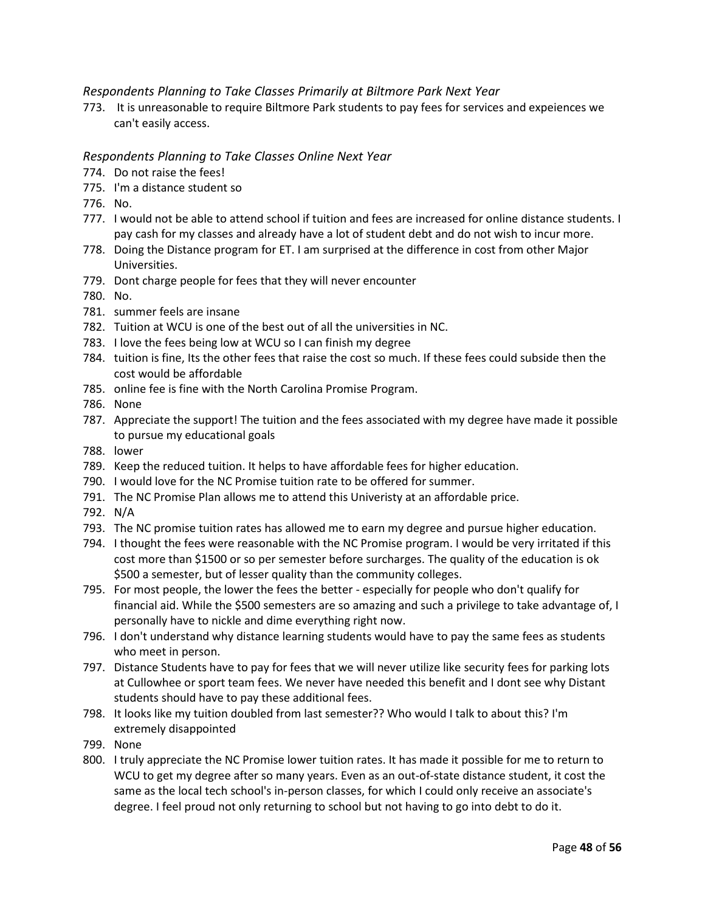*Respondents Planning to Take Classes Primarily at Biltmore Park Next Year*

773. It is unreasonable to require Biltmore Park students to pay fees for services and expeiences we can't easily access.

*Respondents Planning to Take Classes Online Next Year*

774. Do not raise the fees!
775. I'm a distance student so
776. No.
777. I would not be able to attend school if tuition and fees are increased for online distance students. I pay cash for my classes and already have a lot of student debt and do not wish to incur more.
778. Doing the Distance program for ET. I am surprised at the difference in cost from other Major Universities.
779. Dont charge people for fees that they will never encounter
780. No.
781. summer feels are insane
782. Tuition at WCU is one of the best out of all the universities in NC.
783. I love the fees being low at WCU so I can finish my degree
784. tuition is fine, Its the other fees that raise the cost so much. If these fees could subside then the cost would be affordable
785. online fee is fine with the North Carolina Promise Program.
786. None
787. Appreciate the support! The tuition and the fees associated with my degree have made it possible to pursue my educational goals
788. lower
789. Keep the reduced tuition. It helps to have affordable fees for higher education.
790. I would love for the NC Promise tuition rate to be offered for summer.
791. The NC Promise Plan allows me to attend this Univeristy at an affordable price.
792. N/A
793. The NC promise tuition rates has allowed me to earn my degree and pursue higher education.
794. I thought the fees were reasonable with the NC Promise program. I would be very irritated if this cost more than $1500 or so per semester before surcharges. The quality of the education is ok $500 a semester, but of lesser quality than the community colleges.
795. For most people, the lower the fees the better - especially for people who don't qualify for financial aid. While the $500 semesters are so amazing and such a privilege to take advantage of, I personally have to nickle and dime everything right now.
796. I don't understand why distance learning students would have to pay the same fees as students who meet in person.
797. Distance Students have to pay for fees that we will never utilize like security fees for parking lots at Cullowhee or sport team fees. We never have needed this benefit and I dont see why Distant students should have to pay these additional fees.
798. It looks like my tuition doubled from last semester?? Who would I talk to about this? I'm extremely disappointed
799. None
800. I truly appreciate the NC Promise lower tuition rates. It has made it possible for me to return to WCU to get my degree after so many years. Even as an out-of-state distance student, it cost the same as the local tech school's in-person classes, for which I could only receive an associate's degree. I feel proud not only returning to school but not having to go into debt to do it.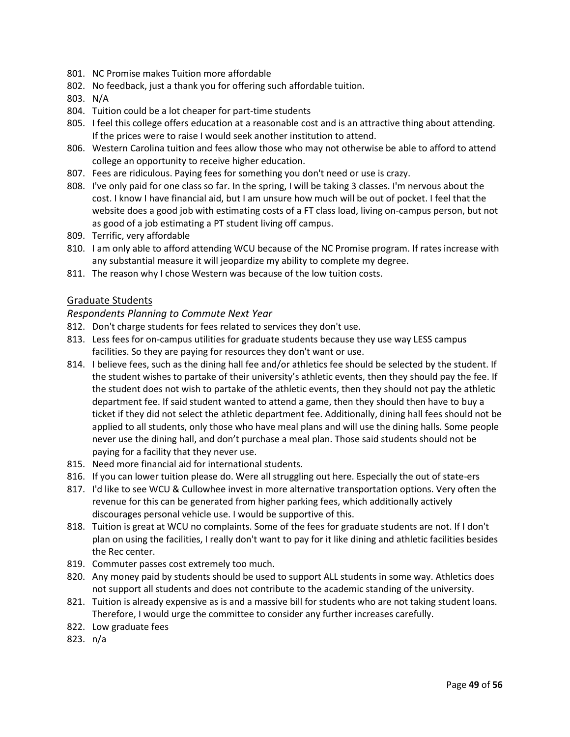801. NC Promise makes Tuition more affordable
802. No feedback, just a thank you for offering such affordable tuition.
803. N/A
804. Tuition could be a lot cheaper for part-time students
805. I feel this college offers education at a reasonable cost and is an attractive thing about attending. If the prices were to raise I would seek another institution to attend.
806. Western Carolina tuition and fees allow those who may not otherwise be able to afford to attend college an opportunity to receive higher education.
807. Fees are ridiculous. Paying fees for something you don't need or use is crazy.
808. I've only paid for one class so far. In the spring, I will be taking 3 classes. I'm nervous about the cost. I know I have financial aid, but I am unsure how much will be out of pocket. I feel that the website does a good job with estimating costs of a FT class load, living on-campus person, but not as good of a job estimating a PT student living off campus.
809. Terrific, very affordable
810. I am only able to afford attending WCU because of the NC Promise program. If rates increase with any substantial measure it will jeopardize my ability to complete my degree.
811. The reason why I chose Western was because of the low tuition costs.

## Graduate Students

### *Respondents Planning to Commute Next Year*

812. Don't charge students for fees related to services they don't use.
813. Less fees for on-campus utilities for graduate students because they use way LESS campus facilities. So they are paying for resources they don't want or use.
814. I believe fees, such as the dining hall fee and/or athletics fee should be selected by the student. If the student wishes to partake of their university's athletic events, then they should pay the fee. If the student does not wish to partake of the athletic events, then they should not pay the athletic department fee. If said student wanted to attend a game, then they should then have to buy a ticket if they did not select the athletic department fee. Additionally, dining hall fees should not be applied to all students, only those who have meal plans and will use the dining halls. Some people never use the dining hall, and don't purchase a meal plan. Those said students should not be paying for a facility that they never use.
815. Need more financial aid for international students.
816. If you can lower tuition please do. Were all struggling out here. Especially the out of state-ers
817. I'd like to see WCU & Cullowhee invest in more alternative transportation options. Very often the revenue for this can be generated from higher parking fees, which additionally actively discourages personal vehicle use. I would be supportive of this.
818. Tuition is great at WCU no complaints. Some of the fees for graduate students are not. If I don't plan on using the facilities, I really don't want to pay for it like dining and athletic facilities besides the Rec center.
819. Commuter passes cost extremely too much.
820. Any money paid by students should be used to support ALL students in some way. Athletics does not support all students and does not contribute to the academic standing of the university.
821. Tuition is already expensive as is and a massive bill for students who are not taking student loans. Therefore, I would urge the committee to consider any further increases carefully.
822. Low graduate fees
823. n/a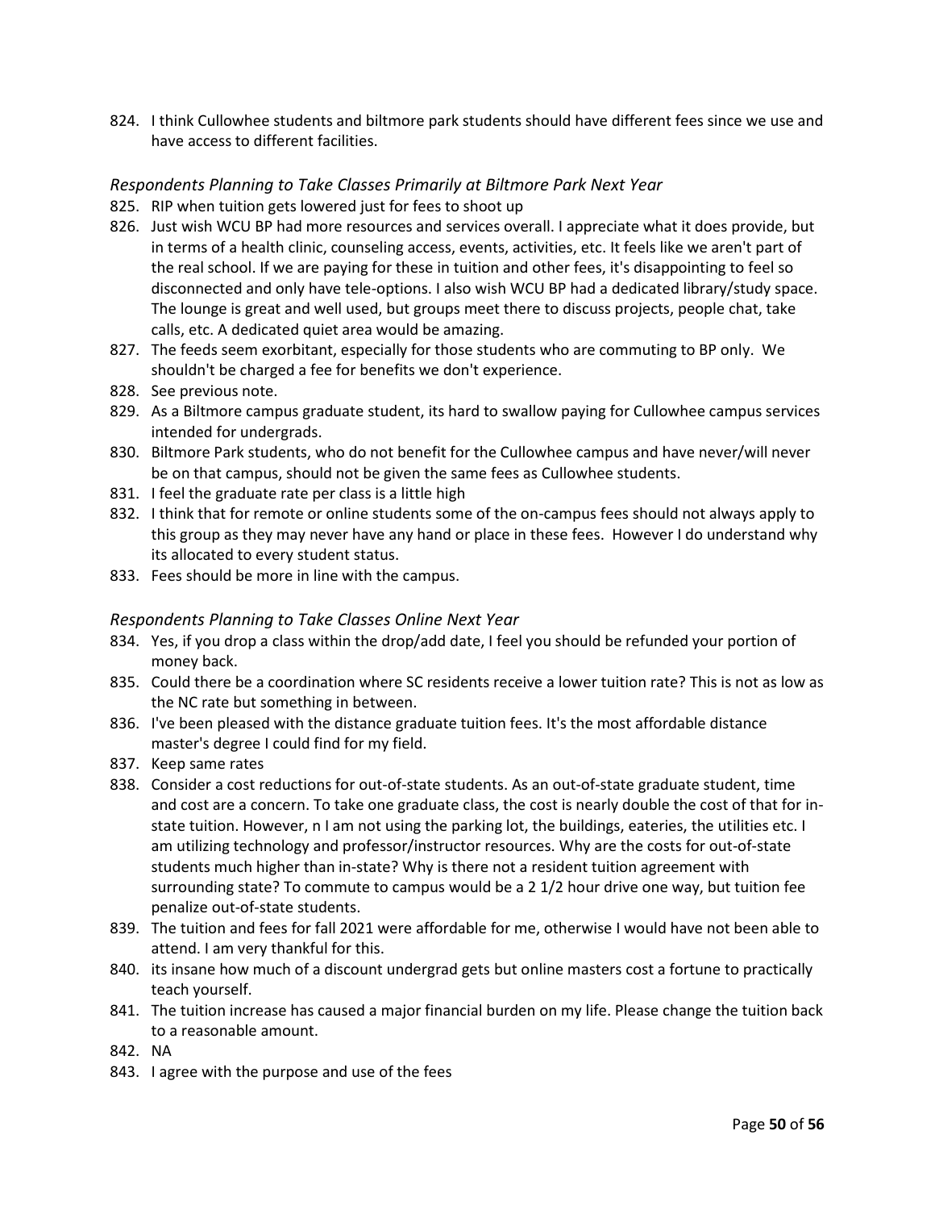824. I think Cullowhee students and biltmore park students should have different fees since we use and have access to different facilities.

### *Respondents Planning to Take Classes Primarily at Biltmore Park Next Year*

825. RIP when tuition gets lowered just for fees to shoot up
826. Just wish WCU BP had more resources and services overall. I appreciate what it does provide, but in terms of a health clinic, counseling access, events, activities, etc. It feels like we aren't part of the real school. If we are paying for these in tuition and other fees, it's disappointing to feel so disconnected and only have tele-options. I also wish WCU BP had a dedicated library/study space. The lounge is great and well used, but groups meet there to discuss projects, people chat, take calls, etc. A dedicated quiet area would be amazing.
827. The feeds seem exorbitant, especially for those students who are commuting to BP only. We shouldn't be charged a fee for benefits we don't experience.
828. See previous note.
829. As a Biltmore campus graduate student, its hard to swallow paying for Cullowhee campus services intended for undergrads.
830. Biltmore Park students, who do not benefit for the Cullowhee campus and have never/will never be on that campus, should not be given the same fees as Cullowhee students.
831. I feel the graduate rate per class is a little high
832. I think that for remote or online students some of the on-campus fees should not always apply to this group as they may never have any hand or place in these fees. However I do understand why its allocated to every student status.
833. Fees should be more in line with the campus.

### *Respondents Planning to Take Classes Online Next Year*

834. Yes, if you drop a class within the drop/add date, I feel you should be refunded your portion of money back.
835. Could there be a coordination where SC residents receive a lower tuition rate? This is not as low as the NC rate but something in between.
836. I've been pleased with the distance graduate tuition fees. It's the most affordable distance master's degree I could find for my field.
837. Keep same rates
838. Consider a cost reductions for out-of-state students. As an out-of-state graduate student, time and cost are a concern. To take one graduate class, the cost is nearly double the cost of that for in-state tuition. However, n I am not using the parking lot, the buildings, eateries, the utilities etc. I am utilizing technology and professor/instructor resources. Why are the costs for out-of-state students much higher than in-state? Why is there not a resident tuition agreement with surrounding state? To commute to campus would be a 2 1/2 hour drive one way, but tuition fee penalize out-of-state students.
839. The tuition and fees for fall 2021 were affordable for me, otherwise I would have not been able to attend. I am very thankful for this.
840. its insane how much of a discount undergrad gets but online masters cost a fortune to practically teach yourself.
841. The tuition increase has caused a major financial burden on my life. Please change the tuition back to a reasonable amount.
842. NA
843. I agree with the purpose and use of the fees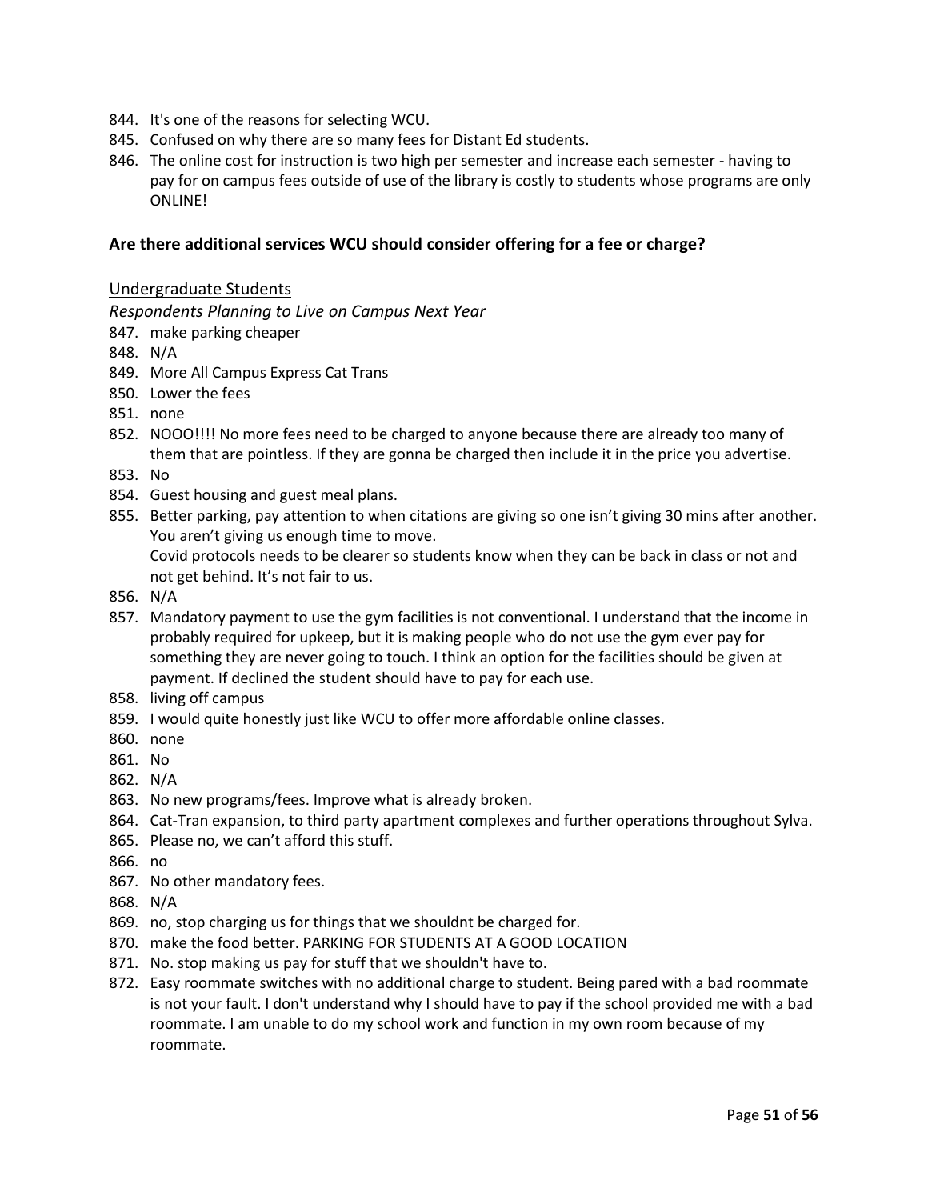844. It's one of the reasons for selecting WCU.
845. Confused on why there are so many fees for Distant Ed students.
846. The online cost for instruction is two high per semester and increase each semester - having to pay for on campus fees outside of use of the library is costly to students whose programs are only ONLINE!

### Are there additional services WCU should consider offering for a fee or charge?

<u>Undergraduate Students</u>

*Respondents Planning to Live on Campus Next Year*

847. make parking cheaper
848. N/A
849. More All Campus Express Cat Trans
850. Lower the fees
851. none
852. NOOO!!!! No more fees need to be charged to anyone because there are already too many of them that are pointless. If they are gonna be charged then include it in the price you advertise.
853. No
854. Guest housing and guest meal plans.
855. Better parking, pay attention to when citations are giving so one isn't giving 30 mins after another. You aren't giving us enough time to move.
     Covid protocols needs to be clearer so students know when they can be back in class or not and not get behind. It's not fair to us.
856. N/A
857. Mandatory payment to use the gym facilities is not conventional. I understand that the income in probably required for upkeep, but it is making people who do not use the gym ever pay for something they are never going to touch. I think an option for the facilities should be given at payment. If declined the student should have to pay for each use.
858. living off campus
859. I would quite honestly just like WCU to offer more affordable online classes.
860. none
861. No
862. N/A
863. No new programs/fees. Improve what is already broken.
864. Cat-Tran expansion, to third party apartment complexes and further operations throughout Sylva.
865. Please no, we can't afford this stuff.
866. no
867. No other mandatory fees.
868. N/A
869. no, stop charging us for things that we shouldnt be charged for.
870. make the food better. PARKING FOR STUDENTS AT A GOOD LOCATION
871. No. stop making us pay for stuff that we shouldn't have to.
872. Easy roommate switches with no additional charge to student. Being pared with a bad roommate is not your fault. I don't understand why I should have to pay if the school provided me with a bad roommate. I am unable to do my school work and function in my own room because of my roommate.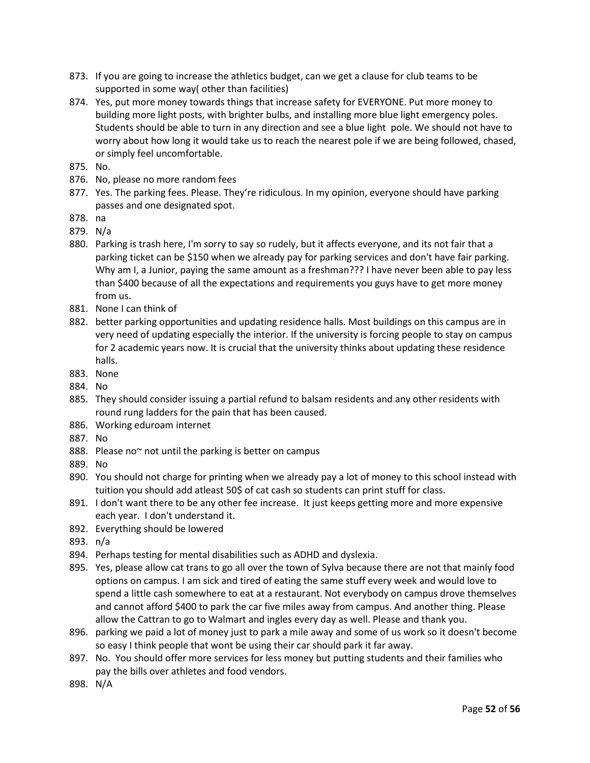873. If you are going to increase the athletics budget, can we get a clause for club teams to be supported in some way( other than facilities)
874. Yes, put more money towards things that increase safety for EVERYONE. Put more money to building more light posts, with brighter bulbs, and installing more blue light emergency poles. Students should be able to turn in any direction and see a blue light pole. We should not have to worry about how long it would take us to reach the nearest pole if we are being followed, chased, or simply feel uncomfortable.
875. No.
876. No, please no more random fees
877. Yes. The parking fees. Please. They're ridiculous. In my opinion, everyone should have parking passes and one designated spot.
878. na
879. N/a
880. Parking is trash here, I'm sorry to say so rudely, but it affects everyone, and its not fair that a parking ticket can be $150 when we already pay for parking services and don't have fair parking. Why am I, a Junior, paying the same amount as a freshman??? I have never been able to pay less than $400 because of all the expectations and requirements you guys have to get more money from us.
881. None I can think of
882. better parking opportunities and updating residence halls. Most buildings on this campus are in very need of updating especially the interior. If the university is forcing people to stay on campus for 2 academic years now. It is crucial that the university thinks about updating these residence halls.
883. None
884. No
885. They should consider issuing a partial refund to balsam residents and any other residents with round rung ladders for the pain that has been caused.
886. Working eduroam internet
887. No
888. Please no~ not until the parking is better on campus
889. No
890. You should not charge for printing when we already pay a lot of money to this school instead with tuition you should add atleast 50$ of cat cash so students can print stuff for class.
891. I don't want there to be any other fee increase. It just keeps getting more and more expensive each year. I don't understand it.
892. Everything should be lowered
893. n/a
894. Perhaps testing for mental disabilities such as ADHD and dyslexia.
895. Yes, please allow cat trans to go all over the town of Sylva because there are not that mainly food options on campus. I am sick and tired of eating the same stuff every week and would love to spend a little cash somewhere to eat at a restaurant. Not everybody on campus drove themselves and cannot afford $400 to park the car five miles away from campus. And another thing. Please allow the Cattran to go to Walmart and ingles every day as well. Please and thank you.
896. parking we paid a lot of money just to park a mile away and some of us work so it doesn't become so easy I think people that wont be using their car should park it far away.
897. No. You should offer more services for less money but putting students and their families who pay the bills over athletes and food vendors.
898. N/A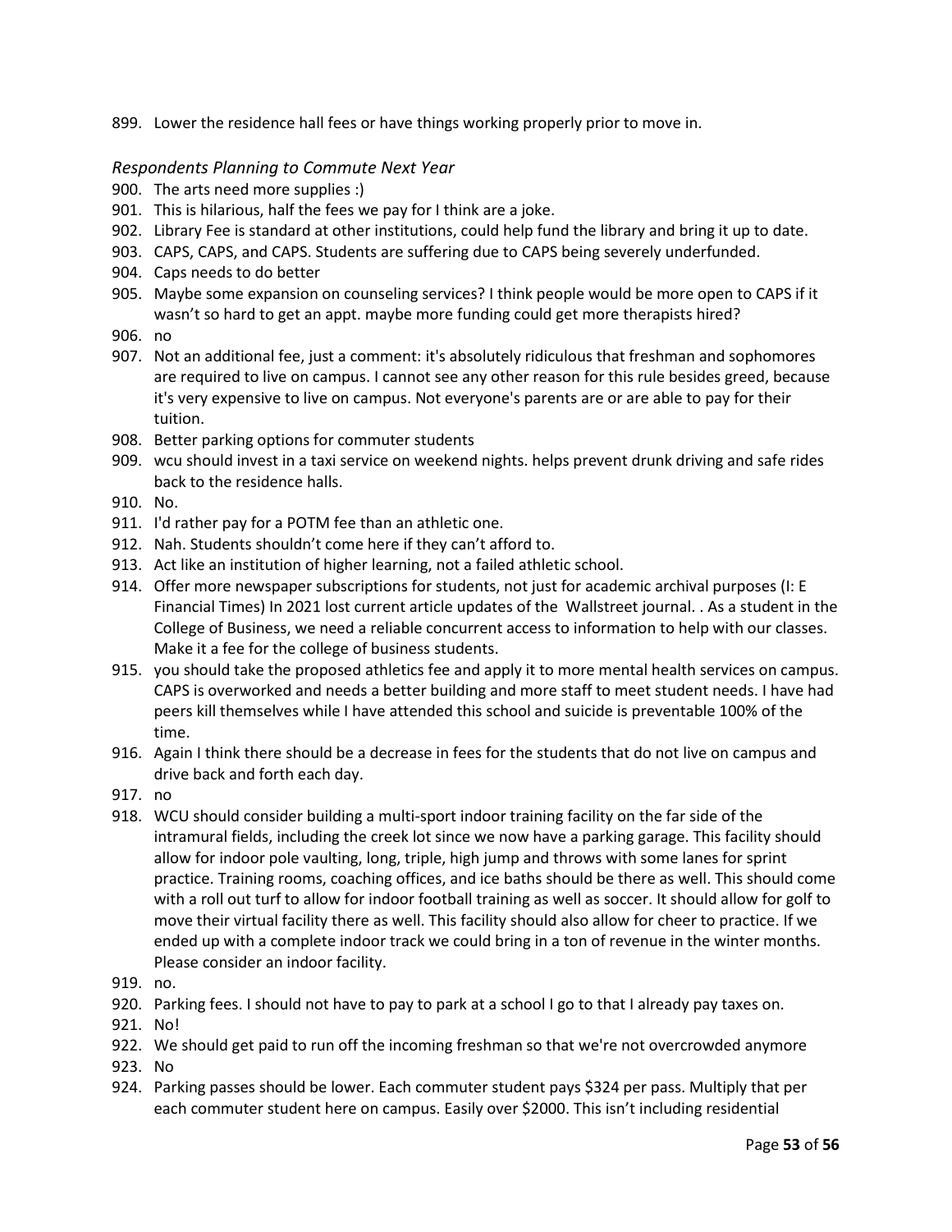899. Lower the residence hall fees or have things working properly prior to move in.

*Respondents Planning to Commute Next Year*

900. The arts need more supplies :)
901. This is hilarious, half the fees we pay for I think are a joke.
902. Library Fee is standard at other institutions, could help fund the library and bring it up to date.
903. CAPS, CAPS, and CAPS. Students are suffering due to CAPS being severely underfunded.
904. Caps needs to do better
905. Maybe some expansion on counseling services? I think people would be more open to CAPS if it wasn't so hard to get an appt. maybe more funding could get more therapists hired?
906. no
907. Not an additional fee, just a comment: it's absolutely ridiculous that freshman and sophomores are required to live on campus. I cannot see any other reason for this rule besides greed, because it's very expensive to live on campus. Not everyone's parents are or are able to pay for their tuition.
908. Better parking options for commuter students
909. wcu should invest in a taxi service on weekend nights. helps prevent drunk driving and safe rides back to the residence halls.
910. No.
911. I'd rather pay for a POTM fee than an athletic one.
912. Nah. Students shouldn't come here if they can't afford to.
913. Act like an institution of higher learning, not a failed athletic school.
914. Offer more newspaper subscriptions for students, not just for academic archival purposes (I: E Financial Times) In 2021 lost current article updates of the Wallstreet journal. . As a student in the College of Business, we need a reliable concurrent access to information to help with our classes. Make it a fee for the college of business students.
915. you should take the proposed athletics fee and apply it to more mental health services on campus. CAPS is overworked and needs a better building and more staff to meet student needs. I have had peers kill themselves while I have attended this school and suicide is preventable 100% of the time.
916. Again I think there should be a decrease in fees for the students that do not live on campus and drive back and forth each day.
917. no
918. WCU should consider building a multi-sport indoor training facility on the far side of the intramural fields, including the creek lot since we now have a parking garage. This facility should allow for indoor pole vaulting, long, triple, high jump and throws with some lanes for sprint practice. Training rooms, coaching offices, and ice baths should be there as well. This should come with a roll out turf to allow for indoor football training as well as soccer. It should allow for golf to move their virtual facility there as well. This facility should also allow for cheer to practice. If we ended up with a complete indoor track we could bring in a ton of revenue in the winter months. Please consider an indoor facility.
919. no.
920. Parking fees. I should not have to pay to park at a school I go to that I already pay taxes on.
921. No!
922. We should get paid to run off the incoming freshman so that we're not overcrowded anymore
923. No
924. Parking passes should be lower. Each commuter student pays $324 per pass. Multiply that per each commuter student here on campus. Easily over $2000. This isn't including residential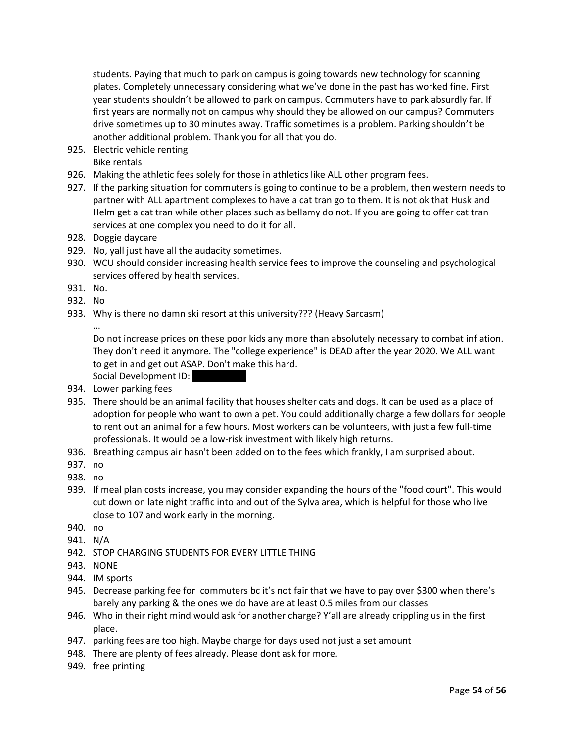students. Paying that much to park on campus is going towards new technology for scanning plates. Completely unnecessary considering what we've done in the past has worked fine. First year students shouldn't be allowed to park on campus. Commuters have to park absurdly far. If first years are normally not on campus why should they be allowed on our campus? Commuters drive sometimes up to 30 minutes away. Traffic sometimes is a problem. Parking shouldn't be another additional problem. Thank you for all that you do.

925. Electric vehicle renting
 Bike rentals
926. Making the athletic fees solely for those in athletics like ALL other program fees.
927. If the parking situation for commuters is going to continue to be a problem, then western needs to partner with ALL apartment complexes to have a cat tran go to them. It is not ok that Husk and Helm get a cat tran while other places such as bellamy do not. If you are going to offer cat tran services at one complex you need to do it for all.
928. Doggie daycare
929. No, yall just have all the audacity sometimes.
930. WCU should consider increasing health service fees to improve the counseling and psychological services offered by health services.
931. No.
932. No
933. Why is there no damn ski resort at this university??? (Heavy Sarcasm)
 ...
 Do not increase prices on these poor kids any more than absolutely necessary to combat inflation. They don't need it anymore. The "college experience" is DEAD after the year 2020. We ALL want to get in and get out ASAP. Don't make this hard.
 Social Development ID: [REDACTED]
934. Lower parking fees
935. There should be an animal facility that houses shelter cats and dogs. It can be used as a place of adoption for people who want to own a pet. You could additionally charge a few dollars for people to rent out an animal for a few hours. Most workers can be volunteers, with just a few full-time professionals. It would be a low-risk investment with likely high returns.
936. Breathing campus air hasn't been added on to the fees which frankly, I am surprised about.
937. no
938. no
939. If meal plan costs increase, you may consider expanding the hours of the "food court". This would cut down on late night traffic into and out of the Sylva area, which is helpful for those who live close to 107 and work early in the morning.
940. no
941. N/A
942. STOP CHARGING STUDENTS FOR EVERY LITTLE THING
943. NONE
944. IM sports
945. Decrease parking fee for commuters bc it's not fair that we have to pay over $300 when there's barely any parking & the ones we do have are at least 0.5 miles from our classes
946. Who in their right mind would ask for another charge? Y'all are already crippling us in the first place.
947. parking fees are too high. Maybe charge for days used not just a set amount
948. There are plenty of fees already. Please dont ask for more.
949. free printing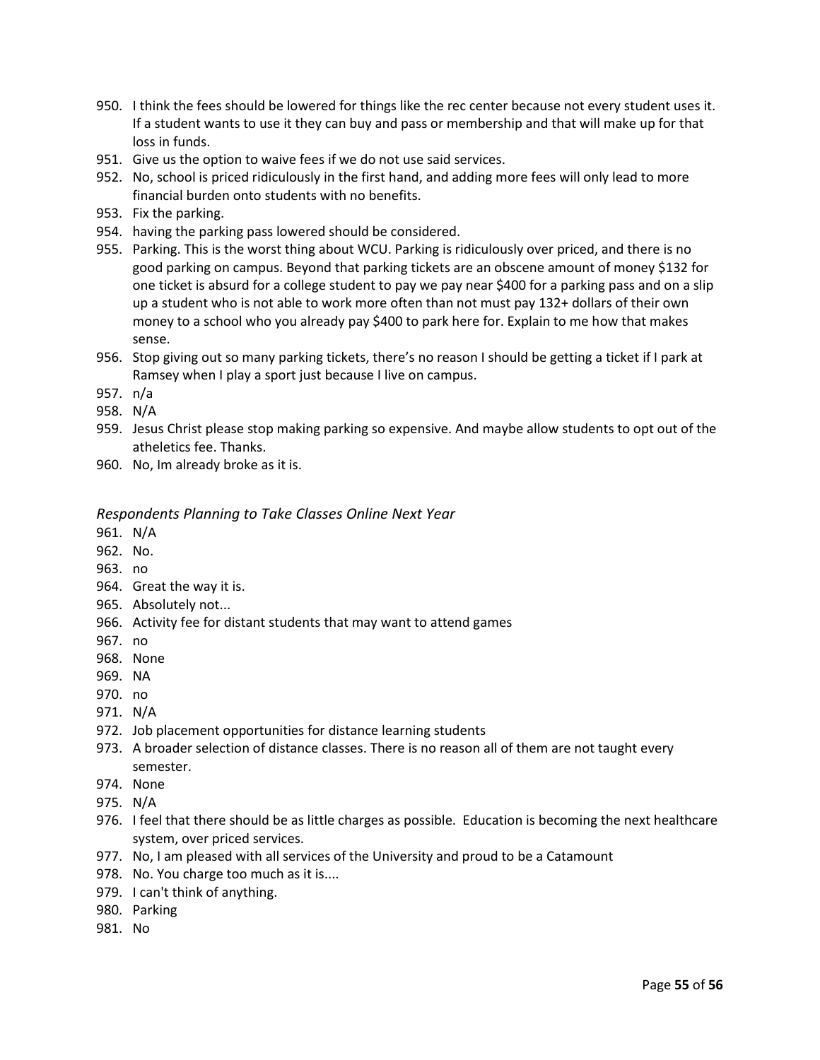950. I think the fees should be lowered for things like the rec center because not every student uses it. If a student wants to use it they can buy and pass or membership and that will make up for that loss in funds.
951. Give us the option to waive fees if we do not use said services.
952. No, school is priced ridiculously in the first hand, and adding more fees will only lead to more financial burden onto students with no benefits.
953. Fix the parking.
954. having the parking pass lowered should be considered.
955. Parking. This is the worst thing about WCU. Parking is ridiculously over priced, and there is no good parking on campus. Beyond that parking tickets are an obscene amount of money $132 for one ticket is absurd for a college student to pay we pay near $400 for a parking pass and on a slip up a student who is not able to work more often than not must pay 132+ dollars of their own money to a school who you already pay $400 to park here for. Explain to me how that makes sense.
956. Stop giving out so many parking tickets, there's no reason I should be getting a ticket if I park at Ramsey when I play a sport just because I live on campus.
957. n/a
958. N/A
959. Jesus Christ please stop making parking so expensive. And maybe allow students to opt out of the atheletics fee. Thanks.
960. No, Im already broke as it is.

*Respondents Planning to Take Classes Online Next Year*

961. N/A
962. No.
963. no
964. Great the way it is.
965. Absolutely not...
966. Activity fee for distant students that may want to attend games
967. no
968. None
969. NA
970. no
971. N/A
972. Job placement opportunities for distance learning students
973. A broader selection of distance classes. There is no reason all of them are not taught every semester.
974. None
975. N/A
976. I feel that there should be as little charges as possible. Education is becoming the next healthcare system, over priced services.
977. No, I am pleased with all services of the University and proud to be a Catamount
978. No. You charge too much as it is....
979. I can't think of anything.
980. Parking
981. No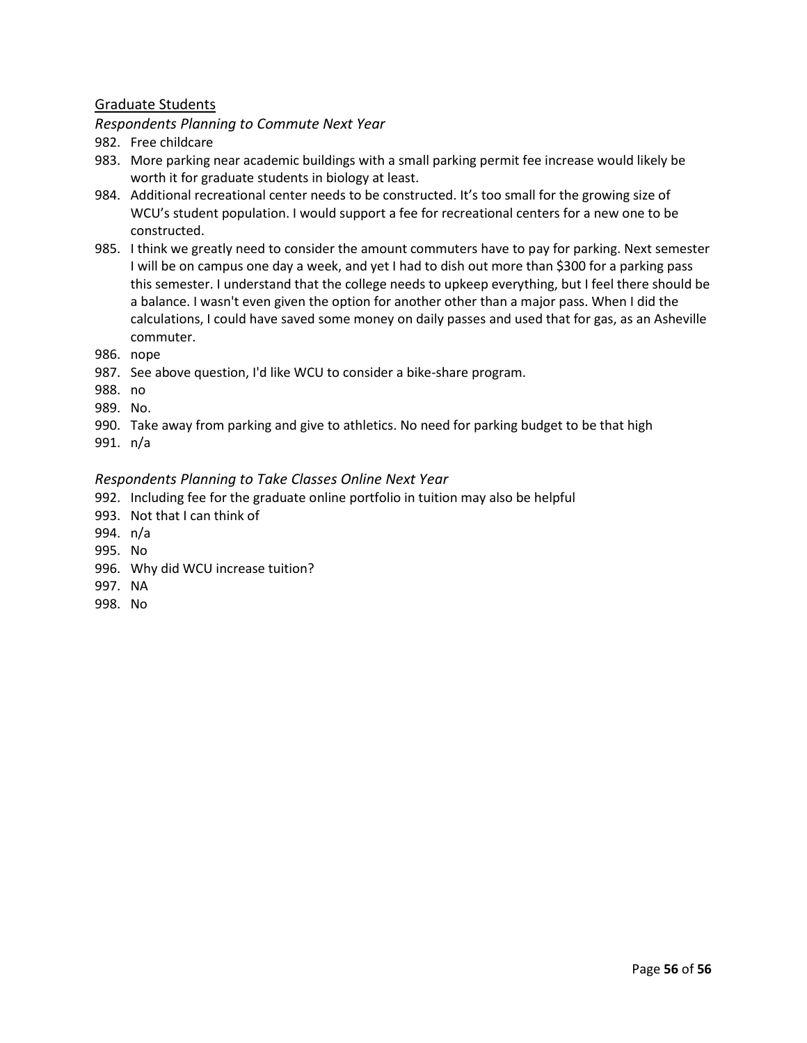## Graduate Students

*Respondents Planning to Commute Next Year*

982. Free childcare
983. More parking near academic buildings with a small parking permit fee increase would likely be worth it for graduate students in biology at least.
984. Additional recreational center needs to be constructed. It's too small for the growing size of WCU's student population. I would support a fee for recreational centers for a new one to be constructed.
985. I think we greatly need to consider the amount commuters have to pay for parking. Next semester I will be on campus one day a week, and yet I had to dish out more than $300 for a parking pass this semester. I understand that the college needs to upkeep everything, but I feel there should be a balance. I wasn't even given the option for another other than a major pass. When I did the calculations, I could have saved some money on daily passes and used that for gas, as an Asheville commuter.
986. nope
987. See above question, I'd like WCU to consider a bike-share program.
988. no
989. No.
990. Take away from parking and give to athletics. No need for parking budget to be that high
991. n/a

*Respondents Planning to Take Classes Online Next Year*

992. Including fee for the graduate online portfolio in tuition may also be helpful
993. Not that I can think of
994. n/a
995. No
996. Why did WCU increase tuition?
997. NA
998. No